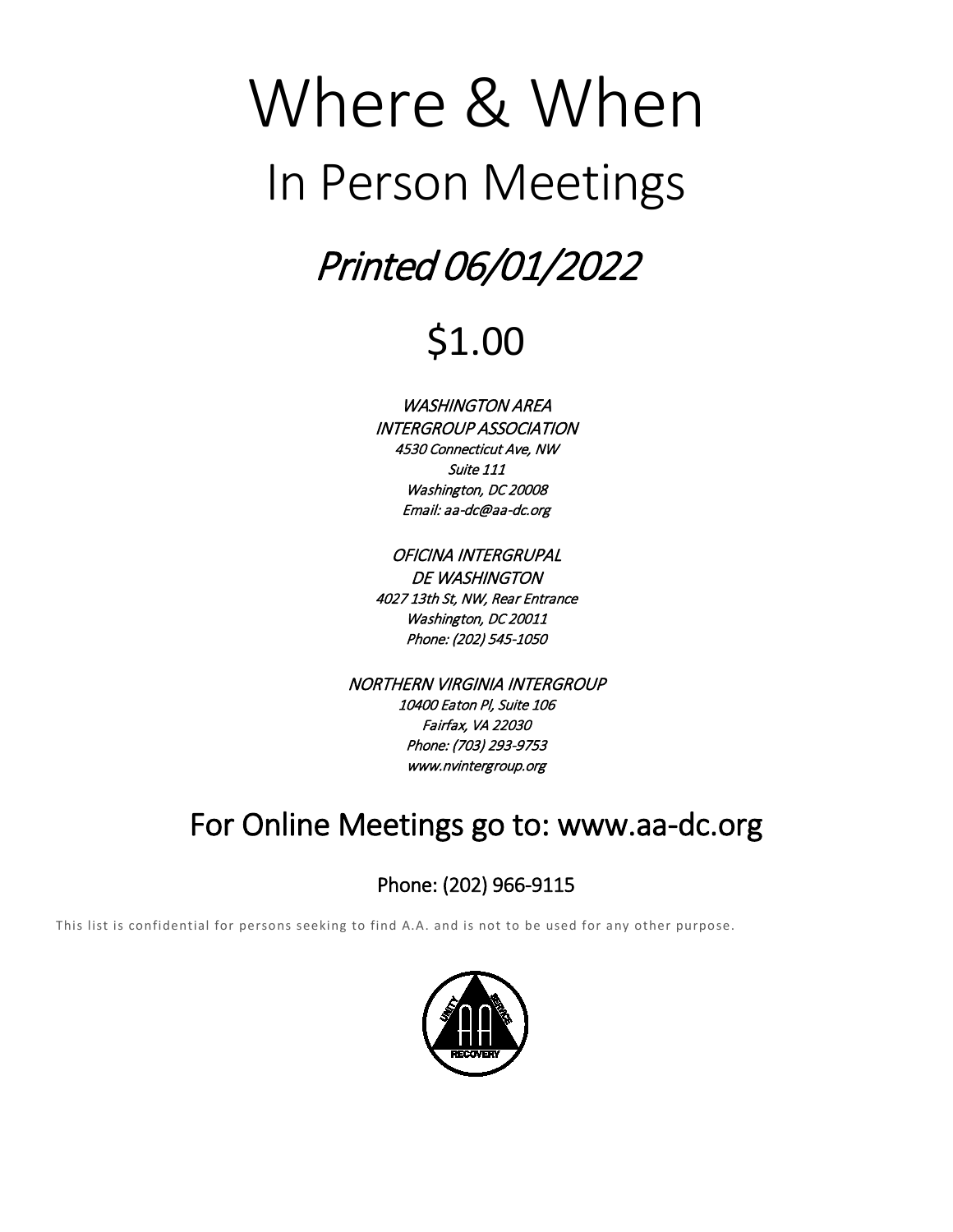# Where & When

## In Person Meetings

## *Printed 06/01/2022*

## $1.00

*WASHINGTON AREA*
*INTERGROUP ASSOCIATION*
*4530 Connecticut Ave, NW*
*Suite 111*
*Washington, DC 20008*
*Email: aa-dc@aa-dc.org*

*OFICINA INTERGRUPAL*
*DE WASHINGTON*
*4027 13th St, NW, Rear Entrance*
*Washington, DC 20011*
*Phone: (202) 545-1050*

*NORTHERN VIRGINIA INTERGROUP*
*10400 Eaton Pl, Suite 106*
*Fairfax, VA 22030*
*Phone: (703) 293-9753*
*www.nvintergroup.org*

## For Online Meetings go to: www.aa-dc.org

Phone: (202) 966-9115

This list is confidential for persons seeking to find A.A. and is not to be used for any other purpose.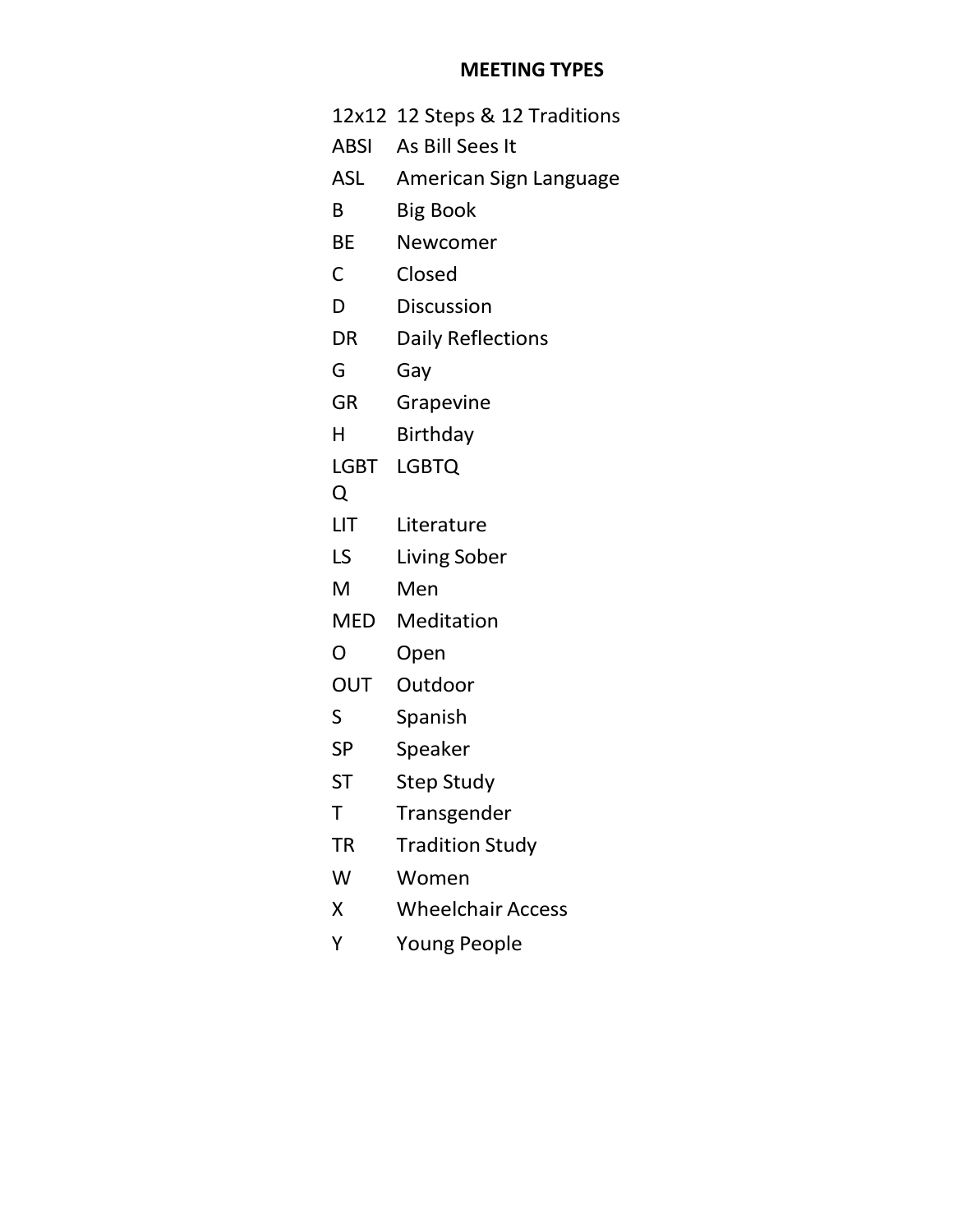# MEETING TYPES

| | |
|---|---|
| 12x12 | 12 Steps & 12 Traditions |
| ABSI | As Bill Sees It |
| ASL | American Sign Language |
| B | Big Book |
| BE | Newcomer |
| C | Closed |
| D | Discussion |
| DR | Daily Reflections |
| G | Gay |
| GR | Grapevine |
| H | Birthday |
| LGBTQ | LGBTQ |
| LIT | Literature |
| LS | Living Sober |
| M | Men |
| MED | Meditation |
| O | Open |
| OUT | Outdoor |
| S | Spanish |
| SP | Speaker |
| ST | Step Study |
| T | Transgender |
| TR | Tradition Study |
| W | Women |
| X | Wheelchair Access |
| Y | Young People |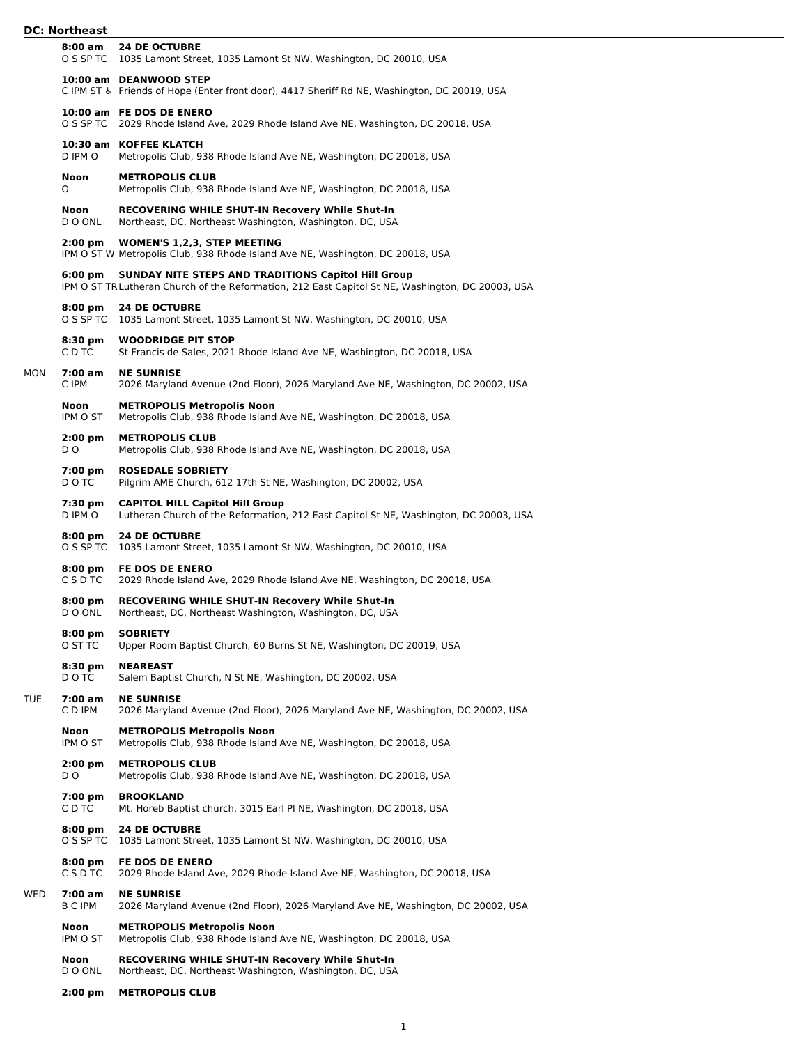## DC: Northeast

| Day | Time / Codes | Meeting / Location |
|---|---|---|
| | **8:00 am**<br>O S SP TC | **24 DE OCTUBRE**<br>1035 Lamont Street, 1035 Lamont St NW, Washington, DC 20010, USA |
| | **10:00 am**<br>C IPM ST ♿ | **DEANWOOD STEP**<br>Friends of Hope (Enter front door), 4417 Sheriff Rd NE, Washington, DC 20019, USA |
| | **10:00 am**<br>O S SP TC | **FE DOS DE ENERO**<br>2029 Rhode Island Ave, 2029 Rhode Island Ave NE, Washington, DC 20018, USA |
| | **10:30 am**<br>D IPM O | **KOFFEE KLATCH**<br>Metropolis Club, 938 Rhode Island Ave NE, Washington, DC 20018, USA |
| | **Noon**<br>O | **METROPOLIS CLUB**<br>Metropolis Club, 938 Rhode Island Ave NE, Washington, DC 20018, USA |
| | **Noon**<br>D O ONL | **RECOVERING WHILE SHUT-IN Recovery While Shut-In**<br>Northeast, DC, Northeast Washington, Washington, DC, USA |
| | **2:00 pm**<br>IPM O ST W | **WOMEN'S 1,2,3, STEP MEETING**<br>Metropolis Club, 938 Rhode Island Ave NE, Washington, DC 20018, USA |
| | **6:00 pm**<br>IPM O ST TR | **SUNDAY NITE STEPS AND TRADITIONS Capitol Hill Group**<br>Lutheran Church of the Reformation, 212 East Capitol St NE, Washington, DC 20003, USA |
| | **8:00 pm**<br>O S SP TC | **24 DE OCTUBRE**<br>1035 Lamont Street, 1035 Lamont St NW, Washington, DC 20010, USA |
| | **8:30 pm**<br>C D TC | **WOODRIDGE PIT STOP**<br>St Francis de Sales, 2021 Rhode Island Ave NE, Washington, DC 20018, USA |
| MON | **7:00 am**<br>C IPM | **NE SUNRISE**<br>2026 Maryland Avenue (2nd Floor), 2026 Maryland Ave NE, Washington, DC 20002, USA |
| | **Noon**<br>IPM O ST | **METROPOLIS Metropolis Noon**<br>Metropolis Club, 938 Rhode Island Ave NE, Washington, DC 20018, USA |
| | **2:00 pm**<br>D O | **METROPOLIS CLUB**<br>Metropolis Club, 938 Rhode Island Ave NE, Washington, DC 20018, USA |
| | **7:00 pm**<br>D O TC | **ROSEDALE SOBRIETY**<br>Pilgrim AME Church, 612 17th St NE, Washington, DC 20002, USA |
| | **7:30 pm**<br>D IPM O | **CAPITOL HILL Capitol Hill Group**<br>Lutheran Church of the Reformation, 212 East Capitol St NE, Washington, DC 20003, USA |
| | **8:00 pm**<br>O S SP TC | **24 DE OCTUBRE**<br>1035 Lamont Street, 1035 Lamont St NW, Washington, DC 20010, USA |
| | **8:00 pm**<br>C S D TC | **FE DOS DE ENERO**<br>2029 Rhode Island Ave, 2029 Rhode Island Ave NE, Washington, DC 20018, USA |
| | **8:00 pm**<br>D O ONL | **RECOVERING WHILE SHUT-IN Recovery While Shut-In**<br>Northeast, DC, Northeast Washington, Washington, DC, USA |
| | **8:00 pm**<br>O ST TC | **SOBRIETY**<br>Upper Room Baptist Church, 60 Burns St NE, Washington, DC 20019, USA |
| | **8:30 pm**<br>D O TC | **NEAREAST**<br>Salem Baptist Church, N St NE, Washington, DC 20002, USA |
| TUE | **7:00 am**<br>C D IPM | **NE SUNRISE**<br>2026 Maryland Avenue (2nd Floor), 2026 Maryland Ave NE, Washington, DC 20002, USA |
| | **Noon**<br>IPM O ST | **METROPOLIS Metropolis Noon**<br>Metropolis Club, 938 Rhode Island Ave NE, Washington, DC 20018, USA |
| | **2:00 pm**<br>D O | **METROPOLIS CLUB**<br>Metropolis Club, 938 Rhode Island Ave NE, Washington, DC 20018, USA |
| | **7:00 pm**<br>C D TC | **BROOKLAND**<br>Mt. Horeb Baptist church, 3015 Earl Pl NE, Washington, DC 20018, USA |
| | **8:00 pm**<br>O S SP TC | **24 DE OCTUBRE**<br>1035 Lamont Street, 1035 Lamont St NW, Washington, DC 20010, USA |
| | **8:00 pm**<br>C S D TC | **FE DOS DE ENERO**<br>2029 Rhode Island Ave, 2029 Rhode Island Ave NE, Washington, DC 20018, USA |
| WED | **7:00 am**<br>B C IPM | **NE SUNRISE**<br>2026 Maryland Avenue (2nd Floor), 2026 Maryland Ave NE, Washington, DC 20002, USA |
| | **Noon**<br>IPM O ST | **METROPOLIS Metropolis Noon**<br>Metropolis Club, 938 Rhode Island Ave NE, Washington, DC 20018, USA |
| | **Noon**<br>D O ONL | **RECOVERING WHILE SHUT-IN Recovery While Shut-In**<br>Northeast, DC, Northeast Washington, Washington, DC, USA |
| | **2:00 pm** | **METROPOLIS CLUB** |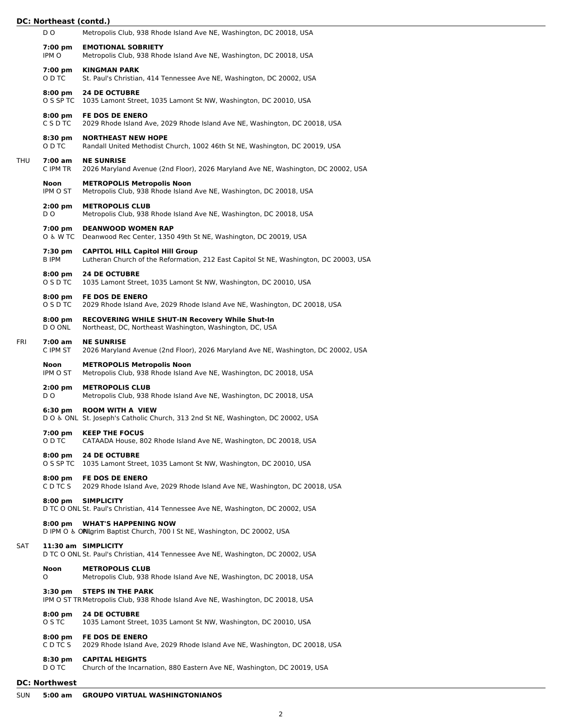## DC: Northeast (contd.)

| | | |
|---|---|---|
| | D O | Metropolis Club, 938 Rhode Island Ave NE, Washington, DC 20018, USA |
| | **7:00 pm** | **EMOTIONAL SOBRIETY** |
| | IPM O | Metropolis Club, 938 Rhode Island Ave NE, Washington, DC 20018, USA |
| | **7:00 pm** | **KINGMAN PARK** |
| | O D TC | St. Paul's Christian, 414 Tennessee Ave NE, Washington, DC 20002, USA |
| | **8:00 pm** | **24 DE OCTUBRE** |
| | O S SP TC | 1035 Lamont Street, 1035 Lamont St NW, Washington, DC 20010, USA |
| | **8:00 pm** | **FE DOS DE ENERO** |
| | C S D TC | 2029 Rhode Island Ave, 2029 Rhode Island Ave NE, Washington, DC 20018, USA |
| | **8:30 pm** | **NORTHEAST NEW HOPE** |
| | O D TC | Randall United Methodist Church, 1002 46th St NE, Washington, DC 20019, USA |
| THU | **7:00 am** | **NE SUNRISE** |
| | C IPM TR | 2026 Maryland Avenue (2nd Floor), 2026 Maryland Ave NE, Washington, DC 20002, USA |
| | **Noon** | **METROPOLIS Metropolis Noon** |
| | IPM O ST | Metropolis Club, 938 Rhode Island Ave NE, Washington, DC 20018, USA |
| | **2:00 pm** | **METROPOLIS CLUB** |
| | D O | Metropolis Club, 938 Rhode Island Ave NE, Washington, DC 20018, USA |
| | **7:00 pm** | **DEANWOOD WOMEN RAP** |
| | O ♿ W TC | Deanwood Rec Center, 1350 49th St NE, Washington, DC 20019, USA |
| | **7:30 pm** | **CAPITOL HILL Capitol Hill Group** |
| | B IPM | Lutheran Church of the Reformation, 212 East Capitol St NE, Washington, DC 20003, USA |
| | **8:00 pm** | **24 DE OCTUBRE** |
| | O S D TC | 1035 Lamont Street, 1035 Lamont St NW, Washington, DC 20010, USA |
| | **8:00 pm** | **FE DOS DE ENERO** |
| | O S D TC | 2029 Rhode Island Ave, 2029 Rhode Island Ave NE, Washington, DC 20018, USA |
| | **8:00 pm** | **RECOVERING WHILE SHUT-IN Recovery While Shut-In** |
| | D O ONL | Northeast, DC, Northeast Washington, Washington, DC, USA |
| FRI | **7:00 am** | **NE SUNRISE** |
| | C IPM ST | 2026 Maryland Avenue (2nd Floor), 2026 Maryland Ave NE, Washington, DC 20002, USA |
| | **Noon** | **METROPOLIS Metropolis Noon** |
| | IPM O ST | Metropolis Club, 938 Rhode Island Ave NE, Washington, DC 20018, USA |
| | **2:00 pm** | **METROPOLIS CLUB** |
| | D O | Metropolis Club, 938 Rhode Island Ave NE, Washington, DC 20018, USA |
| | **6:30 pm** | **ROOM WITH A VIEW** |
| | D O ♿ ONL | St. Joseph's Catholic Church, 313 2nd St NE, Washington, DC 20002, USA |
| | **7:00 pm** | **KEEP THE FOCUS** |
| | O D TC | CATAADA House, 802 Rhode Island Ave NE, Washington, DC 20018, USA |
| | **8:00 pm** | **24 DE OCTUBRE** |
| | O S SP TC | 1035 Lamont Street, 1035 Lamont St NW, Washington, DC 20010, USA |
| | **8:00 pm** | **FE DOS DE ENERO** |
| | C D TC S | 2029 Rhode Island Ave, 2029 Rhode Island Ave NE, Washington, DC 20018, USA |
| | **8:00 pm** | **SIMPLICITY** |
| | D TC O ONL | St. Paul's Christian, 414 Tennessee Ave NE, Washington, DC 20002, USA |
| | **8:00 pm** | **WHAT'S HAPPENING NOW** |
| | D IPM O ♿ ONL | Pilgrim Baptist Church, 700 I St NE, Washington, DC 20002, USA |
| SAT | **11:30 am** | **SIMPLICITY** |
| | D TC O ONL | St. Paul's Christian, 414 Tennessee Ave NE, Washington, DC 20002, USA |
| | **Noon** | **METROPOLIS CLUB** |
| | O | Metropolis Club, 938 Rhode Island Ave NE, Washington, DC 20018, USA |
| | **3:30 pm** | **STEPS IN THE PARK** |
| | IPM O ST TR | Metropolis Club, 938 Rhode Island Ave NE, Washington, DC 20018, USA |
| | **8:00 pm** | **24 DE OCTUBRE** |
| | O S TC | 1035 Lamont Street, 1035 Lamont St NW, Washington, DC 20010, USA |
| | **8:00 pm** | **FE DOS DE ENERO** |
| | C D TC S | 2029 Rhode Island Ave, 2029 Rhode Island Ave NE, Washington, DC 20018, USA |
| | **8:30 pm** | **CAPITAL HEIGHTS** |
| | D O TC | Church of the Incarnation, 880 Eastern Ave NE, Washington, DC 20019, USA |

## DC: Northwest

| | | |
|---|---|---|
| SUN | **5:00 am** | **GROUPO VIRTUAL WASHINGTONIANOS** |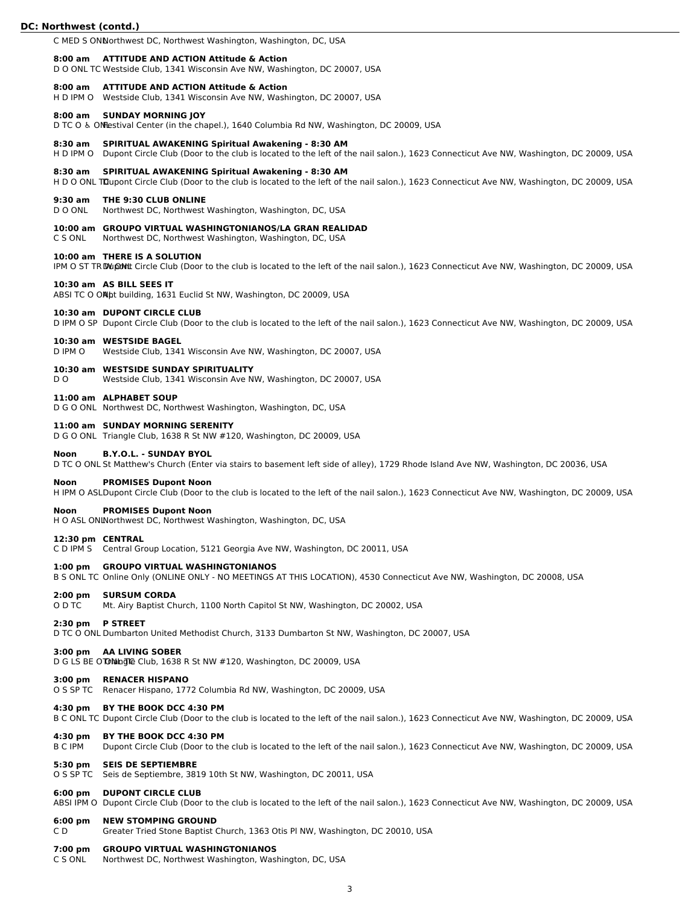## DC: Northwest (contd.)

C MED S ONL Northwest DC, Northwest Washington, Washington, DC, USA

**8:00 am ATTITUDE AND ACTION Attitude & Action**
D O ONL TC Westside Club, 1341 Wisconsin Ave NW, Washington, DC 20007, USA

**8:00 am ATTITUDE AND ACTION Attitude & Action**
H D IPM O Westside Club, 1341 Wisconsin Ave NW, Washington, DC 20007, USA

**8:00 am SUNDAY MORNING JOY**
D TC O ♿ ONL Festival Center (in the chapel.), 1640 Columbia Rd NW, Washington, DC 20009, USA

**8:30 am SPIRITUAL AWAKENING Spiritual Awakening - 8:30 AM**
H D IPM O Dupont Circle Club (Door to the club is located to the left of the nail salon.), 1623 Connecticut Ave NW, Washington, DC 20009, USA

**8:30 am SPIRITUAL AWAKENING Spiritual Awakening - 8:30 AM**
H D O ONL TC Dupont Circle Club (Door to the club is located to the left of the nail salon.), 1623 Connecticut Ave NW, Washington, DC 20009, USA

**9:30 am THE 9:30 CLUB ONLINE**
D O ONL Northwest DC, Northwest Washington, Washington, DC, USA

**10:00 am GROUPO VIRTUAL WASHINGTONIANOS/LA GRAN REALIDAD**
C S ONL Northwest DC, Northwest Washington, Washington, DC, USA

**10:00 am THERE IS A SOLUTION**
IPM O ST TR W ONL Dupont Circle Club (Door to the club is located to the left of the nail salon.), 1623 Connecticut Ave NW, Washington, DC 20009, USA

**10:30 am AS BILL SEES IT**
ABSI TC O ONL Apt building, 1631 Euclid St NW, Washington, DC 20009, USA

**10:30 am DUPONT CIRCLE CLUB**
D IPM O SP Dupont Circle Club (Door to the club is located to the left of the nail salon.), 1623 Connecticut Ave NW, Washington, DC 20009, USA

**10:30 am WESTSIDE BAGEL**
D IPM O Westside Club, 1341 Wisconsin Ave NW, Washington, DC 20007, USA

**10:30 am WESTSIDE SUNDAY SPIRITUALITY**
D O Westside Club, 1341 Wisconsin Ave NW, Washington, DC 20007, USA

**11:00 am ALPHABET SOUP**
D G O ONL Northwest DC, Northwest Washington, Washington, DC, USA

**11:00 am SUNDAY MORNING SERENITY**
D G O ONL Triangle Club, 1638 R St NW #120, Washington, DC 20009, USA

**Noon B.Y.O.L. - SUNDAY BYOL**
D TC O ONL St Matthew's Church (Enter via stairs to basement left side of alley), 1729 Rhode Island Ave NW, Washington, DC 20036, USA

**Noon PROMISES Dupont Noon**
H IPM O ASL Dupont Circle Club (Door to the club is located to the left of the nail salon.), 1623 Connecticut Ave NW, Washington, DC 20009, USA

**Noon PROMISES Dupont Noon**
H O ASL ONL Northwest DC, Northwest Washington, Washington, DC, USA

**12:30 pm CENTRAL**
C D IPM S Central Group Location, 5121 Georgia Ave NW, Washington, DC 20011, USA

**1:00 pm GROUPO VIRTUAL WASHINGTONIANOS**
B S ONL TC Online Only (ONLINE ONLY - NO MEETINGS AT THIS LOCATION), 4530 Connecticut Ave NW, Washington, DC 20008, USA

**2:00 pm SURSUM CORDA**
O D TC Mt. Airy Baptist Church, 1100 North Capitol St NW, Washington, DC 20002, USA

**2:30 pm P STREET**
D TC O ONL Dumbarton United Methodist Church, 3133 Dumbarton St NW, Washington, DC 20007, USA

**3:00 pm AA LIVING SOBER**
D G LS BE O ONL TC Triangle Club, 1638 R St NW #120, Washington, DC 20009, USA

**3:00 pm RENACER HISPANO**
O S SP TC Renacer Hispano, 1772 Columbia Rd NW, Washington, DC 20009, USA

**4:30 pm BY THE BOOK DCC 4:30 PM**
B C ONL TC Dupont Circle Club (Door to the club is located to the left of the nail salon.), 1623 Connecticut Ave NW, Washington, DC 20009, USA

**4:30 pm BY THE BOOK DCC 4:30 PM**
B C IPM Dupont Circle Club (Door to the club is located to the left of the nail salon.), 1623 Connecticut Ave NW, Washington, DC 20009, USA

**5:30 pm SEIS DE SEPTIEMBRE**
O S SP TC Seis de Septiembre, 3819 10th St NW, Washington, DC 20011, USA

**6:00 pm DUPONT CIRCLE CLUB**
ABSI IPM O Dupont Circle Club (Door to the club is located to the left of the nail salon.), 1623 Connecticut Ave NW, Washington, DC 20009, USA

**6:00 pm NEW STOMPING GROUND**
C D Greater Tried Stone Baptist Church, 1363 Otis Pl NW, Washington, DC 20010, USA

**7:00 pm GROUPO VIRTUAL WASHINGTONIANOS**
C S ONL Northwest DC, Northwest Washington, Washington, DC, USA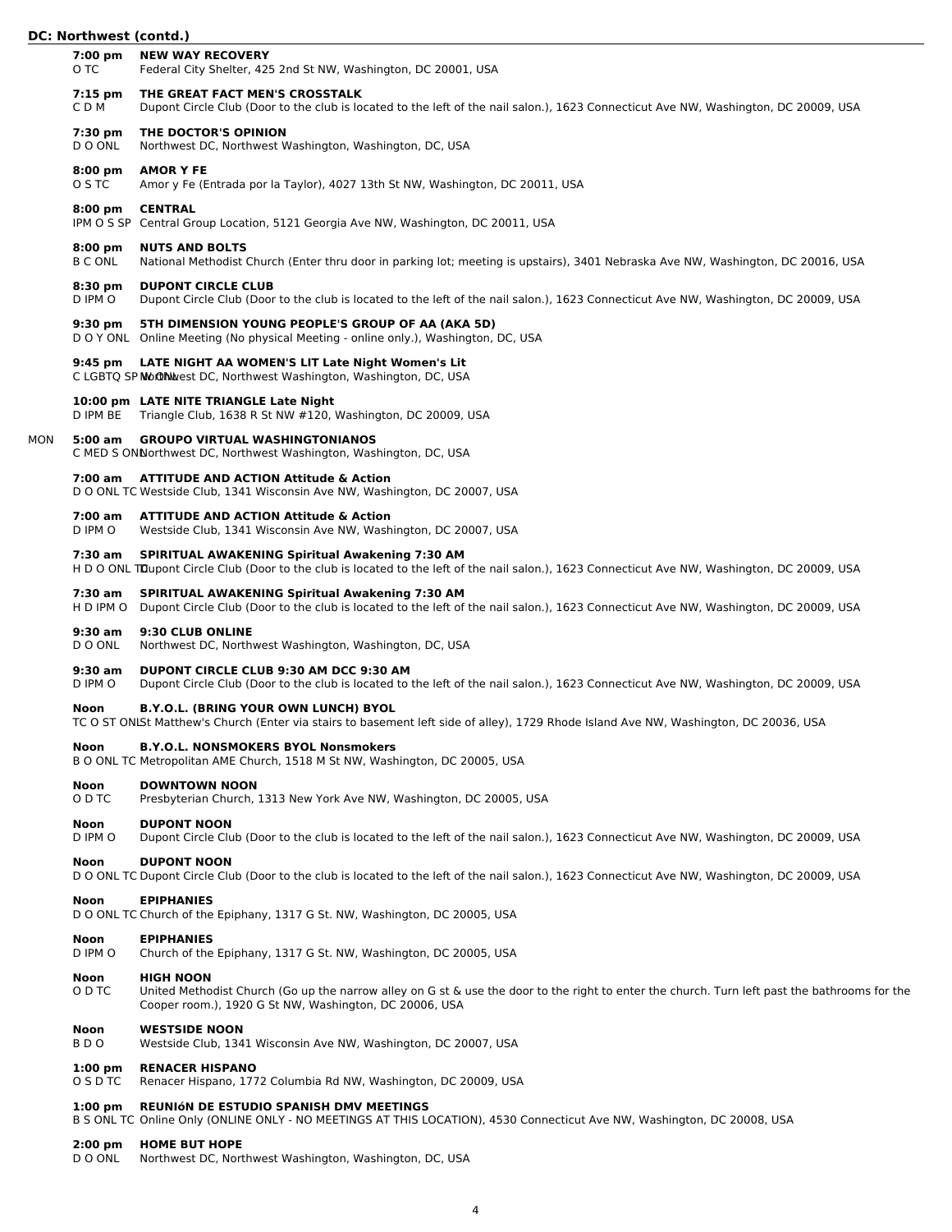## DC: Northwest (contd.)

**7:00 pm** **NEW WAY RECOVERY**
O TC — Federal City Shelter, 425 2nd St NW, Washington, DC 20001, USA

**7:15 pm** **THE GREAT FACT MEN'S CROSSTALK**
C D M — Dupont Circle Club (Door to the club is located to the left of the nail salon.), 1623 Connecticut Ave NW, Washington, DC 20009, USA

**7:30 pm** **THE DOCTOR'S OPINION**
D O ONL — Northwest DC, Northwest Washington, Washington, DC, USA

**8:00 pm** **AMOR Y FE**
O S TC — Amor y Fe (Entrada por la Taylor), 4027 13th St NW, Washington, DC 20011, USA

**8:00 pm** **CENTRAL**
IPM O S SP — Central Group Location, 5121 Georgia Ave NW, Washington, DC 20011, USA

**8:00 pm** **NUTS AND BOLTS**
B C ONL — National Methodist Church (Enter thru door in parking lot; meeting is upstairs), 3401 Nebraska Ave NW, Washington, DC 20016, USA

**8:30 pm** **DUPONT CIRCLE CLUB**
D IPM O — Dupont Circle Club (Door to the club is located to the left of the nail salon.), 1623 Connecticut Ave NW, Washington, DC 20009, USA

**9:30 pm** **5TH DIMENSION YOUNG PEOPLE'S GROUP OF AA (AKA 5D)**
D O Y ONL — Online Meeting (No physical Meeting - online only.), Washington, DC, USA

**9:45 pm** **LATE NIGHT AA WOMEN'S LIT Late Night Women's Lit**
C LGBTQ SP W ONL — Northwest DC, Northwest Washington, Washington, DC, USA

**10:00 pm** **LATE NITE TRIANGLE Late Night**
D IPM BE — Triangle Club, 1638 R St NW #120, Washington, DC 20009, USA

### MON

**5:00 am** **GROUPO VIRTUAL WASHINGTONIANOS**
C MED S ONL — Northwest DC, Northwest Washington, Washington, DC, USA

**7:00 am** **ATTITUDE AND ACTION Attitude & Action**
D O ONL TC — Westside Club, 1341 Wisconsin Ave NW, Washington, DC 20007, USA

**7:00 am** **ATTITUDE AND ACTION Attitude & Action**
D IPM O — Westside Club, 1341 Wisconsin Ave NW, Washington, DC 20007, USA

**7:30 am** **SPIRITUAL AWAKENING Spiritual Awakening 7:30 AM**
H D O ONL TC — Dupont Circle Club (Door to the club is located to the left of the nail salon.), 1623 Connecticut Ave NW, Washington, DC 20009, USA

**7:30 am** **SPIRITUAL AWAKENING Spiritual Awakening 7:30 AM**
H D IPM O — Dupont Circle Club (Door to the club is located to the left of the nail salon.), 1623 Connecticut Ave NW, Washington, DC 20009, USA

**9:30 am** **9:30 CLUB ONLINE**
D O ONL — Northwest DC, Northwest Washington, Washington, DC, USA

**9:30 am** **DUPONT CIRCLE CLUB 9:30 AM DCC 9:30 AM**
D IPM O — Dupont Circle Club (Door to the club is located to the left of the nail salon.), 1623 Connecticut Ave NW, Washington, DC 20009, USA

**Noon** **B.Y.O.L. (BRING YOUR OWN LUNCH) BYOL**
TC O ST ONL — St Matthew's Church (Enter via stairs to basement left side of alley), 1729 Rhode Island Ave NW, Washington, DC 20036, USA

**Noon** **B.Y.O.L. NONSMOKERS BYOL Nonsmokers**
B O ONL TC — Metropolitan AME Church, 1518 M St NW, Washington, DC 20005, USA

**Noon** **DOWNTOWN NOON**
O D TC — Presbyterian Church, 1313 New York Ave NW, Washington, DC 20005, USA

**Noon** **DUPONT NOON**
D IPM O — Dupont Circle Club (Door to the club is located to the left of the nail salon.), 1623 Connecticut Ave NW, Washington, DC 20009, USA

**Noon** **DUPONT NOON**
D O ONL TC — Dupont Circle Club (Door to the club is located to the left of the nail salon.), 1623 Connecticut Ave NW, Washington, DC 20009, USA

**Noon** **EPIPHANIES**
D O ONL TC — Church of the Epiphany, 1317 G St. NW, Washington, DC 20005, USA

**Noon** **EPIPHANIES**
D IPM O — Church of the Epiphany, 1317 G St. NW, Washington, DC 20005, USA

**Noon** **HIGH NOON**
O D TC — United Methodist Church (Go up the narrow alley on G st & use the door to the right to enter the church. Turn left past the bathrooms for the Cooper room.), 1920 G St NW, Washington, DC 20006, USA

**Noon** **WESTSIDE NOON**
B D O — Westside Club, 1341 Wisconsin Ave NW, Washington, DC 20007, USA

**1:00 pm** **RENACER HISPANO**
O S D TC — Renacer Hispano, 1772 Columbia Rd NW, Washington, DC 20009, USA

**1:00 pm** **REUNIóN DE ESTUDIO SPANISH DMV MEETINGS**
B S ONL TC — Online Only (ONLINE ONLY - NO MEETINGS AT THIS LOCATION), 4530 Connecticut Ave NW, Washington, DC 20008, USA

**2:00 pm** **HOME BUT HOPE**
D O ONL — Northwest DC, Northwest Washington, Washington, DC, USA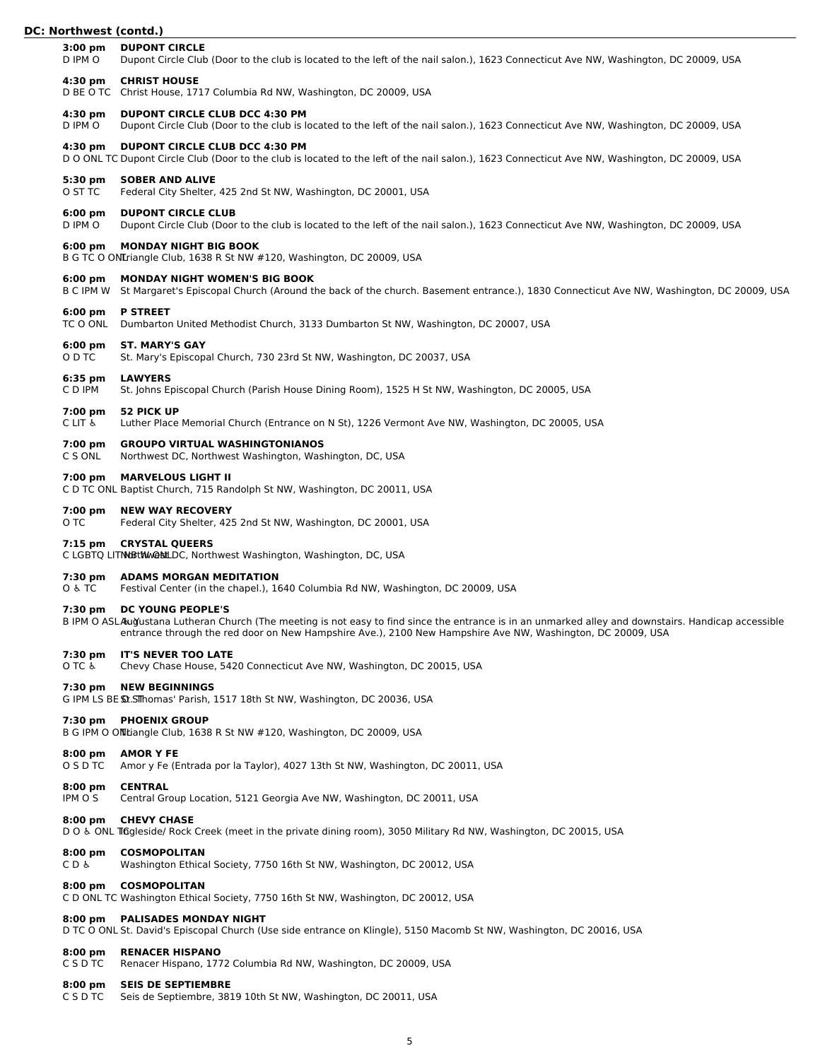## DC: Northwest (contd.)

**3:00 pm** **DUPONT CIRCLE**
D IPM O — Dupont Circle Club (Door to the club is located to the left of the nail salon.), 1623 Connecticut Ave NW, Washington, DC 20009, USA

**4:30 pm** **CHRIST HOUSE**
D BE O TC — Christ House, 1717 Columbia Rd NW, Washington, DC 20009, USA

**4:30 pm** **DUPONT CIRCLE CLUB DCC 4:30 PM**
D IPM O — Dupont Circle Club (Door to the club is located to the left of the nail salon.), 1623 Connecticut Ave NW, Washington, DC 20009, USA

**4:30 pm** **DUPONT CIRCLE CLUB DCC 4:30 PM**
D O ONL TC — Dupont Circle Club (Door to the club is located to the left of the nail salon.), 1623 Connecticut Ave NW, Washington, DC 20009, USA

**5:30 pm** **SOBER AND ALIVE**
O ST TC — Federal City Shelter, 425 2nd St NW, Washington, DC 20001, USA

**6:00 pm** **DUPONT CIRCLE CLUB**
D IPM O — Dupont Circle Club (Door to the club is located to the left of the nail salon.), 1623 Connecticut Ave NW, Washington, DC 20009, USA

**6:00 pm** **MONDAY NIGHT BIG BOOK**
B G TC O ONL — Triangle Club, 1638 R St NW #120, Washington, DC 20009, USA

**6:00 pm** **MONDAY NIGHT WOMEN'S BIG BOOK**
B C IPM W — St Margaret's Episcopal Church (Around the back of the church. Basement entrance.), 1830 Connecticut Ave NW, Washington, DC 20009, USA

**6:00 pm** **P STREET**
TC O ONL — Dumbarton United Methodist Church, 3133 Dumbarton St NW, Washington, DC 20007, USA

**6:00 pm** **ST. MARY'S GAY**
O D TC — St. Mary's Episcopal Church, 730 23rd St NW, Washington, DC 20037, USA

**6:35 pm** **LAWYERS**
C D IPM — St. Johns Episcopal Church (Parish House Dining Room), 1525 H St NW, Washington, DC 20005, USA

**7:00 pm** **52 PICK UP**
C LIT ♿ — Luther Place Memorial Church (Entrance on N St), 1226 Vermont Ave NW, Washington, DC 20005, USA

**7:00 pm** **GROUPO VIRTUAL WASHINGTONIANOS**
C S ONL — Northwest DC, Northwest Washington, Washington, DC, USA

**7:00 pm** **MARVELOUS LIGHT II**
C D TC ONL — Baptist Church, 715 Randolph St NW, Washington, DC 20011, USA

**7:00 pm** **NEW WAY RECOVERY**
O TC — Federal City Shelter, 425 2nd St NW, Washington, DC 20001, USA

**7:15 pm** **CRYSTAL QUEERS**
C LGBTQ LIT W ONL — Northwest DC, Northwest Washington, Washington, DC, USA

**7:30 pm** **ADAMS MORGAN MEDITATION**
O ♿ TC — Festival Center (in the chapel.), 1640 Columbia Rd NW, Washington, DC 20009, USA

**7:30 pm** **DC YOUNG PEOPLE'S**
B IPM O ASL Y — Augustana Lutheran Church (The meeting is not easy to find since the entrance is in an unmarked alley and downstairs. Handicap accessible entrance through the red door on New Hampshire Ave.), 2100 New Hampshire Ave NW, Washington, DC 20009, USA

**7:30 pm** **IT'S NEVER TOO LATE**
O TC ♿ — Chevy Chase House, 5420 Connecticut Ave NW, Washington, DC 20015, USA

**7:30 pm** **NEW BEGINNINGS**
G IPM LS BE ST — St. Thomas' Parish, 1517 18th St NW, Washington, DC 20036, USA

**7:30 pm** **PHOENIX GROUP**
B G IPM O ONL — Triangle Club, 1638 R St NW #120, Washington, DC 20009, USA

**8:00 pm** **AMOR Y FE**
O S D TC — Amor y Fe (Entrada por la Taylor), 4027 13th St NW, Washington, DC 20011, USA

**8:00 pm** **CENTRAL**
IPM O S — Central Group Location, 5121 Georgia Ave NW, Washington, DC 20011, USA

**8:00 pm** **CHEVY CHASE**
D O ♿ ONL TC — Ingleside/ Rock Creek (meet in the private dining room), 3050 Military Rd NW, Washington, DC 20015, USA

**8:00 pm** **COSMOPOLITAN**
C D ♿ — Washington Ethical Society, 7750 16th St NW, Washington, DC 20012, USA

**8:00 pm** **COSMOPOLITAN**
C D ONL TC — Washington Ethical Society, 7750 16th St NW, Washington, DC 20012, USA

**8:00 pm** **PALISADES MONDAY NIGHT**
D TC O ONL — St. David's Episcopal Church (Use side entrance on Klingle), 5150 Macomb St NW, Washington, DC 20016, USA

**8:00 pm** **RENACER HISPANO**
C S D TC — Renacer Hispano, 1772 Columbia Rd NW, Washington, DC 20009, USA

**8:00 pm** **SEIS DE SEPTIEMBRE**
C S D TC — Seis de Septiembre, 3819 10th St NW, Washington, DC 20011, USA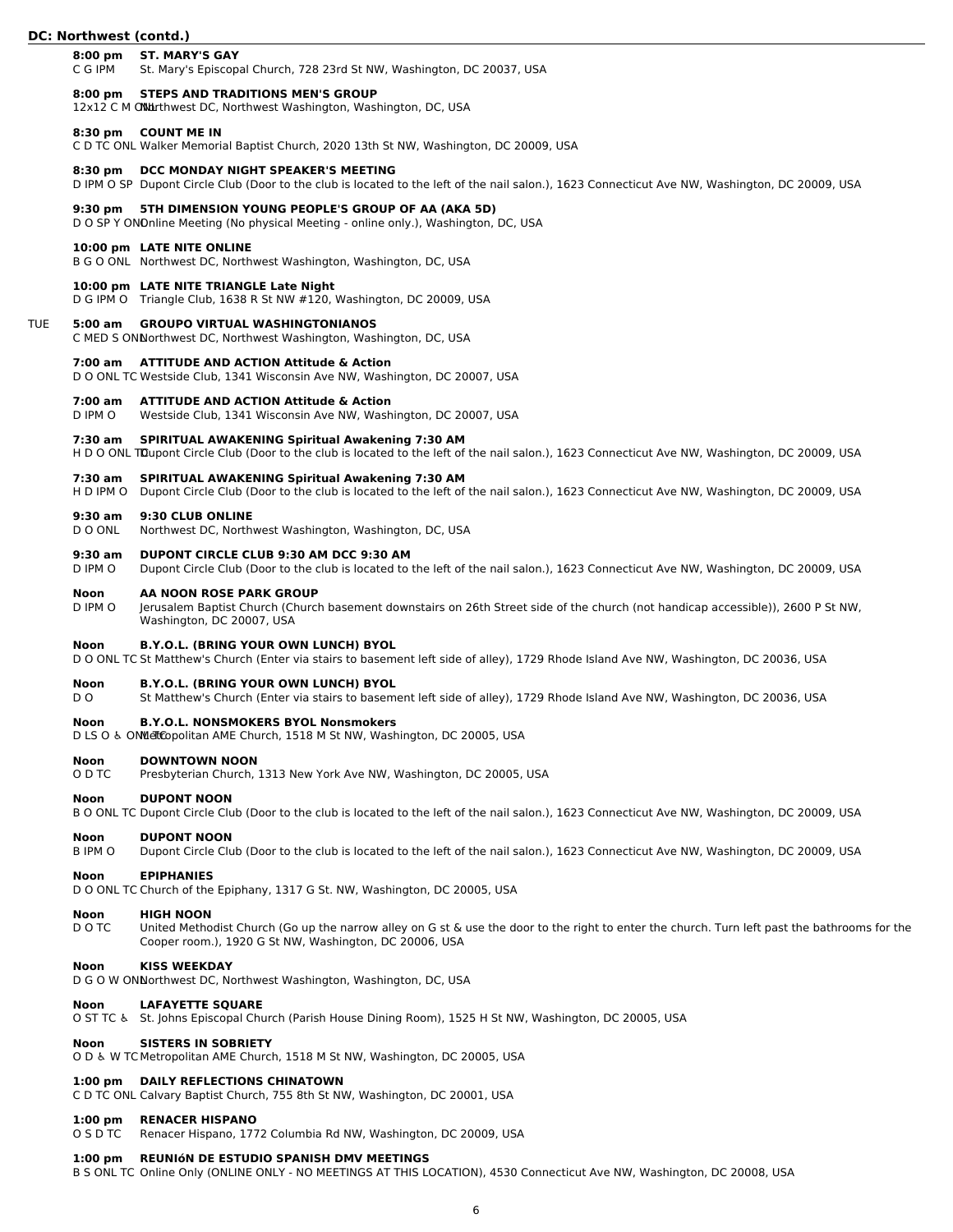## DC: Northwest (contd.)

**8:00 pm** **ST. MARY'S GAY**
C G IPM St. Mary's Episcopal Church, 728 23rd St NW, Washington, DC 20037, USA

**8:00 pm** **STEPS AND TRADITIONS MEN'S GROUP**
12x12 C M ONL Northwest DC, Northwest Washington, Washington, DC, USA

**8:30 pm** **COUNT ME IN**
C D TC ONL Walker Memorial Baptist Church, 2020 13th St NW, Washington, DC 20009, USA

**8:30 pm** **DCC MONDAY NIGHT SPEAKER'S MEETING**
D IPM O SP Dupont Circle Club (Door to the club is located to the left of the nail salon.), 1623 Connecticut Ave NW, Washington, DC 20009, USA

**9:30 pm** **5TH DIMENSION YOUNG PEOPLE'S GROUP OF AA (AKA 5D)**
D O SP Y ONL Online Meeting (No physical Meeting - online only.), Washington, DC, USA

**10:00 pm** **LATE NITE ONLINE**
B G O ONL Northwest DC, Northwest Washington, Washington, DC, USA

**10:00 pm** **LATE NITE TRIANGLE Late Night**
D G IPM O Triangle Club, 1638 R St NW #120, Washington, DC 20009, USA

### TUE

**5:00 am** **GROUPO VIRTUAL WASHINGTONIANOS**
C MED S ONL Northwest DC, Northwest Washington, Washington, DC, USA

**7:00 am** **ATTITUDE AND ACTION Attitude & Action**
D O ONL TC Westside Club, 1341 Wisconsin Ave NW, Washington, DC 20007, USA

**7:00 am** **ATTITUDE AND ACTION Attitude & Action**
D IPM O Westside Club, 1341 Wisconsin Ave NW, Washington, DC 20007, USA

**7:30 am** **SPIRITUAL AWAKENING Spiritual Awakening 7:30 AM**
H D O ONL TC Dupont Circle Club (Door to the club is located to the left of the nail salon.), 1623 Connecticut Ave NW, Washington, DC 20009, USA

**7:30 am** **SPIRITUAL AWAKENING Spiritual Awakening 7:30 AM**
H D IPM O Dupont Circle Club (Door to the club is located to the left of the nail salon.), 1623 Connecticut Ave NW, Washington, DC 20009, USA

**9:30 am** **9:30 CLUB ONLINE**
D O ONL Northwest DC, Northwest Washington, Washington, DC, USA

**9:30 am** **DUPONT CIRCLE CLUB 9:30 AM DCC 9:30 AM**
D IPM O Dupont Circle Club (Door to the club is located to the left of the nail salon.), 1623 Connecticut Ave NW, Washington, DC 20009, USA

**Noon** **AA NOON ROSE PARK GROUP**
D IPM O Jerusalem Baptist Church (Church basement downstairs on 26th Street side of the church (not handicap accessible)), 2600 P St NW, Washington, DC 20007, USA

**Noon** **B.Y.O.L. (BRING YOUR OWN LUNCH) BYOL**
D O ONL TC St Matthew's Church (Enter via stairs to basement left side of alley), 1729 Rhode Island Ave NW, Washington, DC 20036, USA

**Noon** **B.Y.O.L. (BRING YOUR OWN LUNCH) BYOL**
D O St Matthew's Church (Enter via stairs to basement left side of alley), 1729 Rhode Island Ave NW, Washington, DC 20036, USA

**Noon** **B.Y.O.L. NONSMOKERS BYOL Nonsmokers**
D LS O ♿ ONL TC Metropolitan AME Church, 1518 M St NW, Washington, DC 20005, USA

**Noon** **DOWNTOWN NOON**
O D TC Presbyterian Church, 1313 New York Ave NW, Washington, DC 20005, USA

**Noon** **DUPONT NOON**
B O ONL TC Dupont Circle Club (Door to the club is located to the left of the nail salon.), 1623 Connecticut Ave NW, Washington, DC 20009, USA

**Noon** **DUPONT NOON**
B IPM O Dupont Circle Club (Door to the club is located to the left of the nail salon.), 1623 Connecticut Ave NW, Washington, DC 20009, USA

**Noon** **EPIPHANIES**
D O ONL TC Church of the Epiphany, 1317 G St. NW, Washington, DC 20005, USA

**Noon** **HIGH NOON**
D O TC United Methodist Church (Go up the narrow alley on G st & use the door to the right to enter the church. Turn left past the bathrooms for the Cooper room.), 1920 G St NW, Washington, DC 20006, USA

**Noon** **KISS WEEKDAY**
D G O W ONL Northwest DC, Northwest Washington, Washington, DC, USA

**Noon** **LAFAYETTE SQUARE**
O ST TC ♿ St. Johns Episcopal Church (Parish House Dining Room), 1525 H St NW, Washington, DC 20005, USA

**Noon** **SISTERS IN SOBRIETY**
O D ♿ W TC Metropolitan AME Church, 1518 M St NW, Washington, DC 20005, USA

**1:00 pm** **DAILY REFLECTIONS CHINATOWN**
C D TC ONL Calvary Baptist Church, 755 8th St NW, Washington, DC 20001, USA

**1:00 pm** **RENACER HISPANO**
O S D TC Renacer Hispano, 1772 Columbia Rd NW, Washington, DC 20009, USA

**1:00 pm** **REUNIóN DE ESTUDIO SPANISH DMV MEETINGS**
B S ONL TC Online Only (ONLINE ONLY - NO MEETINGS AT THIS LOCATION), 4530 Connecticut Ave NW, Washington, DC 20008, USA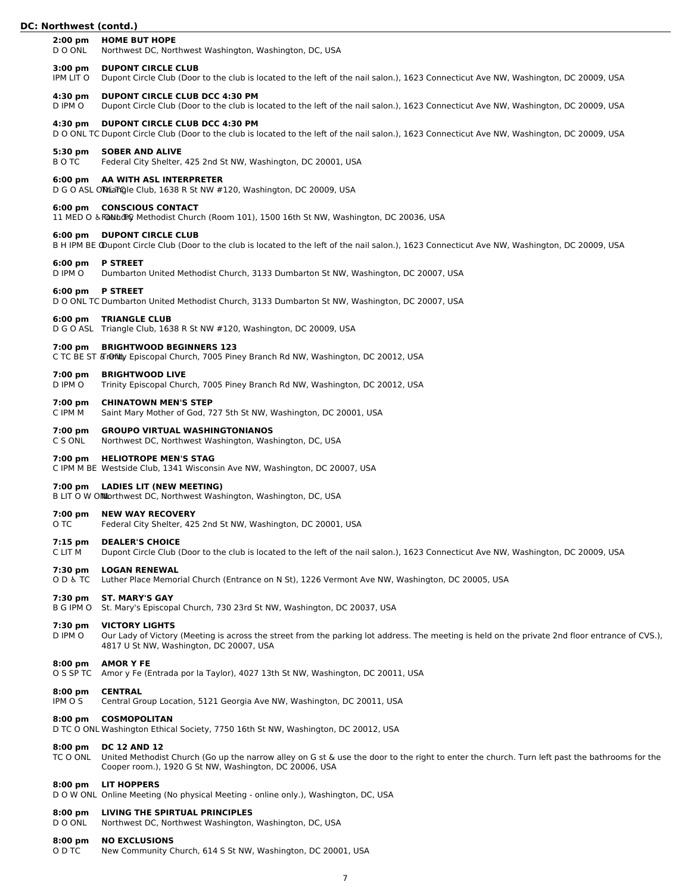## DC: Northwest (contd.)

**2:00 pm** **HOME BUT HOPE**
D O ONL — Northwest DC, Northwest Washington, Washington, DC, USA

**3:00 pm** **DUPONT CIRCLE CLUB**
IPM LIT O — Dupont Circle Club (Door to the club is located to the left of the nail salon.), 1623 Connecticut Ave NW, Washington, DC 20009, USA

**4:30 pm** **DUPONT CIRCLE CLUB DCC 4:30 PM**
D IPM O — Dupont Circle Club (Door to the club is located to the left of the nail salon.), 1623 Connecticut Ave NW, Washington, DC 20009, USA

**4:30 pm** **DUPONT CIRCLE CLUB DCC 4:30 PM**
D O ONL TC — Dupont Circle Club (Door to the club is located to the left of the nail salon.), 1623 Connecticut Ave NW, Washington, DC 20009, USA

**5:30 pm** **SOBER AND ALIVE**
B O TC — Federal City Shelter, 425 2nd St NW, Washington, DC 20001, USA

**6:00 pm** **AA WITH ASL INTERPRETER**
D G O ASL ONL TC — Triangle Club, 1638 R St NW #120, Washington, DC 20009, USA

**6:00 pm** **CONSCIOUS CONTACT**
11 MED O ♿ ONL TC — Foundry Methodist Church (Room 101), 1500 16th St NW, Washington, DC 20036, USA

**6:00 pm** **DUPONT CIRCLE CLUB**
B H IPM BE O — Dupont Circle Club (Door to the club is located to the left of the nail salon.), 1623 Connecticut Ave NW, Washington, DC 20009, USA

**6:00 pm** **P STREET**
D IPM O — Dumbarton United Methodist Church, 3133 Dumbarton St NW, Washington, DC 20007, USA

**6:00 pm** **P STREET**
D O ONL TC — Dumbarton United Methodist Church, 3133 Dumbarton St NW, Washington, DC 20007, USA

**6:00 pm** **TRIANGLE CLUB**
D G O ASL — Triangle Club, 1638 R St NW #120, Washington, DC 20009, USA

**7:00 pm** **BRIGHTWOOD BEGINNERS 123**
C TC BE ST ♿ ONL — Trinity Episcopal Church, 7005 Piney Branch Rd NW, Washington, DC 20012, USA

**7:00 pm** **BRIGHTWOOD LIVE**
D IPM O — Trinity Episcopal Church, 7005 Piney Branch Rd NW, Washington, DC 20012, USA

**7:00 pm** **CHINATOWN MEN'S STEP**
C IPM M — Saint Mary Mother of God, 727 5th St NW, Washington, DC 20001, USA

**7:00 pm** **GROUPO VIRTUAL WASHINGTONIANOS**
C S ONL — Northwest DC, Northwest Washington, Washington, DC, USA

**7:00 pm** **HELIOTROPE MEN'S STAG**
C IPM M BE — Westside Club, 1341 Wisconsin Ave NW, Washington, DC 20007, USA

**7:00 pm** **LADIES LIT (NEW MEETING)**
B LIT O W ONL — Northwest DC, Northwest Washington, Washington, DC, USA

**7:00 pm** **NEW WAY RECOVERY**
O TC — Federal City Shelter, 425 2nd St NW, Washington, DC 20001, USA

**7:15 pm** **DEALER'S CHOICE**
C LIT M — Dupont Circle Club (Door to the club is located to the left of the nail salon.), 1623 Connecticut Ave NW, Washington, DC 20009, USA

**7:30 pm** **LOGAN RENEWAL**
O D ♿ TC — Luther Place Memorial Church (Entrance on N St), 1226 Vermont Ave NW, Washington, DC 20005, USA

**7:30 pm** **ST. MARY'S GAY**
B G IPM O — St. Mary's Episcopal Church, 730 23rd St NW, Washington, DC 20037, USA

**7:30 pm** **VICTORY LIGHTS**
D IPM O — Our Lady of Victory (Meeting is across the street from the parking lot address. The meeting is held on the private 2nd floor entrance of CVS.), 4817 U St NW, Washington, DC 20007, USA

**8:00 pm** **AMOR Y FE**
O S SP TC — Amor y Fe (Entrada por la Taylor), 4027 13th St NW, Washington, DC 20011, USA

**8:00 pm** **CENTRAL**
IPM O S — Central Group Location, 5121 Georgia Ave NW, Washington, DC 20011, USA

**8:00 pm** **COSMOPOLITAN**
D TC O ONL — Washington Ethical Society, 7750 16th St NW, Washington, DC 20012, USA

**8:00 pm** **DC 12 AND 12**
TC O ONL — United Methodist Church (Go up the narrow alley on G st & use the door to the right to enter the church. Turn left past the bathrooms for the Cooper room.), 1920 G St NW, Washington, DC 20006, USA

**8:00 pm** **LIT HOPPERS**
D O W ONL — Online Meeting (No physical Meeting - online only.), Washington, DC, USA

**8:00 pm** **LIVING THE SPIRTUAL PRINCIPLES**
D O ONL — Northwest DC, Northwest Washington, Washington, DC, USA

**8:00 pm** **NO EXCLUSIONS**
O D TC — New Community Church, 614 S St NW, Washington, DC 20001, USA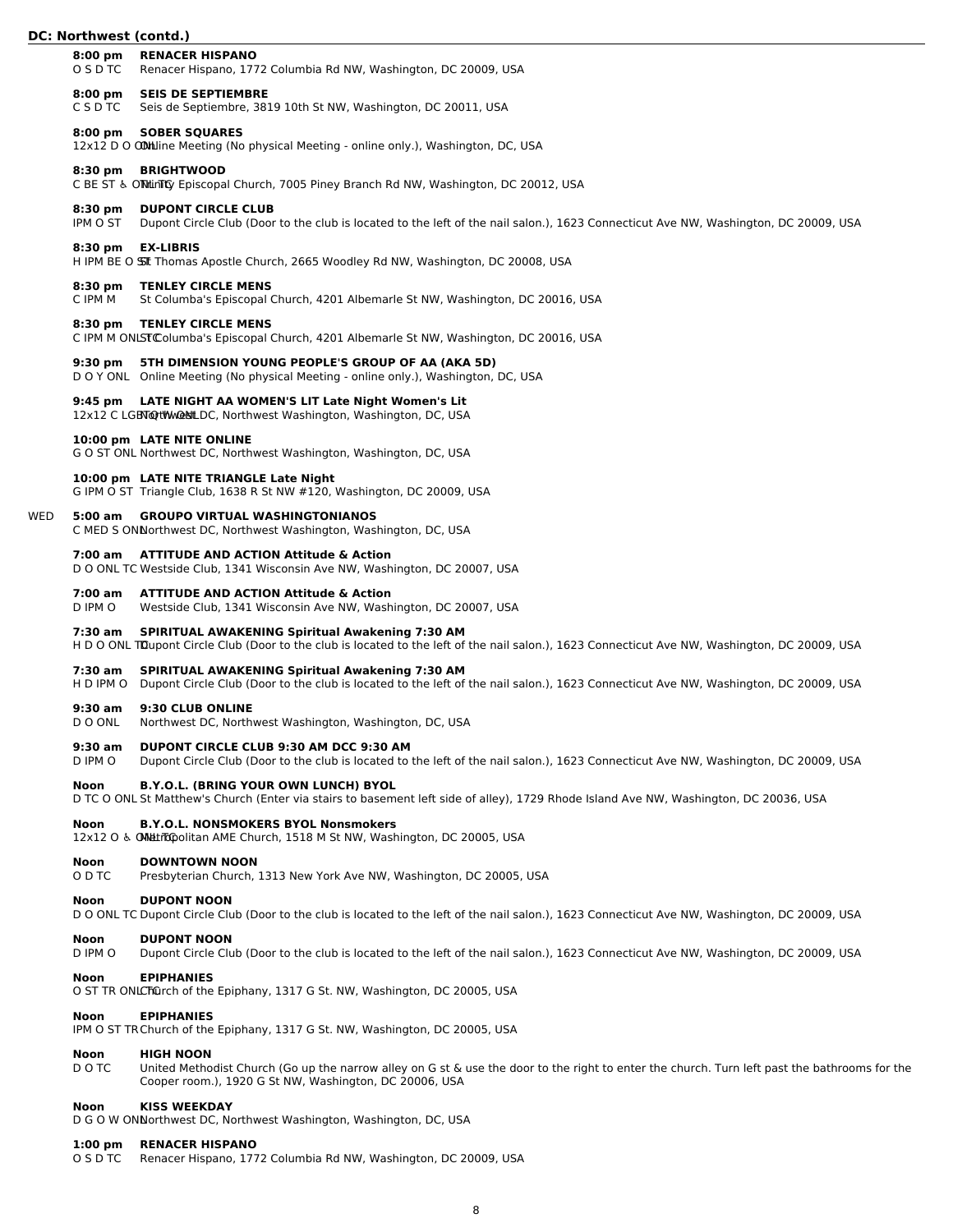## DC: Northwest (contd.)

**8:00 pm** **RENACER HISPANO**
O S D TC Renacer Hispano, 1772 Columbia Rd NW, Washington, DC 20009, USA

**8:00 pm** **SEIS DE SEPTIEMBRE**
C S D TC Seis de Septiembre, 3819 10th St NW, Washington, DC 20011, USA

**8:00 pm** **SOBER SQUARES**
12x12 D O ONL Online Meeting (No physical Meeting - online only.), Washington, DC, USA

**8:30 pm** **BRIGHTWOOD**
C BE ST & ONL TC Trinity Episcopal Church, 7005 Piney Branch Rd NW, Washington, DC 20012, USA

**8:30 pm** **DUPONT CIRCLE CLUB**
IPM O ST Dupont Circle Club (Door to the club is located to the left of the nail salon.), 1623 Connecticut Ave NW, Washington, DC 20009, USA

**8:30 pm** **EX-LIBRIS**
H IPM BE O ST St Thomas Apostle Church, 2665 Woodley Rd NW, Washington, DC 20008, USA

**8:30 pm** **TENLEY CIRCLE MENS**
C IPM M St Columba's Episcopal Church, 4201 Albemarle St NW, Washington, DC 20016, USA

**8:30 pm** **TENLEY CIRCLE MENS**
C IPM M ONL TC St Columba's Episcopal Church, 4201 Albemarle St NW, Washington, DC 20016, USA

**9:30 pm** **5TH DIMENSION YOUNG PEOPLE'S GROUP OF AA (AKA 5D)**
D O Y ONL Online Meeting (No physical Meeting - online only.), Washington, DC, USA

**9:45 pm** **LATE NIGHT AA WOMEN'S LIT Late Night Women's Lit**
12x12 C LGBTQ W ONL Northwest DC, Northwest Washington, Washington, DC, USA

**10:00 pm** **LATE NITE ONLINE**
G O ST ONL Northwest DC, Northwest Washington, Washington, DC, USA

**10:00 pm** **LATE NITE TRIANGLE Late Night**
G IPM O ST Triangle Club, 1638 R St NW #120, Washington, DC 20009, USA

WED

**5:00 am** **GROUPO VIRTUAL WASHINGTONIANOS**
C MED S ONL Northwest DC, Northwest Washington, Washington, DC, USA

**7:00 am** **ATTITUDE AND ACTION Attitude & Action**
D O ONL TC Westside Club, 1341 Wisconsin Ave NW, Washington, DC 20007, USA

**7:00 am** **ATTITUDE AND ACTION Attitude & Action**
D IPM O Westside Club, 1341 Wisconsin Ave NW, Washington, DC 20007, USA

**7:30 am** **SPIRITUAL AWAKENING Spiritual Awakening 7:30 AM**
H D O ONL TC Dupont Circle Club (Door to the club is located to the left of the nail salon.), 1623 Connecticut Ave NW, Washington, DC 20009, USA

**7:30 am** **SPIRITUAL AWAKENING Spiritual Awakening 7:30 AM**
H D IPM O Dupont Circle Club (Door to the club is located to the left of the nail salon.), 1623 Connecticut Ave NW, Washington, DC 20009, USA

**9:30 am** **9:30 CLUB ONLINE**
D O ONL Northwest DC, Northwest Washington, Washington, DC, USA

**9:30 am** **DUPONT CIRCLE CLUB 9:30 AM DCC 9:30 AM**
D IPM O Dupont Circle Club (Door to the club is located to the left of the nail salon.), 1623 Connecticut Ave NW, Washington, DC 20009, USA

**Noon** **B.Y.O.L. (BRING YOUR OWN LUNCH) BYOL**
D TC O ONL St Matthew's Church (Enter via stairs to basement left side of alley), 1729 Rhode Island Ave NW, Washington, DC 20036, USA

**Noon** **B.Y.O.L. NONSMOKERS BYOL Nonsmokers**
12x12 O & ONL TC Metropolitan AME Church, 1518 M St NW, Washington, DC 20005, USA

**Noon** **DOWNTOWN NOON**
O D TC Presbyterian Church, 1313 New York Ave NW, Washington, DC 20005, USA

**Noon** **DUPONT NOON**
D O ONL TC Dupont Circle Club (Door to the club is located to the left of the nail salon.), 1623 Connecticut Ave NW, Washington, DC 20009, USA

**Noon** **DUPONT NOON**
D IPM O Dupont Circle Club (Door to the club is located to the left of the nail salon.), 1623 Connecticut Ave NW, Washington, DC 20009, USA

**Noon** **EPIPHANIES**
O ST TR ONL TC Church of the Epiphany, 1317 G St. NW, Washington, DC 20005, USA

**Noon** **EPIPHANIES**
IPM O ST TR Church of the Epiphany, 1317 G St. NW, Washington, DC 20005, USA

**Noon** **HIGH NOON**
D O TC United Methodist Church (Go up the narrow alley on G st & use the door to the right to enter the church. Turn left past the bathrooms for the Cooper room.), 1920 G St NW, Washington, DC 20006, USA

**Noon** **KISS WEEKDAY**
D G O W ONL Northwest DC, Northwest Washington, Washington, DC, USA

**1:00 pm** **RENACER HISPANO**
O S D TC Renacer Hispano, 1772 Columbia Rd NW, Washington, DC 20009, USA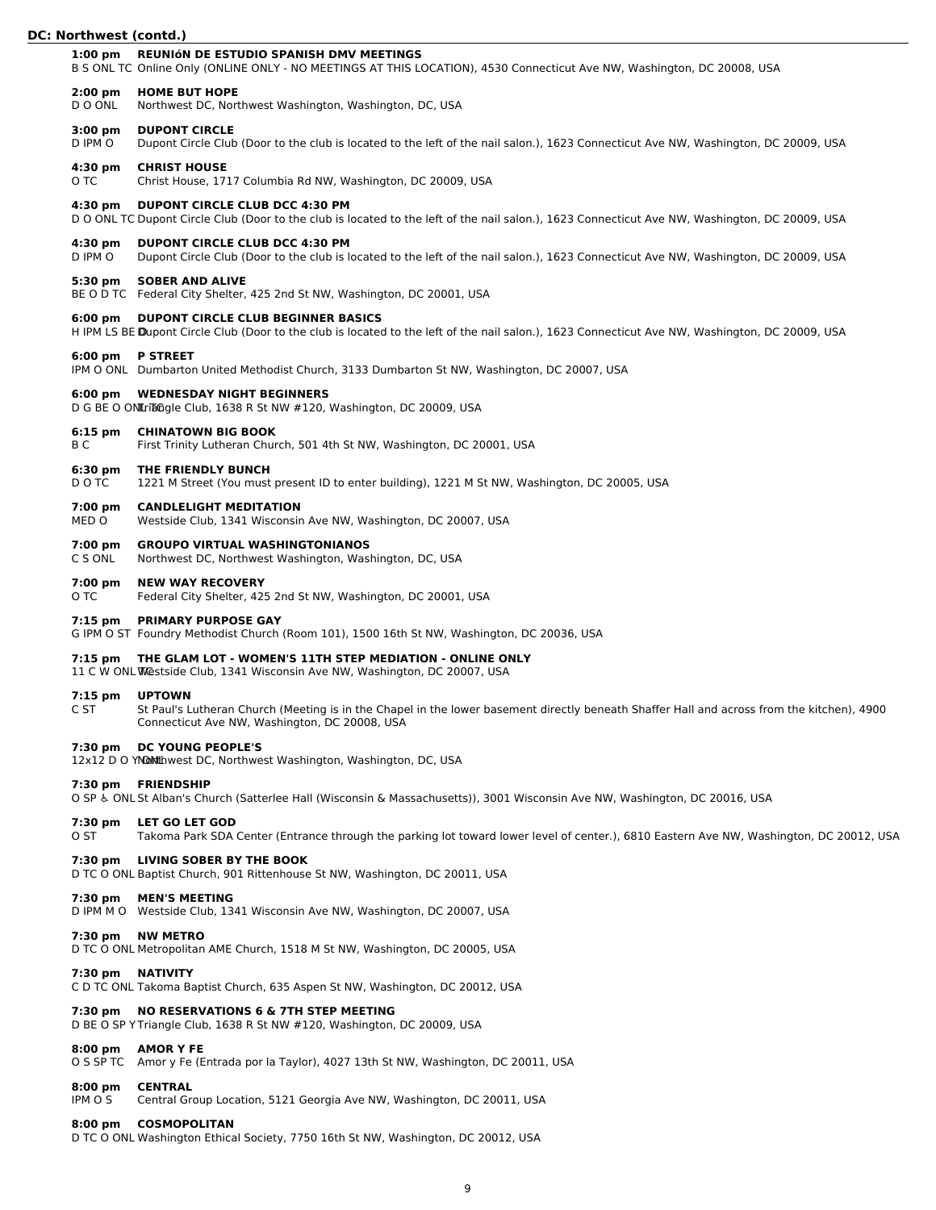## DC: Northwest (contd.)

**1:00 pm REUNIóN DE ESTUDIO SPANISH DMV MEETINGS**
B S ONL TC Online Only (ONLINE ONLY - NO MEETINGS AT THIS LOCATION), 4530 Connecticut Ave NW, Washington, DC 20008, USA

**2:00 pm HOME BUT HOPE**
D O ONL Northwest DC, Northwest Washington, Washington, DC, USA

**3:00 pm DUPONT CIRCLE**
D IPM O Dupont Circle Club (Door to the club is located to the left of the nail salon.), 1623 Connecticut Ave NW, Washington, DC 20009, USA

**4:30 pm CHRIST HOUSE**
O TC Christ House, 1717 Columbia Rd NW, Washington, DC 20009, USA

**4:30 pm DUPONT CIRCLE CLUB DCC 4:30 PM**
D O ONL TC Dupont Circle Club (Door to the club is located to the left of the nail salon.), 1623 Connecticut Ave NW, Washington, DC 20009, USA

**4:30 pm DUPONT CIRCLE CLUB DCC 4:30 PM**
D IPM O Dupont Circle Club (Door to the club is located to the left of the nail salon.), 1623 Connecticut Ave NW, Washington, DC 20009, USA

**5:30 pm SOBER AND ALIVE**
BE O D TC Federal City Shelter, 425 2nd St NW, Washington, DC 20001, USA

**6:00 pm DUPONT CIRCLE CLUB BEGINNER BASICS**
H IPM LS BE O Dupont Circle Club (Door to the club is located to the left of the nail salon.), 1623 Connecticut Ave NW, Washington, DC 20009, USA

**6:00 pm P STREET**
IPM O ONL Dumbarton United Methodist Church, 3133 Dumbarton St NW, Washington, DC 20007, USA

**6:00 pm WEDNESDAY NIGHT BEGINNERS**
D G BE O ONL TC Triangle Club, 1638 R St NW #120, Washington, DC 20009, USA

**6:15 pm CHINATOWN BIG BOOK**
B C First Trinity Lutheran Church, 501 4th St NW, Washington, DC 20001, USA

**6:30 pm THE FRIENDLY BUNCH**
D O TC 1221 M Street (You must present ID to enter building), 1221 M St NW, Washington, DC 20005, USA

**7:00 pm CANDLELIGHT MEDITATION**
MED O Westside Club, 1341 Wisconsin Ave NW, Washington, DC 20007, USA

**7:00 pm GROUPO VIRTUAL WASHINGTONIANOS**
C S ONL Northwest DC, Northwest Washington, Washington, DC, USA

**7:00 pm NEW WAY RECOVERY**
O TC Federal City Shelter, 425 2nd St NW, Washington, DC 20001, USA

**7:15 pm PRIMARY PURPOSE GAY**
G IPM O ST Foundry Methodist Church (Room 101), 1500 16th St NW, Washington, DC 20036, USA

**7:15 pm THE GLAM LOT - WOMEN'S 11TH STEP MEDIATION - ONLINE ONLY**
11 C W ONL TC Westside Club, 1341 Wisconsin Ave NW, Washington, DC 20007, USA

**7:15 pm UPTOWN**
C ST St Paul's Lutheran Church (Meeting is in the Chapel in the lower basement directly beneath Shaffer Hall and across from the kitchen), 4900 Connecticut Ave NW, Washington, DC 20008, USA

**7:30 pm DC YOUNG PEOPLE'S**
12x12 D O Y ONL Northwest DC, Northwest Washington, Washington, DC, USA

**7:30 pm FRIENDSHIP**
O SP ♿ ONL St Alban's Church (Satterlee Hall (Wisconsin & Massachusetts)), 3001 Wisconsin Ave NW, Washington, DC 20016, USA

**7:30 pm LET GO LET GOD**
O ST Takoma Park SDA Center (Entrance through the parking lot toward lower level of center.), 6810 Eastern Ave NW, Washington, DC 20012, USA

**7:30 pm LIVING SOBER BY THE BOOK**
D TC O ONL Baptist Church, 901 Rittenhouse St NW, Washington, DC 20011, USA

**7:30 pm MEN'S MEETING**
D IPM M O Westside Club, 1341 Wisconsin Ave NW, Washington, DC 20007, USA

**7:30 pm NW METRO**
D TC O ONL Metropolitan AME Church, 1518 M St NW, Washington, DC 20005, USA

**7:30 pm NATIVITY**
C D TC ONL Takoma Baptist Church, 635 Aspen St NW, Washington, DC 20012, USA

**7:30 pm NO RESERVATIONS 6 & 7TH STEP MEETING**
D BE O SP Y Triangle Club, 1638 R St NW #120, Washington, DC 20009, USA

**8:00 pm AMOR Y FE**
O S SP TC Amor y Fe (Entrada por la Taylor), 4027 13th St NW, Washington, DC 20011, USA

**8:00 pm CENTRAL**
IPM O S Central Group Location, 5121 Georgia Ave NW, Washington, DC 20011, USA

**8:00 pm COSMOPOLITAN**
D TC O ONL Washington Ethical Society, 7750 16th St NW, Washington, DC 20012, USA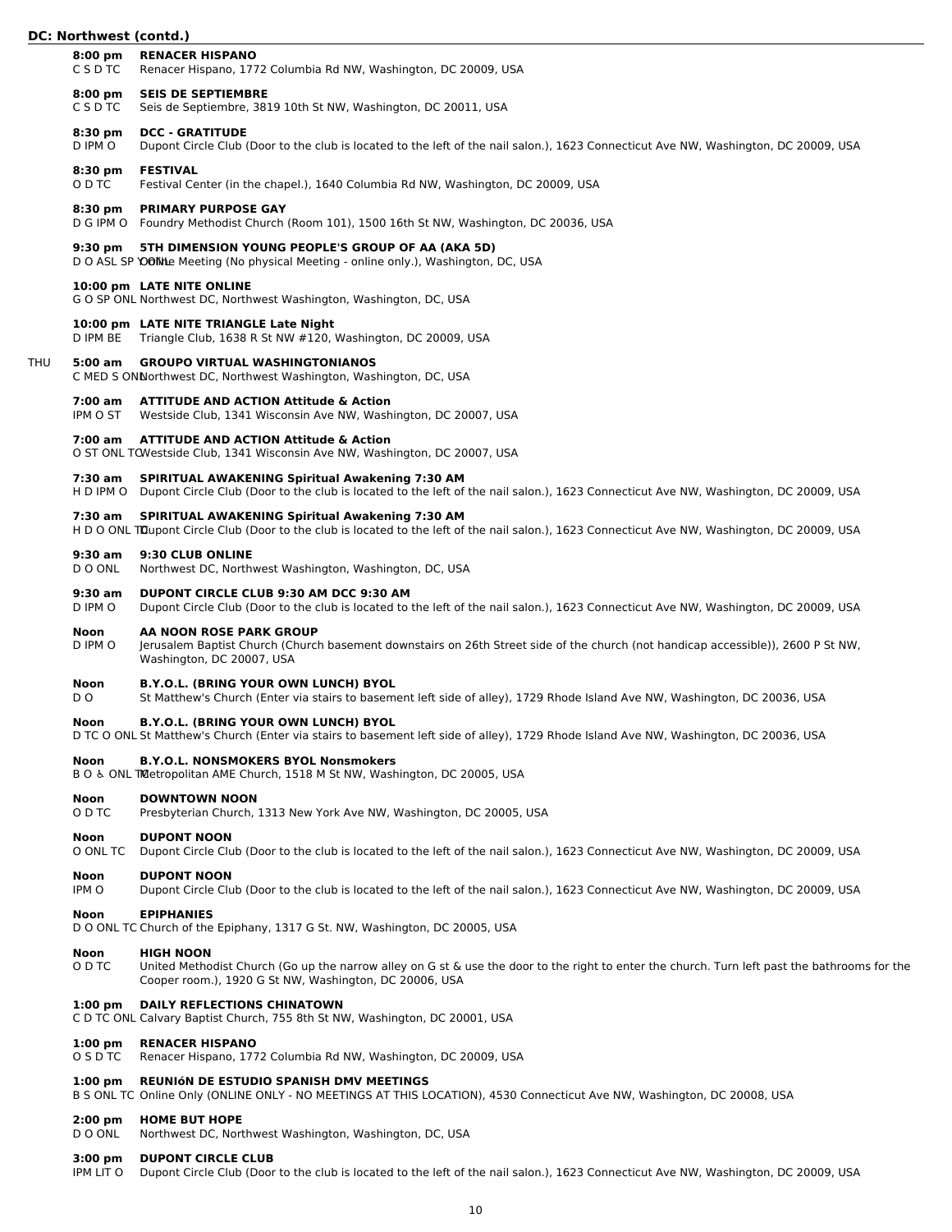## DC: Northwest (contd.)

**8:00 pm** **RENACER HISPANO**
C S D TC — Renacer Hispano, 1772 Columbia Rd NW, Washington, DC 20009, USA

**8:00 pm** **SEIS DE SEPTIEMBRE**
C S D TC — Seis de Septiembre, 3819 10th St NW, Washington, DC 20011, USA

**8:30 pm** **DCC - GRATITUDE**
D IPM O — Dupont Circle Club (Door to the club is located to the left of the nail salon.), 1623 Connecticut Ave NW, Washington, DC 20009, USA

**8:30 pm** **FESTIVAL**
O D TC — Festival Center (in the chapel.), 1640 Columbia Rd NW, Washington, DC 20009, USA

**8:30 pm** **PRIMARY PURPOSE GAY**
D G IPM O — Foundry Methodist Church (Room 101), 1500 16th St NW, Washington, DC 20036, USA

**9:30 pm** **5TH DIMENSION YOUNG PEOPLE'S GROUP OF AA (AKA 5D)**
D O ASL SP Y ONL — Online Meeting (No physical Meeting - online only.), Washington, DC, USA

**10:00 pm** **LATE NITE ONLINE**
G O SP ONL — Northwest DC, Northwest Washington, Washington, DC, USA

**10:00 pm** **LATE NITE TRIANGLE Late Night**
D IPM BE — Triangle Club, 1638 R St NW #120, Washington, DC 20009, USA

### THU

**5:00 am** **GROUPO VIRTUAL WASHINGTONIANOS**
C MED S ONL — Northwest DC, Northwest Washington, Washington, DC, USA

**7:00 am** **ATTITUDE AND ACTION Attitude & Action**
IPM O ST — Westside Club, 1341 Wisconsin Ave NW, Washington, DC 20007, USA

**7:00 am** **ATTITUDE AND ACTION Attitude & Action**
O ST ONL TC — Westside Club, 1341 Wisconsin Ave NW, Washington, DC 20007, USA

**7:30 am** **SPIRITUAL AWAKENING Spiritual Awakening 7:30 AM**
H D IPM O — Dupont Circle Club (Door to the club is located to the left of the nail salon.), 1623 Connecticut Ave NW, Washington, DC 20009, USA

**7:30 am** **SPIRITUAL AWAKENING Spiritual Awakening 7:30 AM**
H D O ONL TC — Dupont Circle Club (Door to the club is located to the left of the nail salon.), 1623 Connecticut Ave NW, Washington, DC 20009, USA

**9:30 am** **9:30 CLUB ONLINE**
D O ONL — Northwest DC, Northwest Washington, Washington, DC, USA

**9:30 am** **DUPONT CIRCLE CLUB 9:30 AM DCC 9:30 AM**
D IPM O — Dupont Circle Club (Door to the club is located to the left of the nail salon.), 1623 Connecticut Ave NW, Washington, DC 20009, USA

**Noon** **AA NOON ROSE PARK GROUP**
D IPM O — Jerusalem Baptist Church (Church basement downstairs on 26th Street side of the church (not handicap accessible)), 2600 P St NW, Washington, DC 20007, USA

**Noon** **B.Y.O.L. (BRING YOUR OWN LUNCH) BYOL**
D O — St Matthew's Church (Enter via stairs to basement left side of alley), 1729 Rhode Island Ave NW, Washington, DC 20036, USA

**Noon** **B.Y.O.L. (BRING YOUR OWN LUNCH) BYOL**
D TC O ONL — St Matthew's Church (Enter via stairs to basement left side of alley), 1729 Rhode Island Ave NW, Washington, DC 20036, USA

**Noon** **B.Y.O.L. NONSMOKERS BYOL Nonsmokers**
B O ♿ ONL TC — Metropolitan AME Church, 1518 M St NW, Washington, DC 20005, USA

**Noon** **DOWNTOWN NOON**
O D TC — Presbyterian Church, 1313 New York Ave NW, Washington, DC 20005, USA

**Noon** **DUPONT NOON**
O ONL TC — Dupont Circle Club (Door to the club is located to the left of the nail salon.), 1623 Connecticut Ave NW, Washington, DC 20009, USA

**Noon** **DUPONT NOON**
IPM O — Dupont Circle Club (Door to the club is located to the left of the nail salon.), 1623 Connecticut Ave NW, Washington, DC 20009, USA

**Noon** **EPIPHANIES**
D O ONL TC — Church of the Epiphany, 1317 G St. NW, Washington, DC 20005, USA

**Noon** **HIGH NOON**
O D TC — United Methodist Church (Go up the narrow alley on G st & use the door to the right to enter the church. Turn left past the bathrooms for the Cooper room.), 1920 G St NW, Washington, DC 20006, USA

**1:00 pm** **DAILY REFLECTIONS CHINATOWN**
C D TC ONL — Calvary Baptist Church, 755 8th St NW, Washington, DC 20001, USA

**1:00 pm** **RENACER HISPANO**
O S D TC — Renacer Hispano, 1772 Columbia Rd NW, Washington, DC 20009, USA

**1:00 pm** **REUNIóN DE ESTUDIO SPANISH DMV MEETINGS**
B S ONL TC — Online Only (ONLINE ONLY - NO MEETINGS AT THIS LOCATION), 4530 Connecticut Ave NW, Washington, DC 20008, USA

**2:00 pm** **HOME BUT HOPE**
D O ONL — Northwest DC, Northwest Washington, Washington, DC, USA

**3:00 pm** **DUPONT CIRCLE CLUB**
IPM LIT O — Dupont Circle Club (Door to the club is located to the left of the nail salon.), 1623 Connecticut Ave NW, Washington, DC 20009, USA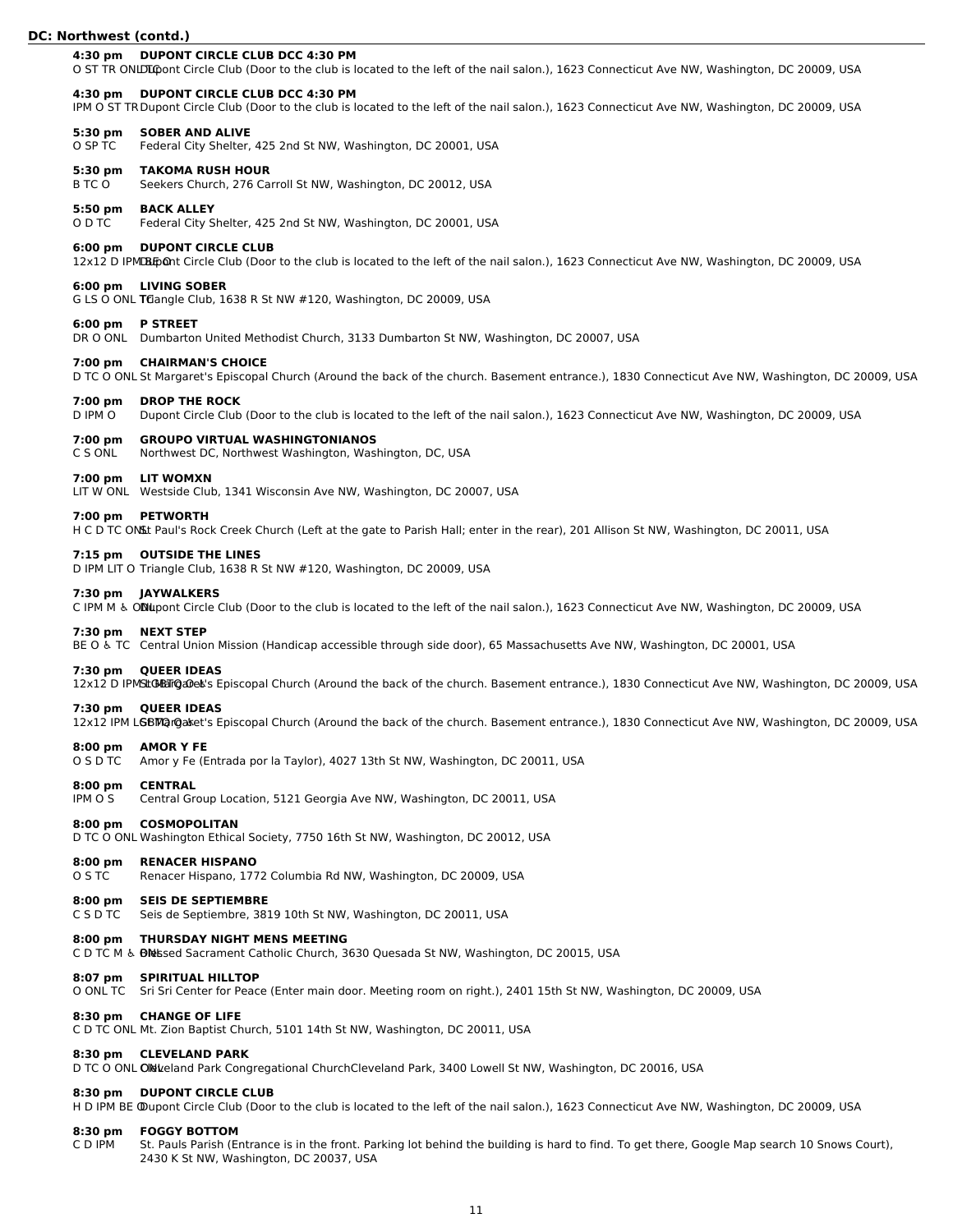## DC: Northwest (contd.)

**4:30 pm DUPONT CIRCLE CLUB DCC 4:30 PM**
O ST TR ONL TC Dupont Circle Club (Door to the club is located to the left of the nail salon.), 1623 Connecticut Ave NW, Washington, DC 20009, USA

**4:30 pm DUPONT CIRCLE CLUB DCC 4:30 PM**
IPM O ST TR Dupont Circle Club (Door to the club is located to the left of the nail salon.), 1623 Connecticut Ave NW, Washington, DC 20009, USA

**5:30 pm SOBER AND ALIVE**
O SP TC Federal City Shelter, 425 2nd St NW, Washington, DC 20001, USA

**5:30 pm TAKOMA RUSH HOUR**
B TC O Seekers Church, 276 Carroll St NW, Washington, DC 20012, USA

**5:50 pm BACK ALLEY**
O D TC Federal City Shelter, 425 2nd St NW, Washington, DC 20001, USA

**6:00 pm DUPONT CIRCLE CLUB**
12x12 D IPM BE O Dupont Circle Club (Door to the club is located to the left of the nail salon.), 1623 Connecticut Ave NW, Washington, DC 20009, USA

**6:00 pm LIVING SOBER**
G LS O ONL TC Triangle Club, 1638 R St NW #120, Washington, DC 20009, USA

**6:00 pm P STREET**
DR O ONL Dumbarton United Methodist Church, 3133 Dumbarton St NW, Washington, DC 20007, USA

**7:00 pm CHAIRMAN'S CHOICE**
D TC O ONL St Margaret's Episcopal Church (Around the back of the church. Basement entrance.), 1830 Connecticut Ave NW, Washington, DC 20009, USA

**7:00 pm DROP THE ROCK**
D IPM O Dupont Circle Club (Door to the club is located to the left of the nail salon.), 1623 Connecticut Ave NW, Washington, DC 20009, USA

**7:00 pm GROUPO VIRTUAL WASHINGTONIANOS**
C S ONL Northwest DC, Northwest Washington, Washington, DC, USA

**7:00 pm LIT WOMXN**
LIT W ONL Westside Club, 1341 Wisconsin Ave NW, Washington, DC 20007, USA

**7:00 pm PETWORTH**
H C D TC ONL St Paul's Rock Creek Church (Left at the gate to Parish Hall; enter in the rear), 201 Allison St NW, Washington, DC 20011, USA

**7:15 pm OUTSIDE THE LINES**
D IPM LIT O Triangle Club, 1638 R St NW #120, Washington, DC 20009, USA

**7:30 pm JAYWALKERS**
C IPM M ♿ ONL Dupont Circle Club (Door to the club is located to the left of the nail salon.), 1623 Connecticut Ave NW, Washington, DC 20009, USA

**7:30 pm NEXT STEP**
BE O ♿ TC Central Union Mission (Handicap accessible through side door), 65 Massachusetts Ave NW, Washington, DC 20001, USA

**7:30 pm QUEER IDEAS**
12x12 D IPM LGBTQ O St Margaret's Episcopal Church (Around the back of the church. Basement entrance.), 1830 Connecticut Ave NW, Washington, DC 20009, USA

**7:30 pm QUEER IDEAS**
12x12 IPM LGBTQ O St Margaret's Episcopal Church (Around the back of the church. Basement entrance.), 1830 Connecticut Ave NW, Washington, DC 20009, USA

**8:00 pm AMOR Y FE**
O S D TC Amor y Fe (Entrada por la Taylor), 4027 13th St NW, Washington, DC 20011, USA

**8:00 pm CENTRAL**
IPM O S Central Group Location, 5121 Georgia Ave NW, Washington, DC 20011, USA

**8:00 pm COSMOPOLITAN**
D TC O ONL Washington Ethical Society, 7750 16th St NW, Washington, DC 20012, USA

**8:00 pm RENACER HISPANO**
O S TC Renacer Hispano, 1772 Columbia Rd NW, Washington, DC 20009, USA

**8:00 pm SEIS DE SEPTIEMBRE**
C S D TC Seis de Septiembre, 3819 10th St NW, Washington, DC 20011, USA

**8:00 pm THURSDAY NIGHT MENS MEETING**
C D TC M ♿ ONL Blessed Sacrament Catholic Church, 3630 Quesada St NW, Washington, DC 20015, USA

**8:07 pm SPIRITUAL HILLTOP**
O ONL TC Sri Sri Center for Peace (Enter main door. Meeting room on right.), 2401 15th St NW, Washington, DC 20009, USA

**8:30 pm CHANGE OF LIFE**
C D TC ONL Mt. Zion Baptist Church, 5101 14th St NW, Washington, DC 20011, USA

**8:30 pm CLEVELAND PARK**
D TC O ONL Cleveland Park Congregational ChurchCleveland Park, 3400 Lowell St NW, Washington, DC 20016, USA

**8:30 pm DUPONT CIRCLE CLUB**
H D IPM BE O Dupont Circle Club (Door to the club is located to the left of the nail salon.), 1623 Connecticut Ave NW, Washington, DC 20009, USA

**8:30 pm FOGGY BOTTOM**
C D IPM St. Pauls Parish (Entrance is in the front. Parking lot behind the building is hard to find. To get there, Google Map search 10 Snows Court), 2430 K St NW, Washington, DC 20037, USA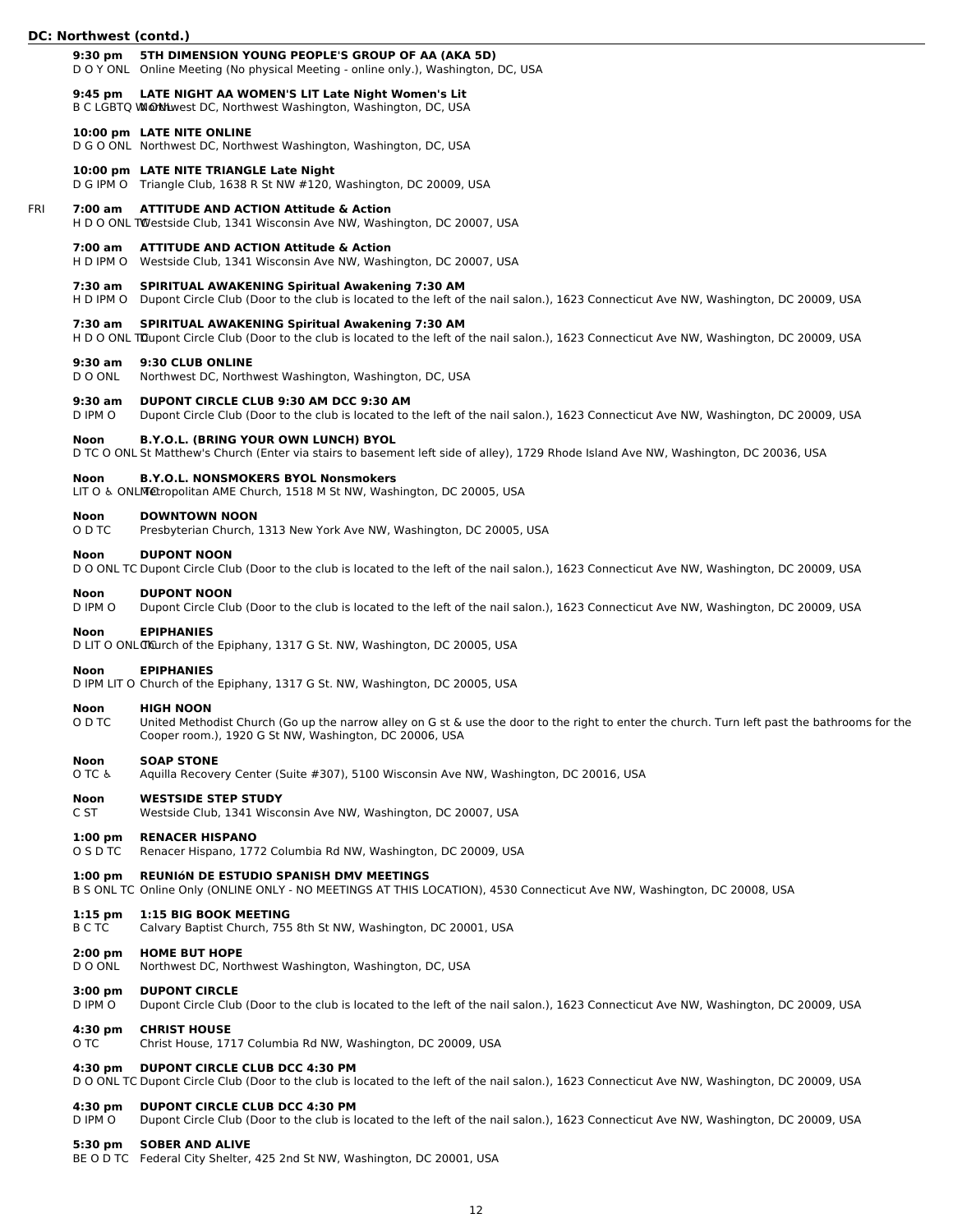## DC: Northwest (contd.)

**9:30 pm** **5TH DIMENSION YOUNG PEOPLE'S GROUP OF AA (AKA 5D)**
D O Y ONL Online Meeting (No physical Meeting - online only.), Washington, DC, USA

**9:45 pm** **LATE NIGHT AA WOMEN'S LIT Late Night Women's Lit**
B C LGBTQ W ONL Northwest DC, Northwest Washington, Washington, DC, USA

**10:00 pm** **LATE NITE ONLINE**
D G O ONL Northwest DC, Northwest Washington, Washington, DC, USA

**10:00 pm** **LATE NITE TRIANGLE Late Night**
D G IPM O Triangle Club, 1638 R St NW #120, Washington, DC 20009, USA

FRI

**7:00 am** **ATTITUDE AND ACTION Attitude & Action**
H D O ONL TC Westside Club, 1341 Wisconsin Ave NW, Washington, DC 20007, USA

**7:00 am** **ATTITUDE AND ACTION Attitude & Action**
H D IPM O Westside Club, 1341 Wisconsin Ave NW, Washington, DC 20007, USA

**7:30 am** **SPIRITUAL AWAKENING Spiritual Awakening 7:30 AM**
H D IPM O Dupont Circle Club (Door to the club is located to the left of the nail salon.), 1623 Connecticut Ave NW, Washington, DC 20009, USA

**7:30 am** **SPIRITUAL AWAKENING Spiritual Awakening 7:30 AM**
H D O ONL TC Dupont Circle Club (Door to the club is located to the left of the nail salon.), 1623 Connecticut Ave NW, Washington, DC 20009, USA

**9:30 am** **9:30 CLUB ONLINE**
D O ONL Northwest DC, Northwest Washington, Washington, DC, USA

**9:30 am** **DUPONT CIRCLE CLUB 9:30 AM DCC 9:30 AM**
D IPM O Dupont Circle Club (Door to the club is located to the left of the nail salon.), 1623 Connecticut Ave NW, Washington, DC 20009, USA

**Noon** **B.Y.O.L. (BRING YOUR OWN LUNCH) BYOL**
D TC O ONL St Matthew's Church (Enter via stairs to basement left side of alley), 1729 Rhode Island Ave NW, Washington, DC 20036, USA

**Noon** **B.Y.O.L. NONSMOKERS BYOL Nonsmokers**
LIT O ♿ ONL TC Metropolitan AME Church, 1518 M St NW, Washington, DC 20005, USA

**Noon** **DOWNTOWN NOON**
O D TC Presbyterian Church, 1313 New York Ave NW, Washington, DC 20005, USA

**Noon** **DUPONT NOON**
D O ONL TC Dupont Circle Club (Door to the club is located to the left of the nail salon.), 1623 Connecticut Ave NW, Washington, DC 20009, USA

**Noon** **DUPONT NOON**
D IPM O Dupont Circle Club (Door to the club is located to the left of the nail salon.), 1623 Connecticut Ave NW, Washington, DC 20009, USA

**Noon** **EPIPHANIES**
D LIT O ONL TC Church of the Epiphany, 1317 G St. NW, Washington, DC 20005, USA

**Noon** **EPIPHANIES**
D IPM LIT O Church of the Epiphany, 1317 G St. NW, Washington, DC 20005, USA

**Noon** **HIGH NOON**
O D TC United Methodist Church (Go up the narrow alley on G st & use the door to the right to enter the church. Turn left past the bathrooms for the Cooper room.), 1920 G St NW, Washington, DC 20006, USA

**Noon** **SOAP STONE**
O TC ♿ Aquilla Recovery Center (Suite #307), 5100 Wisconsin Ave NW, Washington, DC 20016, USA

**Noon** **WESTSIDE STEP STUDY**
C ST Westside Club, 1341 Wisconsin Ave NW, Washington, DC 20007, USA

**1:00 pm** **RENACER HISPANO**
O S D TC Renacer Hispano, 1772 Columbia Rd NW, Washington, DC 20009, USA

**1:00 pm** **REUNIóN DE ESTUDIO SPANISH DMV MEETINGS**
B S ONL TC Online Only (ONLINE ONLY - NO MEETINGS AT THIS LOCATION), 4530 Connecticut Ave NW, Washington, DC 20008, USA

**1:15 pm** **1:15 BIG BOOK MEETING**
B C TC Calvary Baptist Church, 755 8th St NW, Washington, DC 20001, USA

**2:00 pm** **HOME BUT HOPE**
D O ONL Northwest DC, Northwest Washington, Washington, DC, USA

**3:00 pm** **DUPONT CIRCLE**
D IPM O Dupont Circle Club (Door to the club is located to the left of the nail salon.), 1623 Connecticut Ave NW, Washington, DC 20009, USA

**4:30 pm** **CHRIST HOUSE**
O TC Christ House, 1717 Columbia Rd NW, Washington, DC 20009, USA

**4:30 pm** **DUPONT CIRCLE CLUB DCC 4:30 PM**
D O ONL TC Dupont Circle Club (Door to the club is located to the left of the nail salon.), 1623 Connecticut Ave NW, Washington, DC 20009, USA

**4:30 pm** **DUPONT CIRCLE CLUB DCC 4:30 PM**
D IPM O Dupont Circle Club (Door to the club is located to the left of the nail salon.), 1623 Connecticut Ave NW, Washington, DC 20009, USA

**5:30 pm** **SOBER AND ALIVE**
BE O D TC Federal City Shelter, 425 2nd St NW, Washington, DC 20001, USA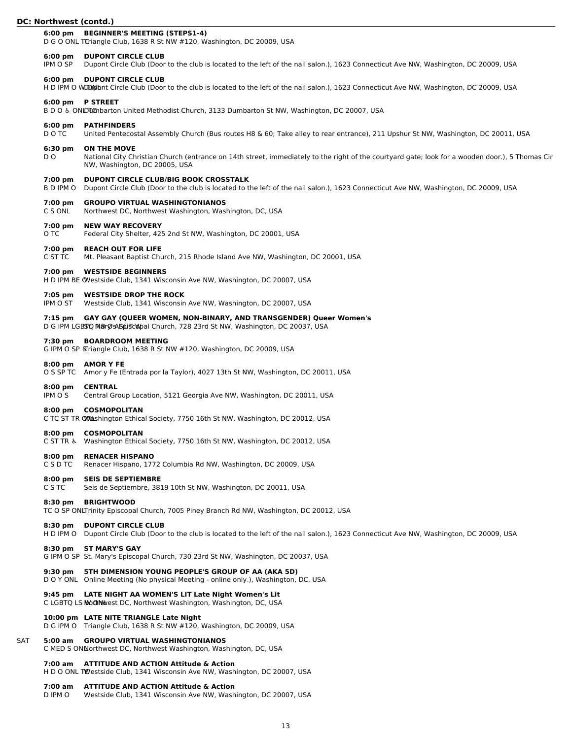## DC: Northwest (contd.)

**6:00 pm BEGINNER'S MEETING (STEPS1-4)**
D G O ONL TC Triangle Club, 1638 R St NW #120, Washington, DC 20009, USA

**6:00 pm DUPONT CIRCLE CLUB**
IPM O SP Dupont Circle Club (Door to the club is located to the left of the nail salon.), 1623 Connecticut Ave NW, Washington, DC 20009, USA

**6:00 pm DUPONT CIRCLE CLUB**
H D IPM O W Dupont Circle Club (Door to the club is located to the left of the nail salon.), 1623 Connecticut Ave NW, Washington, DC 20009, USA

**6:00 pm P STREET**
B D O ♿ ONL TC Dumbarton United Methodist Church, 3133 Dumbarton St NW, Washington, DC 20007, USA

**6:00 pm PATHFINDERS**
D O TC United Pentecostal Assembly Church (Bus routes H8 & 60; Take alley to rear entrance), 211 Upshur St NW, Washington, DC 20011, USA

**6:30 pm ON THE MOVE**
D O National City Christian Church (entrance on 14th street, immediately to the right of the courtyard gate; look for a wooden door.), 5 Thomas Cir NW, Washington, DC 20005, USA

**7:00 pm DUPONT CIRCLE CLUB/BIG BOOK CROSSTALK**
B D IPM O Dupont Circle Club (Door to the club is located to the left of the nail salon.), 1623 Connecticut Ave NW, Washington, DC 20009, USA

**7:00 pm GROUPO VIRTUAL WASHINGTONIANOS**
C S ONL Northwest DC, Northwest Washington, Washington, DC, USA

**7:00 pm NEW WAY RECOVERY**
O TC Federal City Shelter, 425 2nd St NW, Washington, DC 20001, USA

**7:00 pm REACH OUT FOR LIFE**
C ST TC Mt. Pleasant Baptist Church, 215 Rhode Island Ave NW, Washington, DC 20001, USA

**7:00 pm WESTSIDE BEGINNERS**
H D IPM BE O Westside Club, 1341 Wisconsin Ave NW, Washington, DC 20007, USA

**7:05 pm WESTSIDE DROP THE ROCK**
IPM O ST Westside Club, 1341 Wisconsin Ave NW, Washington, DC 20007, USA

**7:15 pm GAY GAY (QUEER WOMEN, NON-BINARY, AND TRANSGENDER) Queer Women's**
D G IPM LGBTQ NB O SP St. Mary's Episcopal Church, 728 23rd St NW, Washington, DC 20037, USA

**7:30 pm BOARDROOM MEETING**
G IPM O SP ♿ Triangle Club, 1638 R St NW #120, Washington, DC 20009, USA

**8:00 pm AMOR Y FE**
O S SP TC Amor y Fe (Entrada por la Taylor), 4027 13th St NW, Washington, DC 20011, USA

**8:00 pm CENTRAL**
IPM O S Central Group Location, 5121 Georgia Ave NW, Washington, DC 20011, USA

**8:00 pm COSMOPOLITAN**
C TC ST TR ONL Washington Ethical Society, 7750 16th St NW, Washington, DC 20012, USA

**8:00 pm COSMOPOLITAN**
C ST TR ♿ Washington Ethical Society, 7750 16th St NW, Washington, DC 20012, USA

**8:00 pm RENACER HISPANO**
C S D TC Renacer Hispano, 1772 Columbia Rd NW, Washington, DC 20009, USA

**8:00 pm SEIS DE SEPTIEMBRE**
C S TC Seis de Septiembre, 3819 10th St NW, Washington, DC 20011, USA

**8:30 pm BRIGHTWOOD**
TC O SP ONL Trinity Episcopal Church, 7005 Piney Branch Rd NW, Washington, DC 20012, USA

**8:30 pm DUPONT CIRCLE CLUB**
H D IPM O Dupont Circle Club (Door to the club is located to the left of the nail salon.), 1623 Connecticut Ave NW, Washington, DC 20009, USA

**8:30 pm ST MARY'S GAY**
G IPM O SP St. Mary's Episcopal Church, 730 23rd St NW, Washington, DC 20037, USA

**9:30 pm 5TH DIMENSION YOUNG PEOPLE'S GROUP OF AA (AKA 5D)**
D O Y ONL Online Meeting (No physical Meeting - online only.), Washington, DC, USA

**9:45 pm LATE NIGHT AA WOMEN'S LIT Late Night Women's Lit**
C LGBTQ LS W ONL Northwest DC, Northwest Washington, Washington, DC, USA

**10:00 pm LATE NITE TRIANGLE Late Night**
D G IPM O Triangle Club, 1638 R St NW #120, Washington, DC 20009, USA

SAT

**5:00 am GROUPO VIRTUAL WASHINGTONIANOS**
C MED S ONL Northwest DC, Northwest Washington, Washington, DC, USA

**7:00 am ATTITUDE AND ACTION Attitude & Action**
H D O ONL TC Westside Club, 1341 Wisconsin Ave NW, Washington, DC 20007, USA

**7:00 am ATTITUDE AND ACTION Attitude & Action**
D IPM O Westside Club, 1341 Wisconsin Ave NW, Washington, DC 20007, USA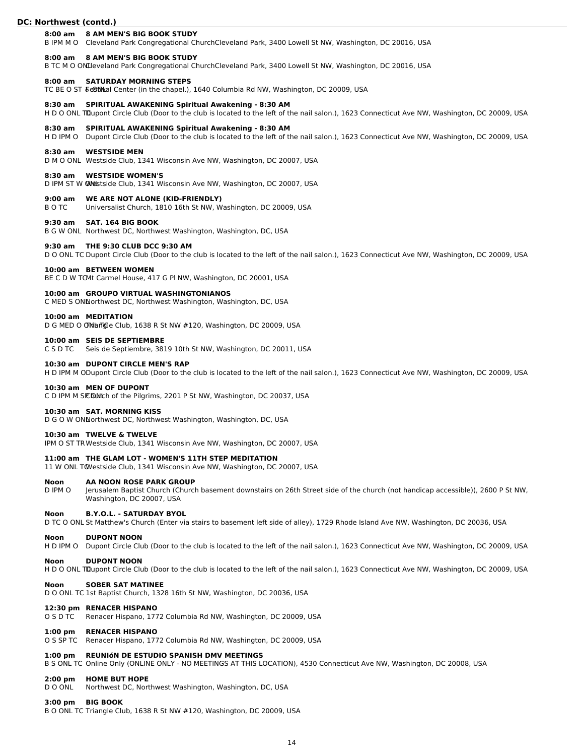## DC: Northwest (contd.)

**8:00 am** **8 AM MEN'S BIG BOOK STUDY**
B IPM M O Cleveland Park Congregational ChurchCleveland Park, 3400 Lowell St NW, Washington, DC 20016, USA

**8:00 am** **8 AM MEN'S BIG BOOK STUDY**
B TC M O ONL Cleveland Park Congregational ChurchCleveland Park, 3400 Lowell St NW, Washington, DC 20016, USA

**8:00 am** **SATURDAY MORNING STEPS**
TC BE O ST ONL Festival Center (in the chapel.), 1640 Columbia Rd NW, Washington, DC 20009, USA

**8:30 am** **SPIRITUAL AWAKENING Spiritual Awakening - 8:30 AM**
H D O ONL TC Dupont Circle Club (Door to the club is located to the left of the nail salon.), 1623 Connecticut Ave NW, Washington, DC 20009, USA

**8:30 am** **SPIRITUAL AWAKENING Spiritual Awakening - 8:30 AM**
H D IPM O Dupont Circle Club (Door to the club is located to the left of the nail salon.), 1623 Connecticut Ave NW, Washington, DC 20009, USA

**8:30 am** **WESTSIDE MEN**
D M O ONL Westside Club, 1341 Wisconsin Ave NW, Washington, DC 20007, USA

**8:30 am** **WESTSIDE WOMEN'S**
D IPM ST W ON Westside Club, 1341 Wisconsin Ave NW, Washington, DC 20007, USA

**9:00 am** **WE ARE NOT ALONE (KID-FRIENDLY)**
B O TC Universalist Church, 1810 16th St NW, Washington, DC 20009, USA

**9:30 am** **SAT. 164 BIG BOOK**
B G W ONL Northwest DC, Northwest Washington, Washington, DC, USA

**9:30 am** **THE 9:30 CLUB DCC 9:30 AM**
D O ONL TC Dupont Circle Club (Door to the club is located to the left of the nail salon.), 1623 Connecticut Ave NW, Washington, DC 20009, USA

**10:00 am** **BETWEEN WOMEN**
BE C D W TC Mt Carmel House, 417 G Pl NW, Washington, DC 20001, USA

**10:00 am** **GROUPO VIRTUAL WASHINGTONIANOS**
C MED S ONL Northwest DC, Northwest Washington, Washington, DC, USA

**10:00 am** **MEDITATION**
D G MED O ONL TC Triangle Club, 1638 R St NW #120, Washington, DC 20009, USA

**10:00 am** **SEIS DE SEPTIEMBRE**
C S D TC Seis de Septiembre, 3819 10th St NW, Washington, DC 20011, USA

**10:30 am** **DUPONT CIRCLE MEN'S RAP**
H D IPM M O Dupont Circle Club (Door to the club is located to the left of the nail salon.), 1623 Connecticut Ave NW, Washington, DC 20009, USA

**10:30 am** **MEN OF DUPONT**
C D IPM M SP ONL Church of the Pilgrims, 2201 P St NW, Washington, DC 20037, USA

**10:30 am** **SAT. MORNING KISS**
D G O W ONL Northwest DC, Northwest Washington, Washington, DC, USA

**10:30 am** **TWELVE & TWELVE**
IPM O ST TR Westside Club, 1341 Wisconsin Ave NW, Washington, DC 20007, USA

**11:00 am** **THE GLAM LOT - WOMEN'S 11TH STEP MEDITATION**
11 W ONL TC Westside Club, 1341 Wisconsin Ave NW, Washington, DC 20007, USA

**Noon** **AA NOON ROSE PARK GROUP**
D IPM O Jerusalem Baptist Church (Church basement downstairs on 26th Street side of the church (not handicap accessible)), 2600 P St NW, Washington, DC 20007, USA

**Noon** **B.Y.O.L. - SATURDAY BYOL**
D TC O ONL St Matthew's Church (Enter via stairs to basement left side of alley), 1729 Rhode Island Ave NW, Washington, DC 20036, USA

**Noon** **DUPONT NOON**
H D IPM O Dupont Circle Club (Door to the club is located to the left of the nail salon.), 1623 Connecticut Ave NW, Washington, DC 20009, USA

**Noon** **DUPONT NOON**
H D O ONL TC Dupont Circle Club (Door to the club is located to the left of the nail salon.), 1623 Connecticut Ave NW, Washington, DC 20009, USA

**Noon** **SOBER SAT MATINEE**
D O ONL TC 1st Baptist Church, 1328 16th St NW, Washington, DC 20036, USA

**12:30 pm** **RENACER HISPANO**
O S D TC Renacer Hispano, 1772 Columbia Rd NW, Washington, DC 20009, USA

**1:00 pm** **RENACER HISPANO**
O S SP TC Renacer Hispano, 1772 Columbia Rd NW, Washington, DC 20009, USA

**1:00 pm** **REUNIóN DE ESTUDIO SPANISH DMV MEETINGS**
B S ONL TC Online Only (ONLINE ONLY - NO MEETINGS AT THIS LOCATION), 4530 Connecticut Ave NW, Washington, DC 20008, USA

**2:00 pm** **HOME BUT HOPE**
D O ONL Northwest DC, Northwest Washington, Washington, DC, USA

**3:00 pm** **BIG BOOK**
B O ONL TC Triangle Club, 1638 R St NW #120, Washington, DC 20009, USA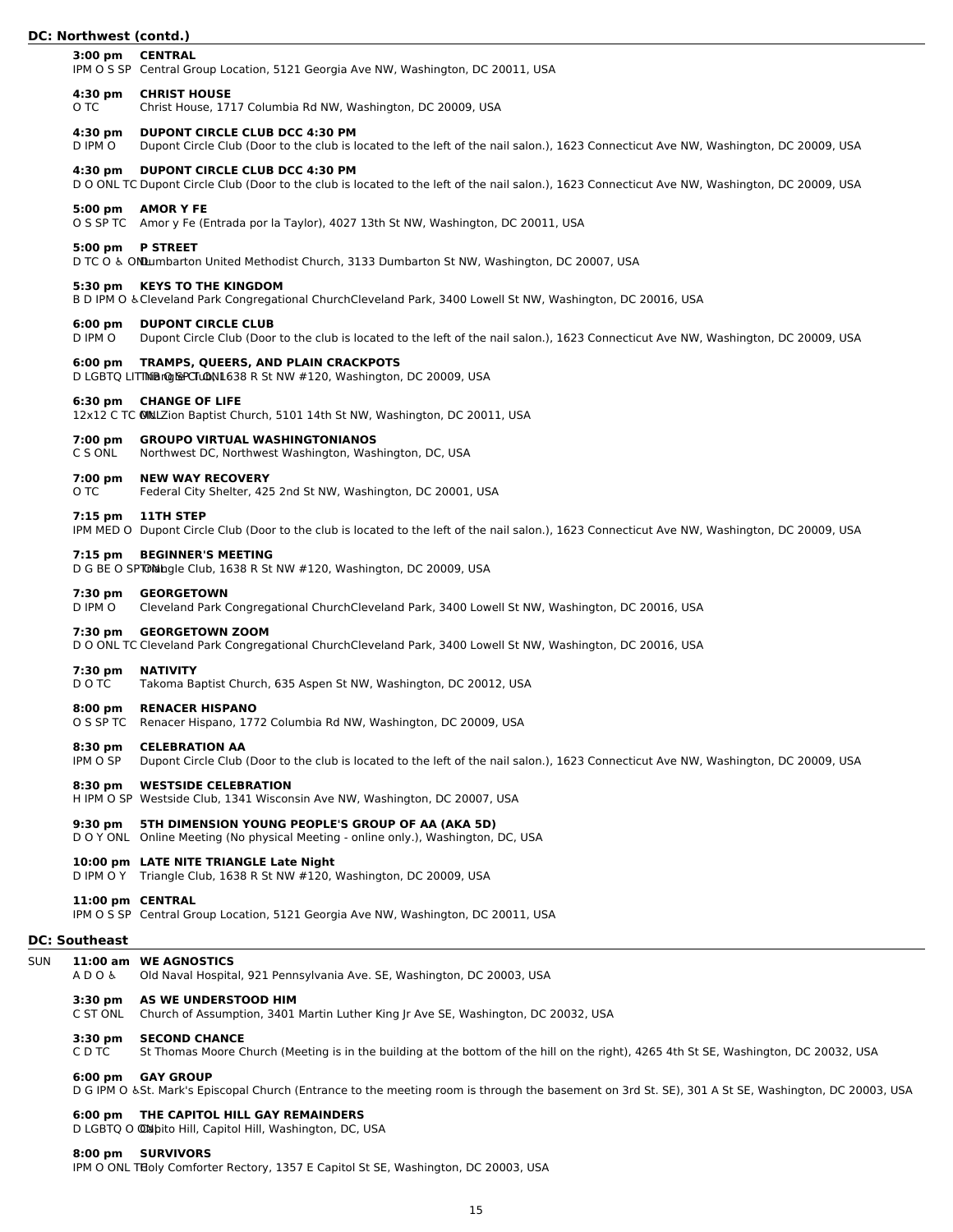## DC: Northwest (contd.)

**3:00 pm CENTRAL**
IPM O S SP Central Group Location, 5121 Georgia Ave NW, Washington, DC 20011, USA

**4:30 pm CHRIST HOUSE**
O TC Christ House, 1717 Columbia Rd NW, Washington, DC 20009, USA

**4:30 pm DUPONT CIRCLE CLUB DCC 4:30 PM**
D IPM O Dupont Circle Club (Door to the club is located to the left of the nail salon.), 1623 Connecticut Ave NW, Washington, DC 20009, USA

**4:30 pm DUPONT CIRCLE CLUB DCC 4:30 PM**
D O ONL TC Dupont Circle Club (Door to the club is located to the left of the nail salon.), 1623 Connecticut Ave NW, Washington, DC 20009, USA

**5:00 pm AMOR Y FE**
O S SP TC Amor y Fe (Entrada por la Taylor), 4027 13th St NW, Washington, DC 20011, USA

**5:00 pm P STREET**
D TC O ♿ ONL Dumbarton United Methodist Church, 3133 Dumbarton St NW, Washington, DC 20007, USA

**5:30 pm KEYS TO THE KINGDOM**
B D IPM O ♿ Cleveland Park Congregational ChurchCleveland Park, 3400 Lowell St NW, Washington, DC 20016, USA

**6:00 pm DUPONT CIRCLE CLUB**
D IPM O Dupont Circle Club (Door to the club is located to the left of the nail salon.), 1623 Connecticut Ave NW, Washington, DC 20009, USA

**6:00 pm TRAMPS, QUEERS, AND PLAIN CRACKPOTS**
D LGBTQ LIT IPM O SP TC ONL Triangle Club, 1638 R St NW #120, Washington, DC 20009, USA

**6:30 pm CHANGE OF LIFE**
12x12 C TC ONL Mt. Zion Baptist Church, 5101 14th St NW, Washington, DC 20011, USA

**7:00 pm GROUPO VIRTUAL WASHINGTONIANOS**
C S ONL Northwest DC, Northwest Washington, Washington, DC, USA

**7:00 pm NEW WAY RECOVERY**
O TC Federal City Shelter, 425 2nd St NW, Washington, DC 20001, USA

**7:15 pm 11TH STEP**
IPM MED O Dupont Circle Club (Door to the club is located to the left of the nail salon.), 1623 Connecticut Ave NW, Washington, DC 20009, USA

**7:15 pm BEGINNER'S MEETING**
D G BE O SP TC ONL Triangle Club, 1638 R St NW #120, Washington, DC 20009, USA

**7:30 pm GEORGETOWN**
D IPM O Cleveland Park Congregational ChurchCleveland Park, 3400 Lowell St NW, Washington, DC 20016, USA

**7:30 pm GEORGETOWN ZOOM**
D O ONL TC Cleveland Park Congregational ChurchCleveland Park, 3400 Lowell St NW, Washington, DC 20016, USA

**7:30 pm NATIVITY**
D O TC Takoma Baptist Church, 635 Aspen St NW, Washington, DC 20012, USA

**8:00 pm RENACER HISPANO**
O S SP TC Renacer Hispano, 1772 Columbia Rd NW, Washington, DC 20009, USA

**8:30 pm CELEBRATION AA**
IPM O SP Dupont Circle Club (Door to the club is located to the left of the nail salon.), 1623 Connecticut Ave NW, Washington, DC 20009, USA

**8:30 pm WESTSIDE CELEBRATION**
H IPM O SP Westside Club, 1341 Wisconsin Ave NW, Washington, DC 20007, USA

**9:30 pm 5TH DIMENSION YOUNG PEOPLE'S GROUP OF AA (AKA 5D)**
D O Y ONL Online Meeting (No physical Meeting - online only.), Washington, DC, USA

**10:00 pm LATE NITE TRIANGLE Late Night**
D IPM O Y Triangle Club, 1638 R St NW #120, Washington, DC 20009, USA

**11:00 pm CENTRAL**
IPM O S SP Central Group Location, 5121 Georgia Ave NW, Washington, DC 20011, USA

## DC: Southeast

SUN

**11:00 am WE AGNOSTICS**
A D O ♿ Old Naval Hospital, 921 Pennsylvania Ave. SE, Washington, DC 20003, USA

**3:30 pm AS WE UNDERSTOOD HIM**
C ST ONL Church of Assumption, 3401 Martin Luther King Jr Ave SE, Washington, DC 20032, USA

**3:30 pm SECOND CHANCE**
C D TC St Thomas Moore Church (Meeting is in the building at the bottom of the hill on the right), 4265 4th St SE, Washington, DC 20032, USA

**6:00 pm GAY GROUP**
D G IPM O ♿ St. Mark's Episcopal Church (Entrance to the meeting room is through the basement on 3rd St. SE), 301 A St SE, Washington, DC 20003, USA

**6:00 pm THE CAPITOL HILL GAY REMAINDERS**
D LGBTQ O ONL Capito Hill, Capitol Hill, Washington, DC, USA

**8:00 pm SURVIVORS**
IPM O ONL TC Holy Comforter Rectory, 1357 E Capitol St SE, Washington, DC 20003, USA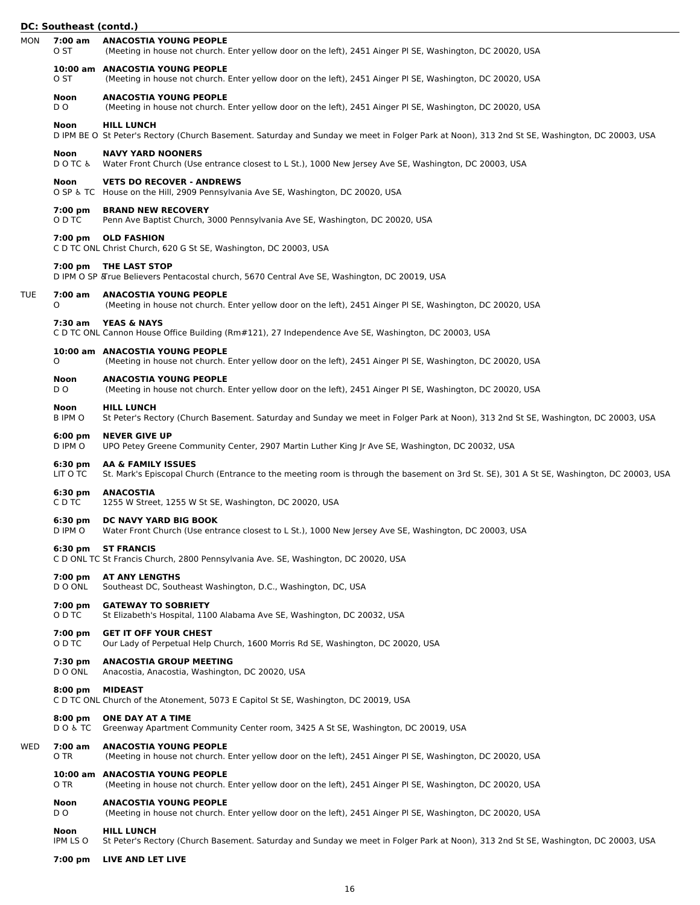## DC: Southeast (contd.)

**MON**

**7:00 am** — **ANACOSTIA YOUNG PEOPLE**
O ST — (Meeting in house not church. Enter yellow door on the left), 2451 Ainger Pl SE, Washington, DC 20020, USA

**10:00 am** — **ANACOSTIA YOUNG PEOPLE**
O ST — (Meeting in house not church. Enter yellow door on the left), 2451 Ainger Pl SE, Washington, DC 20020, USA

**Noon** — **ANACOSTIA YOUNG PEOPLE**
D O — (Meeting in house not church. Enter yellow door on the left), 2451 Ainger Pl SE, Washington, DC 20020, USA

**Noon** — **HILL LUNCH**
D IPM BE O — St Peter's Rectory (Church Basement. Saturday and Sunday we meet in Folger Park at Noon), 313 2nd St SE, Washington, DC 20003, USA

**Noon** — **NAVY YARD NOONERS**
D O TC ♿ — Water Front Church (Use entrance closest to L St.), 1000 New Jersey Ave SE, Washington, DC 20003, USA

**Noon** — **VETS DO RECOVER - ANDREWS**
O SP ♿ TC — House on the Hill, 2909 Pennsylvania Ave SE, Washington, DC 20020, USA

**7:00 pm** — **BRAND NEW RECOVERY**
O D TC — Penn Ave Baptist Church, 3000 Pennsylvania Ave SE, Washington, DC 20020, USA

**7:00 pm** — **OLD FASHION**
C D TC ONL — Christ Church, 620 G St SE, Washington, DC 20003, USA

**7:00 pm** — **THE LAST STOP**
D IPM O SP ♿ — True Believers Pentacostal church, 5670 Central Ave SE, Washington, DC 20019, USA

**TUE**

**7:00 am** — **ANACOSTIA YOUNG PEOPLE**
O — (Meeting in house not church. Enter yellow door on the left), 2451 Ainger Pl SE, Washington, DC 20020, USA

**7:30 am** — **YEAS & NAYS**
C D TC ONL — Cannon House Office Building (Rm#121), 27 Independence Ave SE, Washington, DC 20003, USA

**10:00 am** — **ANACOSTIA YOUNG PEOPLE**
O — (Meeting in house not church. Enter yellow door on the left), 2451 Ainger Pl SE, Washington, DC 20020, USA

**Noon** — **ANACOSTIA YOUNG PEOPLE**
D O — (Meeting in house not church. Enter yellow door on the left), 2451 Ainger Pl SE, Washington, DC 20020, USA

**Noon** — **HILL LUNCH**
B IPM O — St Peter's Rectory (Church Basement. Saturday and Sunday we meet in Folger Park at Noon), 313 2nd St SE, Washington, DC 20003, USA

**6:00 pm** — **NEVER GIVE UP**
D IPM O — UPO Petey Greene Community Center, 2907 Martin Luther King Jr Ave SE, Washington, DC 20032, USA

**6:30 pm** — **AA & FAMILY ISSUES**
LIT O TC — St. Mark's Episcopal Church (Entrance to the meeting room is through the basement on 3rd St. SE), 301 A St SE, Washington, DC 20003, USA

**6:30 pm** — **ANACOSTIA**
C D TC — 1255 W Street, 1255 W St SE, Washington, DC 20020, USA

**6:30 pm** — **DC NAVY YARD BIG BOOK**
D IPM O — Water Front Church (Use entrance closest to L St.), 1000 New Jersey Ave SE, Washington, DC 20003, USA

**6:30 pm** — **ST FRANCIS**
C D ONL TC — St Francis Church, 2800 Pennsylvania Ave. SE, Washington, DC 20020, USA

**7:00 pm** — **AT ANY LENGTHS**
D O ONL — Southeast DC, Southeast Washington, D.C., Washington, DC, USA

**7:00 pm** — **GATEWAY TO SOBRIETY**
O D TC — St Elizabeth's Hospital, 1100 Alabama Ave SE, Washington, DC 20032, USA

**7:00 pm** — **GET IT OFF YOUR CHEST**
O D TC — Our Lady of Perpetual Help Church, 1600 Morris Rd SE, Washington, DC 20020, USA

**7:30 pm** — **ANACOSTIA GROUP MEETING**
D O ONL — Anacostia, Anacostia, Washington, DC 20020, USA

**8:00 pm** — **MIDEAST**
C D TC ONL — Church of the Atonement, 5073 E Capitol St SE, Washington, DC 20019, USA

**8:00 pm** — **ONE DAY AT A TIME**
D O ♿ TC — Greenway Apartment Community Center room, 3425 A St SE, Washington, DC 20019, USA

**WED**

**7:00 am** — **ANACOSTIA YOUNG PEOPLE**
O TR — (Meeting in house not church. Enter yellow door on the left), 2451 Ainger Pl SE, Washington, DC 20020, USA

**10:00 am** — **ANACOSTIA YOUNG PEOPLE**
O TR — (Meeting in house not church. Enter yellow door on the left), 2451 Ainger Pl SE, Washington, DC 20020, USA

**Noon** — **ANACOSTIA YOUNG PEOPLE**
D O — (Meeting in house not church. Enter yellow door on the left), 2451 Ainger Pl SE, Washington, DC 20020, USA

**Noon** — **HILL LUNCH**
IPM LS O — St Peter's Rectory (Church Basement. Saturday and Sunday we meet in Folger Park at Noon), 313 2nd St SE, Washington, DC 20003, USA

**7:00 pm** — **LIVE AND LET LIVE**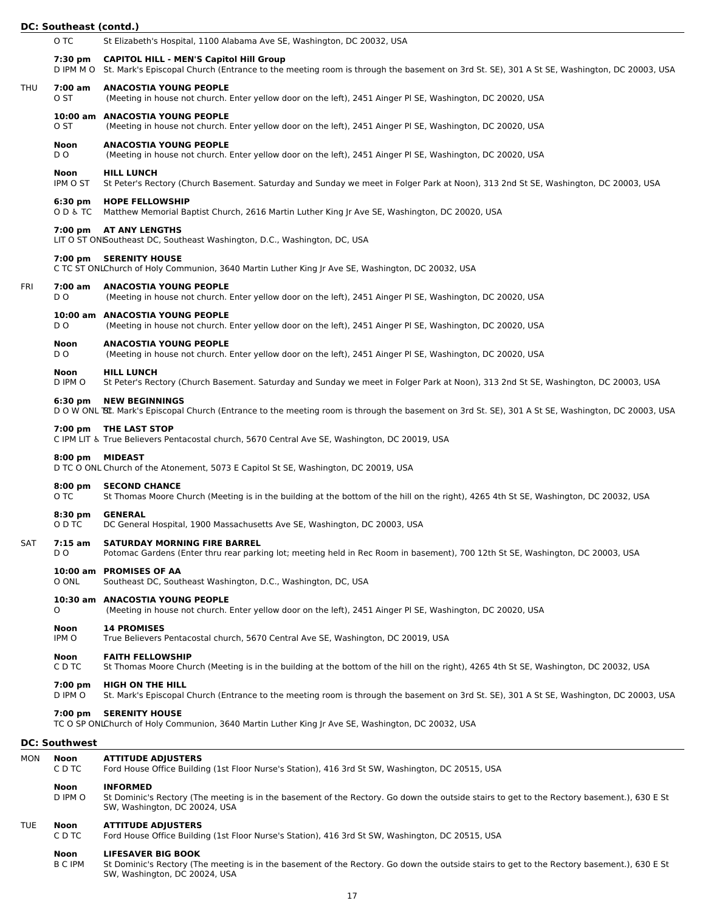## DC: Southeast (contd.)

O TC — St Elizabeth's Hospital, 1100 Alabama Ave SE, Washington, DC 20032, USA

**7:30 pm** **CAPITOL HILL - MEN'S Capitol Hill Group**
D IPM M O — St. Mark's Episcopal Church (Entrance to the meeting room is through the basement on 3rd St. SE), 301 A St SE, Washington, DC 20003, USA

### THU

**7:00 am** **ANACOSTIA YOUNG PEOPLE**
O ST — (Meeting in house not church. Enter yellow door on the left), 2451 Ainger Pl SE, Washington, DC 20020, USA

**10:00 am** **ANACOSTIA YOUNG PEOPLE**
O ST — (Meeting in house not church. Enter yellow door on the left), 2451 Ainger Pl SE, Washington, DC 20020, USA

**Noon** **ANACOSTIA YOUNG PEOPLE**
D O — (Meeting in house not church. Enter yellow door on the left), 2451 Ainger Pl SE, Washington, DC 20020, USA

**Noon** **HILL LUNCH**
IPM O ST — St Peter's Rectory (Church Basement. Saturday and Sunday we meet in Folger Park at Noon), 313 2nd St SE, Washington, DC 20003, USA

**6:30 pm** **HOPE FELLOWSHIP**
O D ♿ TC — Matthew Memorial Baptist Church, 2616 Martin Luther King Jr Ave SE, Washington, DC 20020, USA

**7:00 pm** **AT ANY LENGTHS**
LIT O ST ONL — Southeast DC, Southeast Washington, D.C., Washington, DC, USA

**7:00 pm** **SERENITY HOUSE**
C TC ST ONL — Church of Holy Communion, 3640 Martin Luther King Jr Ave SE, Washington, DC 20032, USA

### FRI

**7:00 am** **ANACOSTIA YOUNG PEOPLE**
D O — (Meeting in house not church. Enter yellow door on the left), 2451 Ainger Pl SE, Washington, DC 20020, USA

**10:00 am** **ANACOSTIA YOUNG PEOPLE**
D O — (Meeting in house not church. Enter yellow door on the left), 2451 Ainger Pl SE, Washington, DC 20020, USA

**Noon** **ANACOSTIA YOUNG PEOPLE**
D O — (Meeting in house not church. Enter yellow door on the left), 2451 Ainger Pl SE, Washington, DC 20020, USA

**Noon** **HILL LUNCH**
D IPM O — St Peter's Rectory (Church Basement. Saturday and Sunday we meet in Folger Park at Noon), 313 2nd St SE, Washington, DC 20003, USA

**6:30 pm** **NEW BEGINNINGS**
D O W ONL TC — St. Mark's Episcopal Church (Entrance to the meeting room is through the basement on 3rd St. SE), 301 A St SE, Washington, DC 20003, USA

**7:00 pm** **THE LAST STOP**
C IPM LIT ♿ — True Believers Pentacostal church, 5670 Central Ave SE, Washington, DC 20019, USA

**8:00 pm** **MIDEAST**
D TC O ONL — Church of the Atonement, 5073 E Capitol St SE, Washington, DC 20019, USA

**8:00 pm** **SECOND CHANCE**
O TC — St Thomas Moore Church (Meeting is in the building at the bottom of the hill on the right), 4265 4th St SE, Washington, DC 20032, USA

**8:30 pm** **GENERAL**
O D TC — DC General Hospital, 1900 Massachusetts Ave SE, Washington, DC 20003, USA

### SAT

**7:15 am** **SATURDAY MORNING FIRE BARREL**
D O — Potomac Gardens (Enter thru rear parking lot; meeting held in Rec Room in basement), 700 12th St SE, Washington, DC 20003, USA

**10:00 am** **PROMISES OF AA**
O ONL — Southeast DC, Southeast Washington, D.C., Washington, DC, USA

**10:30 am** **ANACOSTIA YOUNG PEOPLE**
O — (Meeting in house not church. Enter yellow door on the left), 2451 Ainger Pl SE, Washington, DC 20020, USA

**Noon** **14 PROMISES**
IPM O — True Believers Pentacostal church, 5670 Central Ave SE, Washington, DC 20019, USA

**Noon** **FAITH FELLOWSHIP**
C D TC — St Thomas Moore Church (Meeting is in the building at the bottom of the hill on the right), 4265 4th St SE, Washington, DC 20032, USA

**7:00 pm** **HIGH ON THE HILL**
D IPM O — St. Mark's Episcopal Church (Entrance to the meeting room is through the basement on 3rd St. SE), 301 A St SE, Washington, DC 20003, USA

**7:00 pm** **SERENITY HOUSE**
TC O SP ONL — Church of Holy Communion, 3640 Martin Luther King Jr Ave SE, Washington, DC 20032, USA

## DC: Southwest

### MON

**Noon** **ATTITUDE ADJUSTERS**
C D TC — Ford House Office Building (1st Floor Nurse's Station), 416 3rd St SW, Washington, DC 20515, USA

**Noon** **INFORMED**
D IPM O — St Dominic's Rectory (The meeting is in the basement of the Rectory. Go down the outside stairs to get to the Rectory basement.), 630 E St SW, Washington, DC 20024, USA

### TUE

**Noon** **ATTITUDE ADJUSTERS**
C D TC — Ford House Office Building (1st Floor Nurse's Station), 416 3rd St SW, Washington, DC 20515, USA

**Noon** **LIFESAVER BIG BOOK**
B C IPM — St Dominic's Rectory (The meeting is in the basement of the Rectory. Go down the outside stairs to get to the Rectory basement.), 630 E St SW, Washington, DC 20024, USA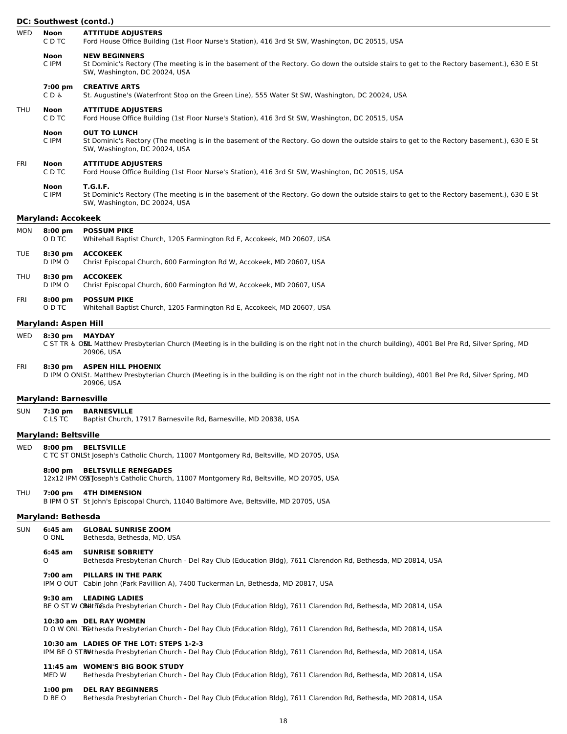## DC: Southwest (contd.)

**WED**

**Noon** — **ATTITUDE ADJUSTERS**
C D TC
Ford House Office Building (1st Floor Nurse's Station), 416 3rd St SW, Washington, DC 20515, USA

**Noon** — **NEW BEGINNERS**
C IPM
St Dominic's Rectory (The meeting is in the basement of the Rectory. Go down the outside stairs to get to the Rectory basement.), 630 E St SW, Washington, DC 20024, USA

**7:00 pm** — **CREATIVE ARTS**
C D ♿
St. Augustine's (Waterfront Stop on the Green Line), 555 Water St SW, Washington, DC 20024, USA

**THU**

**Noon** — **ATTITUDE ADJUSTERS**
C D TC
Ford House Office Building (1st Floor Nurse's Station), 416 3rd St SW, Washington, DC 20515, USA

**Noon** — **OUT TO LUNCH**
C IPM
St Dominic's Rectory (The meeting is in the basement of the Rectory. Go down the outside stairs to get to the Rectory basement.), 630 E St SW, Washington, DC 20024, USA

**FRI**

**Noon** — **ATTITUDE ADJUSTERS**
C D TC
Ford House Office Building (1st Floor Nurse's Station), 416 3rd St SW, Washington, DC 20515, USA

**Noon** — **T.G.I.F.**
C IPM
St Dominic's Rectory (The meeting is in the basement of the Rectory. Go down the outside stairs to get to the Rectory basement.), 630 E St SW, Washington, DC 20024, USA

## Maryland: Accokeek

**MON**

**8:00 pm** — **POSSUM PIKE**
O D TC
Whitehall Baptist Church, 1205 Farmington Rd E, Accokeek, MD 20607, USA

**TUE**

**8:30 pm** — **ACCOKEEK**
D IPM O
Christ Episcopal Church, 600 Farmington Rd W, Accokeek, MD 20607, USA

**THU**

**8:30 pm** — **ACCOKEEK**
D IPM O
Christ Episcopal Church, 600 Farmington Rd W, Accokeek, MD 20607, USA

**FRI**

**8:00 pm** — **POSSUM PIKE**
O D TC
Whitehall Baptist Church, 1205 Farmington Rd E, Accokeek, MD 20607, USA

## Maryland: Aspen Hill

**WED**

**8:30 pm** — **MAYDAY**
C ST TR ♿ O ONL
St. Matthew Presbyterian Church (Meeting is in the building is on the right not in the church building), 4001 Bel Pre Rd, Silver Spring, MD 20906, USA

**FRI**

**8:30 pm** — **ASPEN HILL PHOENIX**
D IPM O ONL
St. Matthew Presbyterian Church (Meeting is in the building is on the right not in the church building), 4001 Bel Pre Rd, Silver Spring, MD 20906, USA

## Maryland: Barnesville

**SUN**

**7:30 pm** — **BARNESVILLE**
C LS TC
Baptist Church, 17917 Barnesville Rd, Barnesville, MD 20838, USA

## Maryland: Beltsville

**WED**

**8:00 pm** — **BELTSVILLE**
C TC ST ONL
St Joseph's Catholic Church, 11007 Montgomery Rd, Beltsville, MD 20705, USA

**8:00 pm** — **BELTSVILLE RENEGADES**
12x12 IPM O ST
St Joseph's Catholic Church, 11007 Montgomery Rd, Beltsville, MD 20705, USA

**THU**

**7:00 pm** — **4TH DIMENSION**
B IPM O ST
St John's Episcopal Church, 11040 Baltimore Ave, Beltsville, MD 20705, USA

## Maryland: Bethesda

**SUN**

**6:45 am** — **GLOBAL SUNRISE ZOOM**
O ONL
Bethesda, Bethesda, MD, USA

**6:45 am** — **SUNRISE SOBRIETY**
O
Bethesda Presbyterian Church - Del Ray Club (Education Bldg), 7611 Clarendon Rd, Bethesda, MD 20814, USA

**7:00 am** — **PILLARS IN THE PARK**
IPM O OUT
Cabin John (Park Pavillion A), 7400 Tuckerman Ln, Bethesda, MD 20817, USA

**9:30 am** — **LEADING LADIES**
BE O ST W ONL TC
Bethesda Presbyterian Church - Del Ray Club (Education Bldg), 7611 Clarendon Rd, Bethesda, MD 20814, USA

**10:30 am** — **DEL RAY WOMEN**
D O W ONL TC
Bethesda Presbyterian Church - Del Ray Club (Education Bldg), 7611 Clarendon Rd, Bethesda, MD 20814, USA

**10:30 am** — **LADIES OF THE LOT: STEPS 1-2-3**
IPM BE O ST W
Bethesda Presbyterian Church - Del Ray Club (Education Bldg), 7611 Clarendon Rd, Bethesda, MD 20814, USA

**11:45 am** — **WOMEN'S BIG BOOK STUDY**
MED W
Bethesda Presbyterian Church - Del Ray Club (Education Bldg), 7611 Clarendon Rd, Bethesda, MD 20814, USA

**1:00 pm** — **DEL RAY BEGINNERS**
D BE O
Bethesda Presbyterian Church - Del Ray Club (Education Bldg), 7611 Clarendon Rd, Bethesda, MD 20814, USA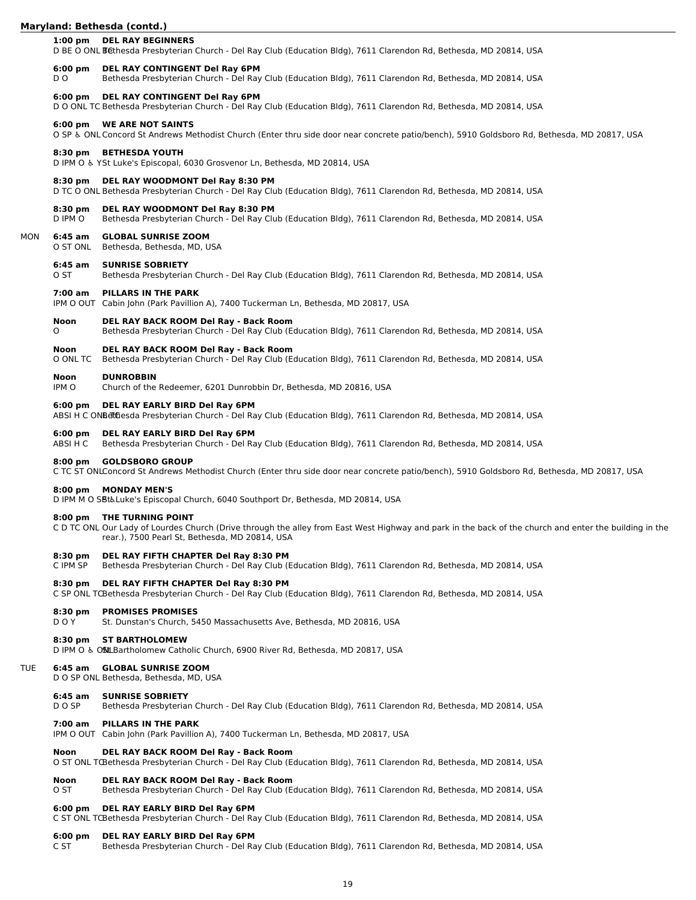## Maryland: Bethesda (contd.)

**1:00 pm** **DEL RAY BEGINNERS**
D BE O ONL TC Bethesda Presbyterian Church - Del Ray Club (Education Bldg), 7611 Clarendon Rd, Bethesda, MD 20814, USA

**6:00 pm** **DEL RAY CONTINGENT Del Ray 6PM**
D O Bethesda Presbyterian Church - Del Ray Club (Education Bldg), 7611 Clarendon Rd, Bethesda, MD 20814, USA

**6:00 pm** **DEL RAY CONTINGENT Del Ray 6PM**
D O ONL TC Bethesda Presbyterian Church - Del Ray Club (Education Bldg), 7611 Clarendon Rd, Bethesda, MD 20814, USA

**6:00 pm** **WE ARE NOT SAINTS**
O SP ♿ ONL Concord St Andrews Methodist Church (Enter thru side door near concrete patio/bench), 5910 Goldsboro Rd, Bethesda, MD 20817, USA

**8:30 pm** **BETHESDA YOUTH**
D IPM O ♿ Y St Luke's Episcopal, 6030 Grosvenor Ln, Bethesda, MD 20814, USA

**8:30 pm** **DEL RAY WOODMONT Del Ray 8:30 PM**
D TC O ONL Bethesda Presbyterian Church - Del Ray Club (Education Bldg), 7611 Clarendon Rd, Bethesda, MD 20814, USA

**8:30 pm** **DEL RAY WOODMONT Del Ray 8:30 PM**
D IPM O Bethesda Presbyterian Church - Del Ray Club (Education Bldg), 7611 Clarendon Rd, Bethesda, MD 20814, USA

MON

**6:45 am** **GLOBAL SUNRISE ZOOM**
O ST ONL Bethesda, Bethesda, MD, USA

**6:45 am** **SUNRISE SOBRIETY**
O ST Bethesda Presbyterian Church - Del Ray Club (Education Bldg), 7611 Clarendon Rd, Bethesda, MD 20814, USA

**7:00 am** **PILLARS IN THE PARK**
IPM O OUT Cabin John (Park Pavillion A), 7400 Tuckerman Ln, Bethesda, MD 20817, USA

**Noon** **DEL RAY BACK ROOM Del Ray - Back Room**
O Bethesda Presbyterian Church - Del Ray Club (Education Bldg), 7611 Clarendon Rd, Bethesda, MD 20814, USA

**Noon** **DEL RAY BACK ROOM Del Ray - Back Room**
O ONL TC Bethesda Presbyterian Church - Del Ray Club (Education Bldg), 7611 Clarendon Rd, Bethesda, MD 20814, USA

**Noon** **DUNROBBIN**
IPM O Church of the Redeemer, 6201 Dunrobbin Dr, Bethesda, MD 20816, USA

**6:00 pm** **DEL RAY EARLY BIRD Del Ray 6PM**
ABSI H C ONL TC Bethesda Presbyterian Church - Del Ray Club (Education Bldg), 7611 Clarendon Rd, Bethesda, MD 20814, USA

**6:00 pm** **DEL RAY EARLY BIRD Del Ray 6PM**
ABSI H C Bethesda Presbyterian Church - Del Ray Club (Education Bldg), 7611 Clarendon Rd, Bethesda, MD 20814, USA

**8:00 pm** **GOLDSBORO GROUP**
C TC ST ONL Concord St Andrews Methodist Church (Enter thru side door near concrete patio/bench), 5910 Goldsboro Rd, Bethesda, MD 20817, USA

**8:00 pm** **MONDAY MEN'S**
D IPM M O SP ♿ St Luke's Episcopal Church, 6040 Southport Dr, Bethesda, MD 20814, USA

**8:00 pm** **THE TURNING POINT**
C D TC ONL Our Lady of Lourdes Church (Drive through the alley from East West Highway and park in the back of the church and enter the building in the rear.), 7500 Pearl St, Bethesda, MD 20814, USA

**8:30 pm** **DEL RAY FIFTH CHAPTER Del Ray 8:30 PM**
C IPM SP Bethesda Presbyterian Church - Del Ray Club (Education Bldg), 7611 Clarendon Rd, Bethesda, MD 20814, USA

**8:30 pm** **DEL RAY FIFTH CHAPTER Del Ray 8:30 PM**
C SP ONL TC Bethesda Presbyterian Church - Del Ray Club (Education Bldg), 7611 Clarendon Rd, Bethesda, MD 20814, USA

**8:30 pm** **PROMISES PROMISES**
D O Y St. Dunstan's Church, 5450 Massachusetts Ave, Bethesda, MD 20816, USA

**8:30 pm** **ST BARTHOLOMEW**
D IPM O ♿ ONL St Bartholomew Catholic Church, 6900 River Rd, Bethesda, MD 20817, USA

TUE

**6:45 am** **GLOBAL SUNRISE ZOOM**
D O SP ONL Bethesda, Bethesda, MD, USA

**6:45 am** **SUNRISE SOBRIETY**
D O SP Bethesda Presbyterian Church - Del Ray Club (Education Bldg), 7611 Clarendon Rd, Bethesda, MD 20814, USA

**7:00 am** **PILLARS IN THE PARK**
IPM O OUT Cabin John (Park Pavillion A), 7400 Tuckerman Ln, Bethesda, MD 20817, USA

**Noon** **DEL RAY BACK ROOM Del Ray - Back Room**
O ST ONL TC Bethesda Presbyterian Church - Del Ray Club (Education Bldg), 7611 Clarendon Rd, Bethesda, MD 20814, USA

**Noon** **DEL RAY BACK ROOM Del Ray - Back Room**
O ST Bethesda Presbyterian Church - Del Ray Club (Education Bldg), 7611 Clarendon Rd, Bethesda, MD 20814, USA

**6:00 pm** **DEL RAY EARLY BIRD Del Ray 6PM**
C ST ONL TC Bethesda Presbyterian Church - Del Ray Club (Education Bldg), 7611 Clarendon Rd, Bethesda, MD 20814, USA

**6:00 pm** **DEL RAY EARLY BIRD Del Ray 6PM**
C ST Bethesda Presbyterian Church - Del Ray Club (Education Bldg), 7611 Clarendon Rd, Bethesda, MD 20814, USA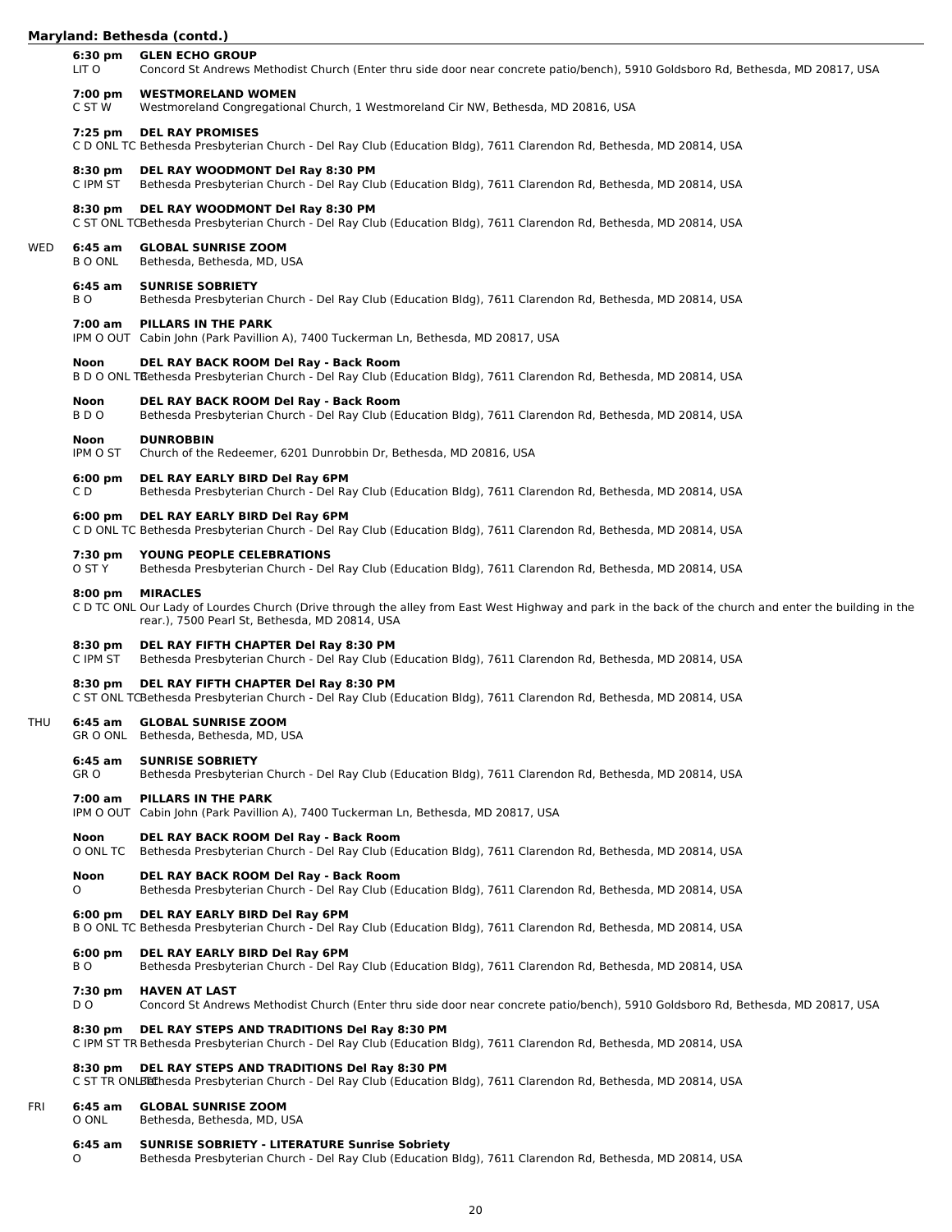## Maryland: Bethesda (contd.)

**6:30 pm** **GLEN ECHO GROUP**
LIT O — Concord St Andrews Methodist Church (Enter thru side door near concrete patio/bench), 5910 Goldsboro Rd, Bethesda, MD 20817, USA

**7:00 pm** **WESTMORELAND WOMEN**
C ST W — Westmoreland Congregational Church, 1 Westmoreland Cir NW, Bethesda, MD 20816, USA

**7:25 pm** **DEL RAY PROMISES**
C D ONL TC — Bethesda Presbyterian Church - Del Ray Club (Education Bldg), 7611 Clarendon Rd, Bethesda, MD 20814, USA

**8:30 pm** **DEL RAY WOODMONT Del Ray 8:30 PM**
C IPM ST — Bethesda Presbyterian Church - Del Ray Club (Education Bldg), 7611 Clarendon Rd, Bethesda, MD 20814, USA

**8:30 pm** **DEL RAY WOODMONT Del Ray 8:30 PM**
C ST ONL TC — Bethesda Presbyterian Church - Del Ray Club (Education Bldg), 7611 Clarendon Rd, Bethesda, MD 20814, USA

### WED

**6:45 am** **GLOBAL SUNRISE ZOOM**
B O ONL — Bethesda, Bethesda, MD, USA

**6:45 am** **SUNRISE SOBRIETY**
B O — Bethesda Presbyterian Church - Del Ray Club (Education Bldg), 7611 Clarendon Rd, Bethesda, MD 20814, USA

**7:00 am** **PILLARS IN THE PARK**
IPM O OUT — Cabin John (Park Pavillion A), 7400 Tuckerman Ln, Bethesda, MD 20817, USA

**Noon** **DEL RAY BACK ROOM Del Ray - Back Room**
B D O ONL TC — Bethesda Presbyterian Church - Del Ray Club (Education Bldg), 7611 Clarendon Rd, Bethesda, MD 20814, USA

**Noon** **DEL RAY BACK ROOM Del Ray - Back Room**
B D O — Bethesda Presbyterian Church - Del Ray Club (Education Bldg), 7611 Clarendon Rd, Bethesda, MD 20814, USA

**Noon** **DUNROBBIN**
IPM O ST — Church of the Redeemer, 6201 Dunrobbin Dr, Bethesda, MD 20816, USA

**6:00 pm** **DEL RAY EARLY BIRD Del Ray 6PM**
C D — Bethesda Presbyterian Church - Del Ray Club (Education Bldg), 7611 Clarendon Rd, Bethesda, MD 20814, USA

**6:00 pm** **DEL RAY EARLY BIRD Del Ray 6PM**
C D ONL TC — Bethesda Presbyterian Church - Del Ray Club (Education Bldg), 7611 Clarendon Rd, Bethesda, MD 20814, USA

**7:30 pm** **YOUNG PEOPLE CELEBRATIONS**
O ST Y — Bethesda Presbyterian Church - Del Ray Club (Education Bldg), 7611 Clarendon Rd, Bethesda, MD 20814, USA

**8:00 pm** **MIRACLES**
C D TC ONL — Our Lady of Lourdes Church (Drive through the alley from East West Highway and park in the back of the church and enter the building in the rear.), 7500 Pearl St, Bethesda, MD 20814, USA

**8:30 pm** **DEL RAY FIFTH CHAPTER Del Ray 8:30 PM**
C IPM ST — Bethesda Presbyterian Church - Del Ray Club (Education Bldg), 7611 Clarendon Rd, Bethesda, MD 20814, USA

**8:30 pm** **DEL RAY FIFTH CHAPTER Del Ray 8:30 PM**
C ST ONL TC — Bethesda Presbyterian Church - Del Ray Club (Education Bldg), 7611 Clarendon Rd, Bethesda, MD 20814, USA

### THU

**6:45 am** **GLOBAL SUNRISE ZOOM**
GR O ONL — Bethesda, Bethesda, MD, USA

**6:45 am** **SUNRISE SOBRIETY**
GR O — Bethesda Presbyterian Church - Del Ray Club (Education Bldg), 7611 Clarendon Rd, Bethesda, MD 20814, USA

**7:00 am** **PILLARS IN THE PARK**
IPM O OUT — Cabin John (Park Pavillion A), 7400 Tuckerman Ln, Bethesda, MD 20817, USA

**Noon** **DEL RAY BACK ROOM Del Ray - Back Room**
O ONL TC — Bethesda Presbyterian Church - Del Ray Club (Education Bldg), 7611 Clarendon Rd, Bethesda, MD 20814, USA

**Noon** **DEL RAY BACK ROOM Del Ray - Back Room**
O — Bethesda Presbyterian Church - Del Ray Club (Education Bldg), 7611 Clarendon Rd, Bethesda, MD 20814, USA

**6:00 pm** **DEL RAY EARLY BIRD Del Ray 6PM**
B O ONL TC — Bethesda Presbyterian Church - Del Ray Club (Education Bldg), 7611 Clarendon Rd, Bethesda, MD 20814, USA

**6:00 pm** **DEL RAY EARLY BIRD Del Ray 6PM**
B O — Bethesda Presbyterian Church - Del Ray Club (Education Bldg), 7611 Clarendon Rd, Bethesda, MD 20814, USA

**7:30 pm** **HAVEN AT LAST**
D O — Concord St Andrews Methodist Church (Enter thru side door near concrete patio/bench), 5910 Goldsboro Rd, Bethesda, MD 20817, USA

**8:30 pm** **DEL RAY STEPS AND TRADITIONS Del Ray 8:30 PM**
C IPM ST TR — Bethesda Presbyterian Church - Del Ray Club (Education Bldg), 7611 Clarendon Rd, Bethesda, MD 20814, USA

**8:30 pm** **DEL RAY STEPS AND TRADITIONS Del Ray 8:30 PM**
C ST TR ONL TC — Bethesda Presbyterian Church - Del Ray Club (Education Bldg), 7611 Clarendon Rd, Bethesda, MD 20814, USA

### FRI

**6:45 am** **GLOBAL SUNRISE ZOOM**
O ONL — Bethesda, Bethesda, MD, USA

**6:45 am** **SUNRISE SOBRIETY - LITERATURE Sunrise Sobriety**
O — Bethesda Presbyterian Church - Del Ray Club (Education Bldg), 7611 Clarendon Rd, Bethesda, MD 20814, USA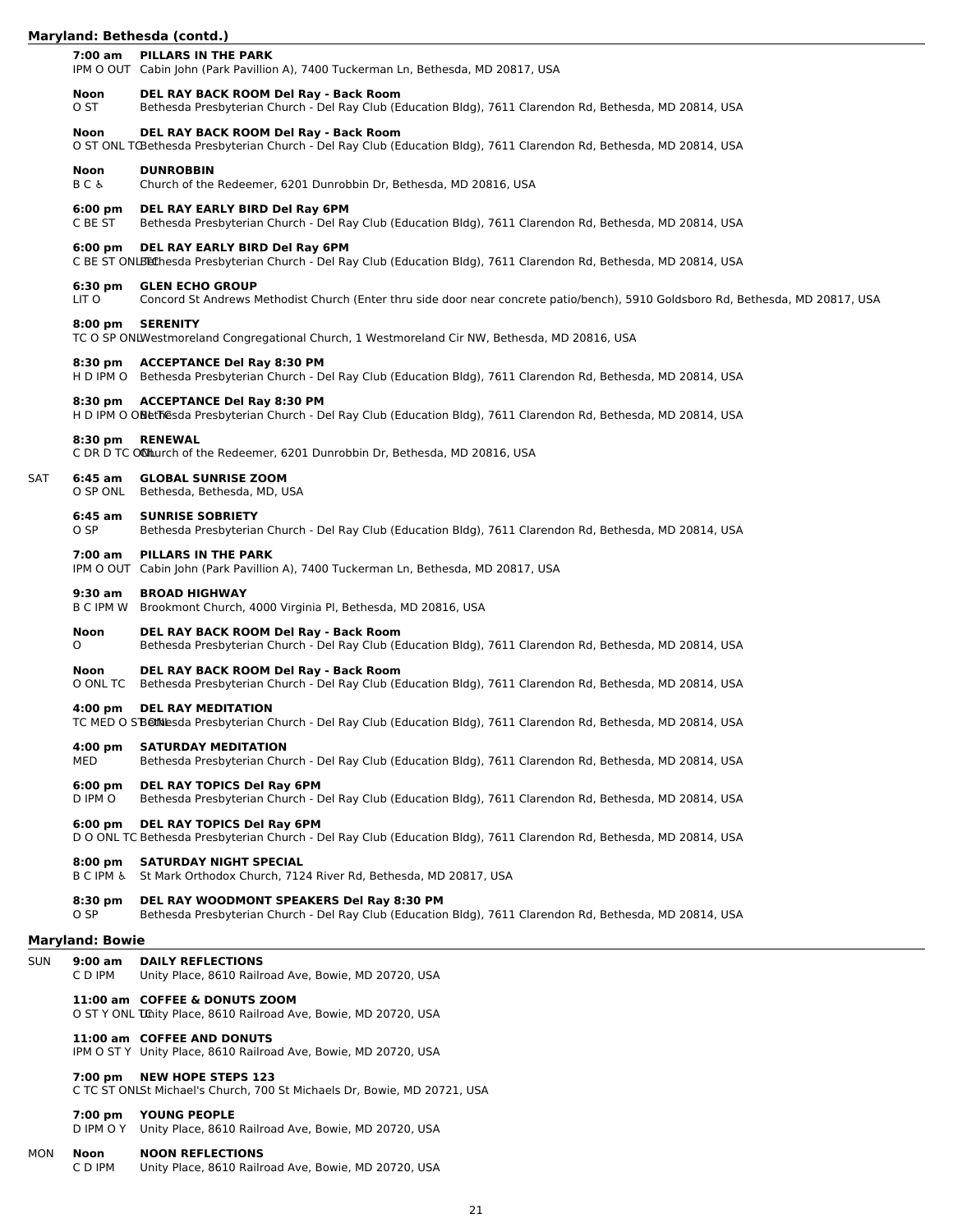## Maryland: Bethesda (contd.)

**7:00 am** **PILLARS IN THE PARK**
IPM O OUT Cabin John (Park Pavillion A), 7400 Tuckerman Ln, Bethesda, MD 20817, USA

**Noon** **DEL RAY BACK ROOM Del Ray - Back Room**
O ST Bethesda Presbyterian Church - Del Ray Club (Education Bldg), 7611 Clarendon Rd, Bethesda, MD 20814, USA

**Noon** **DEL RAY BACK ROOM Del Ray - Back Room**
O ST ONL TC Bethesda Presbyterian Church - Del Ray Club (Education Bldg), 7611 Clarendon Rd, Bethesda, MD 20814, USA

**Noon** **DUNROBBIN**
B C ♿ Church of the Redeemer, 6201 Dunrobbin Dr, Bethesda, MD 20816, USA

**6:00 pm** **DEL RAY EARLY BIRD Del Ray 6PM**
C BE ST Bethesda Presbyterian Church - Del Ray Club (Education Bldg), 7611 Clarendon Rd, Bethesda, MD 20814, USA

**6:00 pm** **DEL RAY EARLY BIRD Del Ray 6PM**
C BE ST ONL TC Bethesda Presbyterian Church - Del Ray Club (Education Bldg), 7611 Clarendon Rd, Bethesda, MD 20814, USA

**6:30 pm** **GLEN ECHO GROUP**
LIT O Concord St Andrews Methodist Church (Enter thru side door near concrete patio/bench), 5910 Goldsboro Rd, Bethesda, MD 20817, USA

**8:00 pm** **SERENITY**
TC O SP ONL Westmoreland Congregational Church, 1 Westmoreland Cir NW, Bethesda, MD 20816, USA

**8:30 pm** **ACCEPTANCE Del Ray 8:30 PM**
H D IPM O Bethesda Presbyterian Church - Del Ray Club (Education Bldg), 7611 Clarendon Rd, Bethesda, MD 20814, USA

**8:30 pm** **ACCEPTANCE Del Ray 8:30 PM**
H D IPM O ONL TC Bethesda Presbyterian Church - Del Ray Club (Education Bldg), 7611 Clarendon Rd, Bethesda, MD 20814, USA

**8:30 pm** **RENEWAL**
C DR D TC ONL Church of the Redeemer, 6201 Dunrobbin Dr, Bethesda, MD 20816, USA

SAT

**6:45 am** **GLOBAL SUNRISE ZOOM**
O SP ONL Bethesda, Bethesda, MD, USA

**6:45 am** **SUNRISE SOBRIETY**
O SP Bethesda Presbyterian Church - Del Ray Club (Education Bldg), 7611 Clarendon Rd, Bethesda, MD 20814, USA

**7:00 am** **PILLARS IN THE PARK**
IPM O OUT Cabin John (Park Pavillion A), 7400 Tuckerman Ln, Bethesda, MD 20817, USA

**9:30 am** **BROAD HIGHWAY**
B C IPM W Brookmont Church, 4000 Virginia Pl, Bethesda, MD 20816, USA

**Noon** **DEL RAY BACK ROOM Del Ray - Back Room**
O Bethesda Presbyterian Church - Del Ray Club (Education Bldg), 7611 Clarendon Rd, Bethesda, MD 20814, USA

**Noon** **DEL RAY BACK ROOM Del Ray - Back Room**
O ONL TC Bethesda Presbyterian Church - Del Ray Club (Education Bldg), 7611 Clarendon Rd, Bethesda, MD 20814, USA

**4:00 pm** **DEL RAY MEDITATION**
TC MED O ST ONL Bethesda Presbyterian Church - Del Ray Club (Education Bldg), 7611 Clarendon Rd, Bethesda, MD 20814, USA

**4:00 pm** **SATURDAY MEDITATION**
MED Bethesda Presbyterian Church - Del Ray Club (Education Bldg), 7611 Clarendon Rd, Bethesda, MD 20814, USA

**6:00 pm** **DEL RAY TOPICS Del Ray 6PM**
D IPM O Bethesda Presbyterian Church - Del Ray Club (Education Bldg), 7611 Clarendon Rd, Bethesda, MD 20814, USA

**6:00 pm** **DEL RAY TOPICS Del Ray 6PM**
D O ONL TC Bethesda Presbyterian Church - Del Ray Club (Education Bldg), 7611 Clarendon Rd, Bethesda, MD 20814, USA

**8:00 pm** **SATURDAY NIGHT SPECIAL**
B C IPM ♿ St Mark Orthodox Church, 7124 River Rd, Bethesda, MD 20817, USA

**8:30 pm** **DEL RAY WOODMONT SPEAKERS Del Ray 8:30 PM**
O SP Bethesda Presbyterian Church - Del Ray Club (Education Bldg), 7611 Clarendon Rd, Bethesda, MD 20814, USA

## Maryland: Bowie

SUN

**9:00 am** **DAILY REFLECTIONS**
C D IPM Unity Place, 8610 Railroad Ave, Bowie, MD 20720, USA

**11:00 am** **COFFEE & DONUTS ZOOM**
O ST Y ONL TC Unity Place, 8610 Railroad Ave, Bowie, MD 20720, USA

**11:00 am** **COFFEE AND DONUTS**
IPM O ST Y Unity Place, 8610 Railroad Ave, Bowie, MD 20720, USA

**7:00 pm** **NEW HOPE STEPS 123**
C TC ST ONL St Michael's Church, 700 St Michaels Dr, Bowie, MD 20721, USA

**7:00 pm** **YOUNG PEOPLE**
D IPM O Y Unity Place, 8610 Railroad Ave, Bowie, MD 20720, USA

MON

**Noon** **NOON REFLECTIONS**
C D IPM Unity Place, 8610 Railroad Ave, Bowie, MD 20720, USA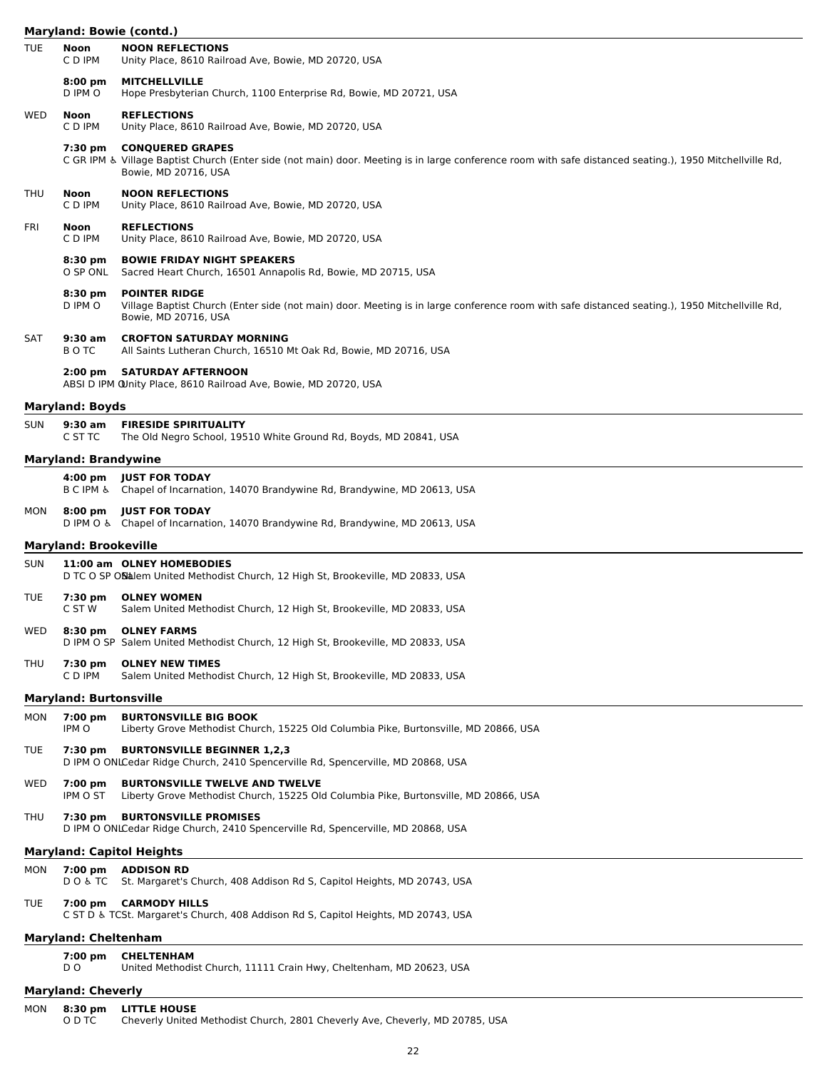## Maryland: Bowie (contd.)

**TUE**

**Noon** — **NOON REFLECTIONS**
C D IPM — Unity Place, 8610 Railroad Ave, Bowie, MD 20720, USA

**8:00 pm** — **MITCHELLVILLE**
D IPM O — Hope Presbyterian Church, 1100 Enterprise Rd, Bowie, MD 20721, USA

**WED**

**Noon** — **REFLECTIONS**
C D IPM — Unity Place, 8610 Railroad Ave, Bowie, MD 20720, USA

**7:30 pm** — **CONQUERED GRAPES**
C GR IPM ♿ — Village Baptist Church (Enter side (not main) door. Meeting is in large conference room with safe distanced seating.), 1950 Mitchellville Rd, Bowie, MD 20716, USA

**THU**

**Noon** — **NOON REFLECTIONS**
C D IPM — Unity Place, 8610 Railroad Ave, Bowie, MD 20720, USA

**FRI**

**Noon** — **REFLECTIONS**
C D IPM — Unity Place, 8610 Railroad Ave, Bowie, MD 20720, USA

**8:30 pm** — **BOWIE FRIDAY NIGHT SPEAKERS**
O SP ONL — Sacred Heart Church, 16501 Annapolis Rd, Bowie, MD 20715, USA

**8:30 pm** — **POINTER RIDGE**
D IPM O — Village Baptist Church (Enter side (not main) door. Meeting is in large conference room with safe distanced seating.), 1950 Mitchellville Rd, Bowie, MD 20716, USA

**SAT**

**9:30 am** — **CROFTON SATURDAY MORNING**
B O TC — All Saints Lutheran Church, 16510 Mt Oak Rd, Bowie, MD 20716, USA

**2:00 pm** — **SATURDAY AFTERNOON**
ABSI D IPM O — Unity Place, 8610 Railroad Ave, Bowie, MD 20720, USA

## Maryland: Boyds

**SUN**

**9:30 am** — **FIRESIDE SPIRITUALITY**
C ST TC — The Old Negro School, 19510 White Ground Rd, Boyds, MD 20841, USA

## Maryland: Brandywine

**4:00 pm** — **JUST FOR TODAY**
B C IPM ♿ — Chapel of Incarnation, 14070 Brandywine Rd, Brandywine, MD 20613, USA

**MON**

**8:00 pm** — **JUST FOR TODAY**
D IPM O ♿ — Chapel of Incarnation, 14070 Brandywine Rd, Brandywine, MD 20613, USA

## Maryland: Brookeville

**SUN**

**11:00 am** — **OLNEY HOMEBODIES**
D TC O SP ONL — Salem United Methodist Church, 12 High St, Brookeville, MD 20833, USA

**TUE**

**7:30 pm** — **OLNEY WOMEN**
C ST W — Salem United Methodist Church, 12 High St, Brookeville, MD 20833, USA

**WED**

**8:30 pm** — **OLNEY FARMS**
D IPM O SP — Salem United Methodist Church, 12 High St, Brookeville, MD 20833, USA

**THU**

**7:30 pm** — **OLNEY NEW TIMES**
C D IPM — Salem United Methodist Church, 12 High St, Brookeville, MD 20833, USA

## Maryland: Burtonsville

**MON**

**7:00 pm** — **BURTONSVILLE BIG BOOK**
IPM O — Liberty Grove Methodist Church, 15225 Old Columbia Pike, Burtonsville, MD 20866, USA

**TUE**

**7:30 pm** — **BURTONSVILLE BEGINNER 1,2,3**
D IPM O ONL — Cedar Ridge Church, 2410 Spencerville Rd, Spencerville, MD 20868, USA

**WED**

**7:00 pm** — **BURTONSVILLE TWELVE AND TWELVE**
IPM O ST — Liberty Grove Methodist Church, 15225 Old Columbia Pike, Burtonsville, MD 20866, USA

**THU**

**7:30 pm** — **BURTONSVILLE PROMISES**
D IPM O ONL — Cedar Ridge Church, 2410 Spencerville Rd, Spencerville, MD 20868, USA

## Maryland: Capitol Heights

**MON**

**7:00 pm** — **ADDISON RD**
D O ♿ TC — St. Margaret's Church, 408 Addison Rd S, Capitol Heights, MD 20743, USA

**TUE**

**7:00 pm** — **CARMODY HILLS**
C ST D ♿ TC — St. Margaret's Church, 408 Addison Rd S, Capitol Heights, MD 20743, USA

## Maryland: Cheltenham

**7:00 pm** — **CHELTENHAM**
D O — United Methodist Church, 11111 Crain Hwy, Cheltenham, MD 20623, USA

## Maryland: Cheverly

**MON**

**8:30 pm** — **LITTLE HOUSE**
O D TC — Cheverly United Methodist Church, 2801 Cheverly Ave, Cheverly, MD 20785, USA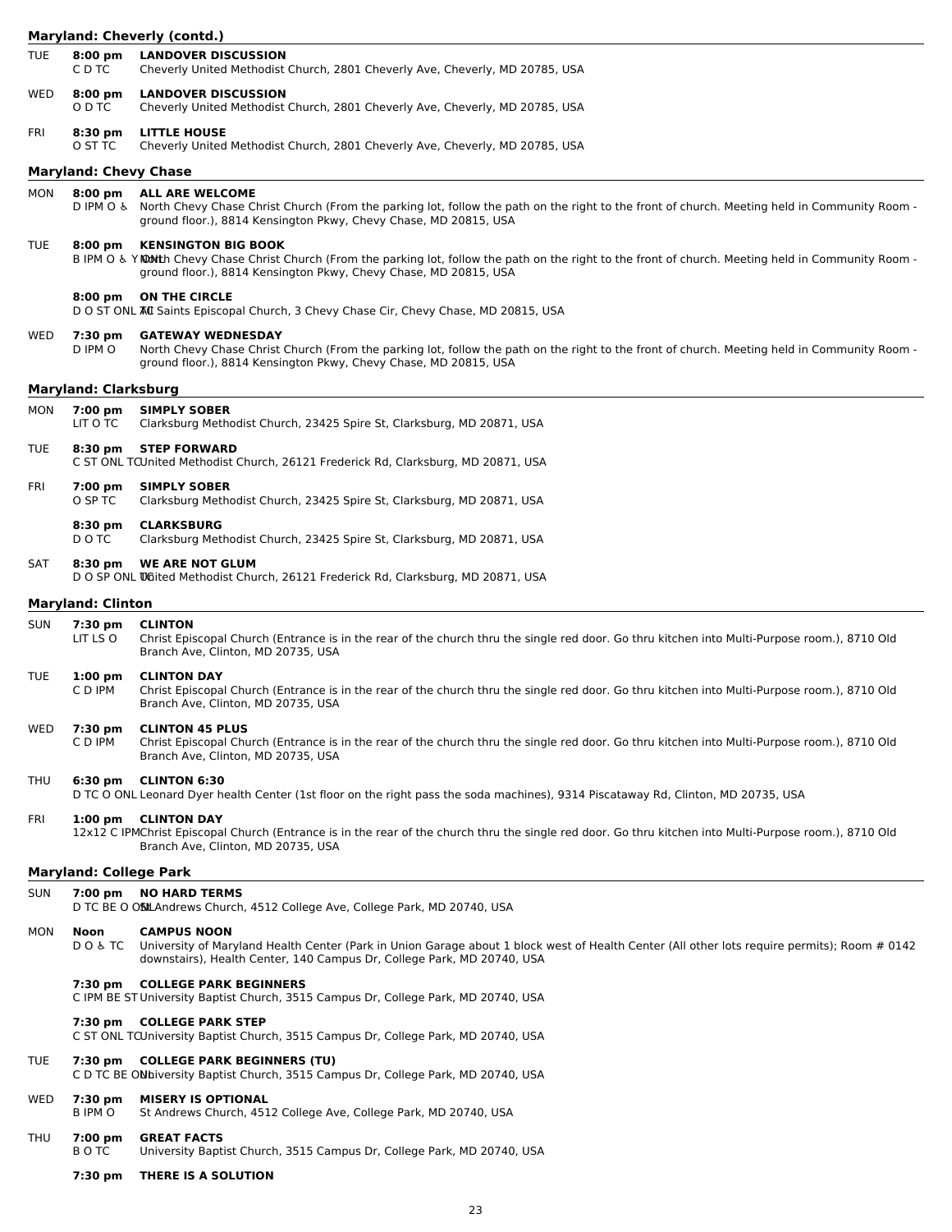## Maryland: Cheverly (contd.)

| Day | Time | Meeting |
|---|---|---|
| TUE | **8:00 pm** | **LANDOVER DISCUSSION** |
| | C D TC | Cheverly United Methodist Church, 2801 Cheverly Ave, Cheverly, MD 20785, USA |
| WED | **8:00 pm** | **LANDOVER DISCUSSION** |
| | O D TC | Cheverly United Methodist Church, 2801 Cheverly Ave, Cheverly, MD 20785, USA |
| FRI | **8:30 pm** | **LITTLE HOUSE** |
| | O ST TC | Cheverly United Methodist Church, 2801 Cheverly Ave, Cheverly, MD 20785, USA |

## Maryland: Chevy Chase

| Day | Time | Meeting |
|---|---|---|
| MON | **8:00 pm** | **ALL ARE WELCOME** |
| | D IPM O ♿ | North Chevy Chase Christ Church (From the parking lot, follow the path on the right to the front of church. Meeting held in Community Room - ground floor.), 8814 Kensington Pkwy, Chevy Chase, MD 20815, USA |
| TUE | **8:00 pm** | **KENSINGTON BIG BOOK** |
| | B IPM O ♿ Y ONL | North Chevy Chase Christ Church (From the parking lot, follow the path on the right to the front of church. Meeting held in Community Room - ground floor.), 8814 Kensington Pkwy, Chevy Chase, MD 20815, USA |
| | **8:00 pm** | **ON THE CIRCLE** |
| | D O ST ONL TC | All Saints Episcopal Church, 3 Chevy Chase Cir, Chevy Chase, MD 20815, USA |
| WED | **7:30 pm** | **GATEWAY WEDNESDAY** |
| | D IPM O | North Chevy Chase Christ Church (From the parking lot, follow the path on the right to the front of church. Meeting held in Community Room - ground floor.), 8814 Kensington Pkwy, Chevy Chase, MD 20815, USA |

## Maryland: Clarksburg

| Day | Time | Meeting |
|---|---|---|
| MON | **7:00 pm** | **SIMPLY SOBER** |
| | LIT O TC | Clarksburg Methodist Church, 23425 Spire St, Clarksburg, MD 20871, USA |
| TUE | **8:30 pm** | **STEP FORWARD** |
| | C ST ONL TC | United Methodist Church, 26121 Frederick Rd, Clarksburg, MD 20871, USA |
| FRI | **7:00 pm** | **SIMPLY SOBER** |
| | O SP TC | Clarksburg Methodist Church, 23425 Spire St, Clarksburg, MD 20871, USA |
| | **8:30 pm** | **CLARKSBURG** |
| | D O TC | Clarksburg Methodist Church, 23425 Spire St, Clarksburg, MD 20871, USA |
| SAT | **8:30 pm** | **WE ARE NOT GLUM** |
| | D O SP ONL TC | United Methodist Church, 26121 Frederick Rd, Clarksburg, MD 20871, USA |

## Maryland: Clinton

| Day | Time | Meeting |
|---|---|---|
| SUN | **7:30 pm** | **CLINTON** |
| | LIT LS O | Christ Episcopal Church (Entrance is in the rear of the church thru the single red door. Go thru kitchen into Multi-Purpose room.), 8710 Old Branch Ave, Clinton, MD 20735, USA |
| TUE | **1:00 pm** | **CLINTON DAY** |
| | C D IPM | Christ Episcopal Church (Entrance is in the rear of the church thru the single red door. Go thru kitchen into Multi-Purpose room.), 8710 Old Branch Ave, Clinton, MD 20735, USA |
| WED | **7:30 pm** | **CLINTON 45 PLUS** |
| | C D IPM | Christ Episcopal Church (Entrance is in the rear of the church thru the single red door. Go thru kitchen into Multi-Purpose room.), 8710 Old Branch Ave, Clinton, MD 20735, USA |
| THU | **6:30 pm** | **CLINTON 6:30** |
| | D TC O ONL | Leonard Dyer health Center (1st floor on the right pass the soda machines), 9314 Piscataway Rd, Clinton, MD 20735, USA |
| FRI | **1:00 pm** | **CLINTON DAY** |
| | 12x12 C IPM | Christ Episcopal Church (Entrance is in the rear of the church thru the single red door. Go thru kitchen into Multi-Purpose room.), 8710 Old Branch Ave, Clinton, MD 20735, USA |

## Maryland: College Park

| Day | Time | Meeting |
|---|---|---|
| SUN | **7:00 pm** | **NO HARD TERMS** |
| | D TC BE O ONL | St Andrews Church, 4512 College Ave, College Park, MD 20740, USA |
| MON | **Noon** | **CAMPUS NOON** |
| | D O ♿ TC | University of Maryland Health Center (Park in Union Garage about 1 block west of Health Center (All other lots require permits); Room # 0142 downstairs), Health Center, 140 Campus Dr, College Park, MD 20740, USA |
| | **7:30 pm** | **COLLEGE PARK BEGINNERS** |
| | C IPM BE ST | University Baptist Church, 3515 Campus Dr, College Park, MD 20740, USA |
| | **7:30 pm** | **COLLEGE PARK STEP** |
| | C ST ONL TC | University Baptist Church, 3515 Campus Dr, College Park, MD 20740, USA |
| TUE | **7:30 pm** | **COLLEGE PARK BEGINNERS (TU)** |
| | C D TC BE ONL | University Baptist Church, 3515 Campus Dr, College Park, MD 20740, USA |
| WED | **7:30 pm** | **MISERY IS OPTIONAL** |
| | B IPM O | St Andrews Church, 4512 College Ave, College Park, MD 20740, USA |
| THU | **7:00 pm** | **GREAT FACTS** |
| | B O TC | University Baptist Church, 3515 Campus Dr, College Park, MD 20740, USA |
| | **7:30 pm** | **THERE IS A SOLUTION** |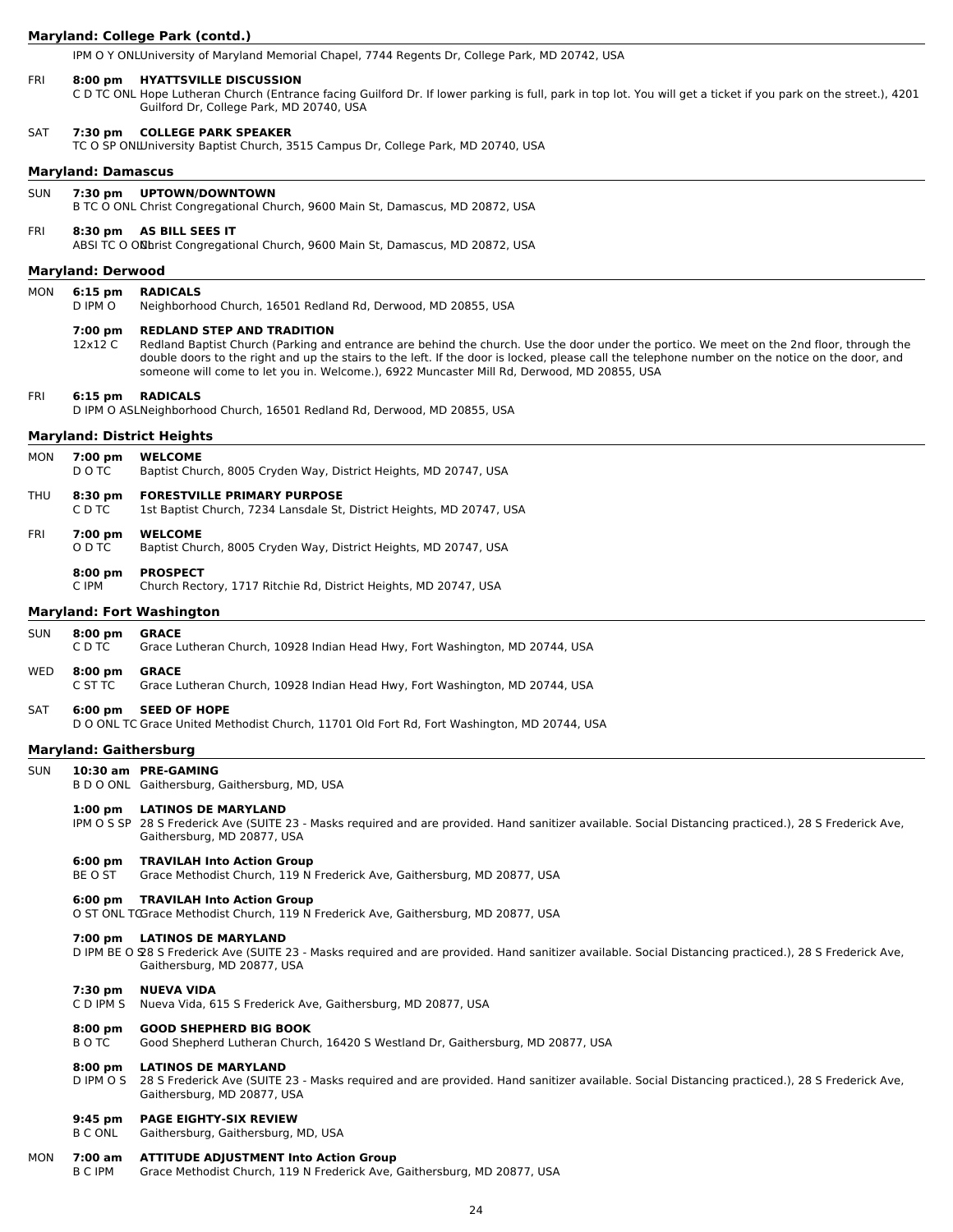## Maryland: College Park (contd.)

IPM O Y ONL University of Maryland Memorial Chapel, 7744 Regents Dr, College Park, MD 20742, USA

FRI **8:00 pm** **HYATTSVILLE DISCUSSION**
C D TC ONL Hope Lutheran Church (Entrance facing Guilford Dr. If lower parking is full, park in top lot. You will get a ticket if you park on the street.), 4201 Guilford Dr, College Park, MD 20740, USA

SAT **7:30 pm** **COLLEGE PARK SPEAKER**
TC O SP ONL University Baptist Church, 3515 Campus Dr, College Park, MD 20740, USA

## Maryland: Damascus

SUN **7:30 pm** **UPTOWN/DOWNTOWN**
B TC O ONL Christ Congregational Church, 9600 Main St, Damascus, MD 20872, USA

FRI **8:30 pm** **AS BILL SEES IT**
ABSI TC O ONL Christ Congregational Church, 9600 Main St, Damascus, MD 20872, USA

## Maryland: Derwood

MON **6:15 pm** **RADICALS**
D IPM O Neighborhood Church, 16501 Redland Rd, Derwood, MD 20855, USA

**7:00 pm** **REDLAND STEP AND TRADITION**
12x12 C Redland Baptist Church (Parking and entrance are behind the church. Use the door under the portico. We meet on the 2nd floor, through the double doors to the right and up the stairs to the left. If the door is locked, please call the telephone number on the notice on the door, and someone will come to let you in. Welcome.), 6922 Muncaster Mill Rd, Derwood, MD 20855, USA

FRI **6:15 pm** **RADICALS**
D IPM O ASL Neighborhood Church, 16501 Redland Rd, Derwood, MD 20855, USA

## Maryland: District Heights

MON **7:00 pm** **WELCOME**
D O TC Baptist Church, 8005 Cryden Way, District Heights, MD 20747, USA

THU **8:30 pm** **FORESTVILLE PRIMARY PURPOSE**
C D TC 1st Baptist Church, 7234 Lansdale St, District Heights, MD 20747, USA

FRI **7:00 pm** **WELCOME**
O D TC Baptist Church, 8005 Cryden Way, District Heights, MD 20747, USA

**8:00 pm** **PROSPECT**
C IPM Church Rectory, 1717 Ritchie Rd, District Heights, MD 20747, USA

## Maryland: Fort Washington

SUN **8:00 pm** **GRACE**
C D TC Grace Lutheran Church, 10928 Indian Head Hwy, Fort Washington, MD 20744, USA

WED **8:00 pm** **GRACE**
C ST TC Grace Lutheran Church, 10928 Indian Head Hwy, Fort Washington, MD 20744, USA

SAT **6:00 pm** **SEED OF HOPE**
D O ONL TC Grace United Methodist Church, 11701 Old Fort Rd, Fort Washington, MD 20744, USA

## Maryland: Gaithersburg

SUN **10:30 am** **PRE-GAMING**
B D O ONL Gaithersburg, Gaithersburg, MD, USA

**1:00 pm** **LATINOS DE MARYLAND**
IPM O S SP 28 S Frederick Ave (SUITE 23 - Masks required and are provided. Hand sanitizer available. Social Distancing practiced.), 28 S Frederick Ave, Gaithersburg, MD 20877, USA

**6:00 pm** **TRAVILAH Into Action Group**
BE O ST Grace Methodist Church, 119 N Frederick Ave, Gaithersburg, MD 20877, USA

**6:00 pm** **TRAVILAH Into Action Group**
O ST ONL TC Grace Methodist Church, 119 N Frederick Ave, Gaithersburg, MD 20877, USA

**7:00 pm** **LATINOS DE MARYLAND**
D IPM BE O S 28 S Frederick Ave (SUITE 23 - Masks required and are provided. Hand sanitizer available. Social Distancing practiced.), 28 S Frederick Ave, Gaithersburg, MD 20877, USA

**7:30 pm** **NUEVA VIDA**
C D IPM S Nueva Vida, 615 S Frederick Ave, Gaithersburg, MD 20877, USA

**8:00 pm** **GOOD SHEPHERD BIG BOOK**
B O TC Good Shepherd Lutheran Church, 16420 S Westland Dr, Gaithersburg, MD 20877, USA

**8:00 pm** **LATINOS DE MARYLAND**
D IPM O S 28 S Frederick Ave (SUITE 23 - Masks required and are provided. Hand sanitizer available. Social Distancing practiced.), 28 S Frederick Ave, Gaithersburg, MD 20877, USA

**9:45 pm** **PAGE EIGHTY-SIX REVIEW**
B C ONL Gaithersburg, Gaithersburg, MD, USA

MON **7:00 am** **ATTITUDE ADJUSTMENT Into Action Group**
B C IPM Grace Methodist Church, 119 N Frederick Ave, Gaithersburg, MD 20877, USA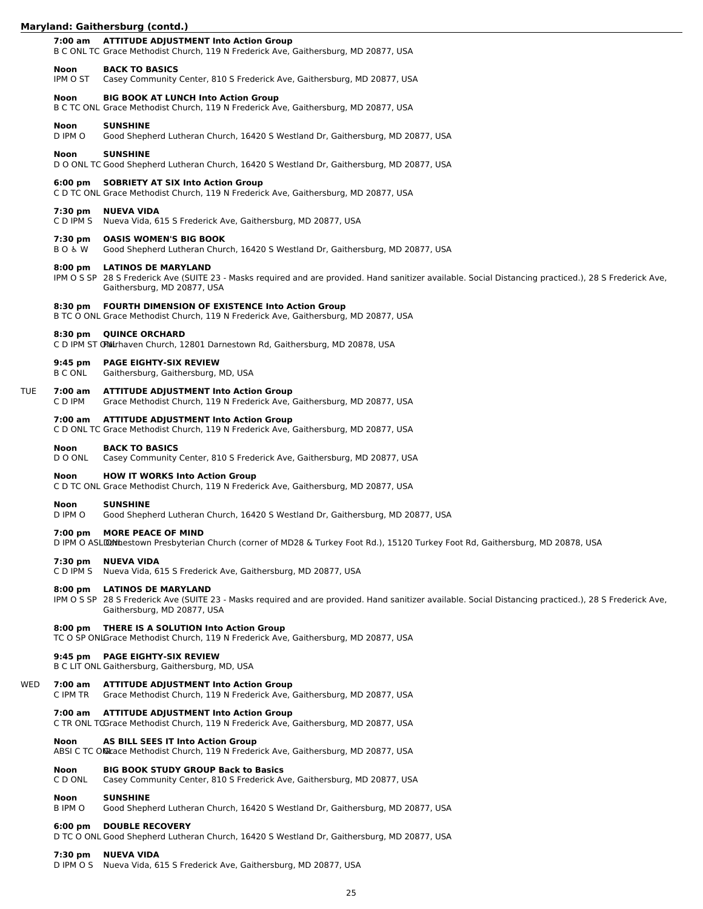## Maryland: Gaithersburg (contd.)

**7:00 am** **ATTITUDE ADJUSTMENT Into Action Group**
B C ONL TC Grace Methodist Church, 119 N Frederick Ave, Gaithersburg, MD 20877, USA

**Noon** **BACK TO BASICS**
IPM O ST Casey Community Center, 810 S Frederick Ave, Gaithersburg, MD 20877, USA

**Noon** **BIG BOOK AT LUNCH Into Action Group**
B C TC ONL Grace Methodist Church, 119 N Frederick Ave, Gaithersburg, MD 20877, USA

**Noon** **SUNSHINE**
D IPM O Good Shepherd Lutheran Church, 16420 S Westland Dr, Gaithersburg, MD 20877, USA

**Noon** **SUNSHINE**
D O ONL TC Good Shepherd Lutheran Church, 16420 S Westland Dr, Gaithersburg, MD 20877, USA

**6:00 pm** **SOBRIETY AT SIX Into Action Group**
C D TC ONL Grace Methodist Church, 119 N Frederick Ave, Gaithersburg, MD 20877, USA

**7:30 pm** **NUEVA VIDA**
C D IPM S Nueva Vida, 615 S Frederick Ave, Gaithersburg, MD 20877, USA

**7:30 pm** **OASIS WOMEN'S BIG BOOK**
B O & W Good Shepherd Lutheran Church, 16420 S Westland Dr, Gaithersburg, MD 20877, USA

**8:00 pm** **LATINOS DE MARYLAND**
IPM O S SP 28 S Frederick Ave (SUITE 23 - Masks required and are provided. Hand sanitizer available. Social Distancing practiced.), 28 S Frederick Ave, Gaithersburg, MD 20877, USA

**8:30 pm** **FOURTH DIMENSION OF EXISTENCE Into Action Group**
B TC O ONL Grace Methodist Church, 119 N Frederick Ave, Gaithersburg, MD 20877, USA

**8:30 pm** **QUINCE ORCHARD**
C D IPM ST ONL Fairhaven Church, 12801 Darnestown Rd, Gaithersburg, MD 20878, USA

**9:45 pm** **PAGE EIGHTY-SIX REVIEW**
B C ONL Gaithersburg, Gaithersburg, MD, USA

### TUE

**7:00 am** **ATTITUDE ADJUSTMENT Into Action Group**
C D IPM Grace Methodist Church, 119 N Frederick Ave, Gaithersburg, MD 20877, USA

**7:00 am** **ATTITUDE ADJUSTMENT Into Action Group**
C D ONL TC Grace Methodist Church, 119 N Frederick Ave, Gaithersburg, MD 20877, USA

**Noon** **BACK TO BASICS**
D O ONL Casey Community Center, 810 S Frederick Ave, Gaithersburg, MD 20877, USA

**Noon** **HOW IT WORKS Into Action Group**
C D TC ONL Grace Methodist Church, 119 N Frederick Ave, Gaithersburg, MD 20877, USA

**Noon** **SUNSHINE**
D IPM O Good Shepherd Lutheran Church, 16420 S Westland Dr, Gaithersburg, MD 20877, USA

**7:00 pm** **MORE PEACE OF MIND**
D IPM O ASL ONL Darnestown Presbyterian Church (corner of MD28 & Turkey Foot Rd.), 15120 Turkey Foot Rd, Gaithersburg, MD 20878, USA

**7:30 pm** **NUEVA VIDA**
C D IPM S Nueva Vida, 615 S Frederick Ave, Gaithersburg, MD 20877, USA

**8:00 pm** **LATINOS DE MARYLAND**
IPM O S SP 28 S Frederick Ave (SUITE 23 - Masks required and are provided. Hand sanitizer available. Social Distancing practiced.), 28 S Frederick Ave, Gaithersburg, MD 20877, USA

**8:00 pm** **THERE IS A SOLUTION Into Action Group**
TC O SP ONL Grace Methodist Church, 119 N Frederick Ave, Gaithersburg, MD 20877, USA

**9:45 pm** **PAGE EIGHTY-SIX REVIEW**
B C LIT ONL Gaithersburg, Gaithersburg, MD, USA

### WED

**7:00 am** **ATTITUDE ADJUSTMENT Into Action Group**
C IPM TR Grace Methodist Church, 119 N Frederick Ave, Gaithersburg, MD 20877, USA

**7:00 am** **ATTITUDE ADJUSTMENT Into Action Group**
C TR ONL TC Grace Methodist Church, 119 N Frederick Ave, Gaithersburg, MD 20877, USA

**Noon** **AS BILL SEES IT Into Action Group**
ABSI C TC ONL Grace Methodist Church, 119 N Frederick Ave, Gaithersburg, MD 20877, USA

**Noon** **BIG BOOK STUDY GROUP Back to Basics**
C D ONL Casey Community Center, 810 S Frederick Ave, Gaithersburg, MD 20877, USA

**Noon** **SUNSHINE**
B IPM O Good Shepherd Lutheran Church, 16420 S Westland Dr, Gaithersburg, MD 20877, USA

**6:00 pm** **DOUBLE RECOVERY**
D TC O ONL Good Shepherd Lutheran Church, 16420 S Westland Dr, Gaithersburg, MD 20877, USA

**7:30 pm** **NUEVA VIDA**
D IPM O S Nueva Vida, 615 S Frederick Ave, Gaithersburg, MD 20877, USA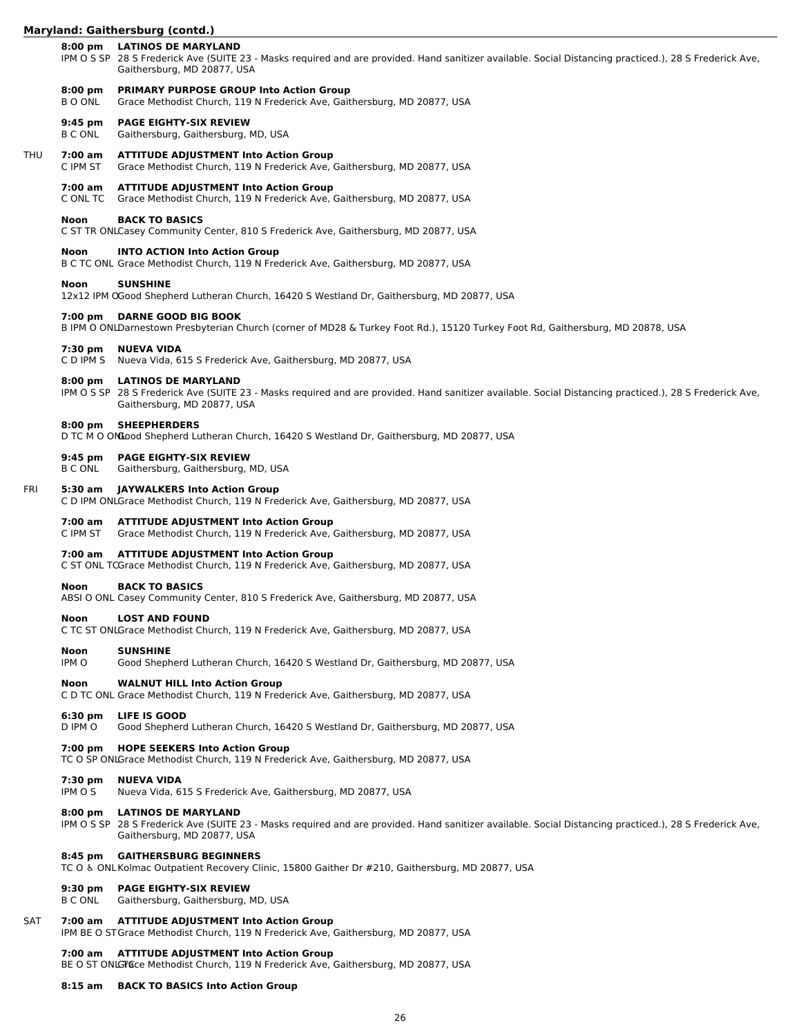## Maryland: Gaithersburg (contd.)

**8:00 pm** **LATINOS DE MARYLAND**
IPM O S SP 28 S Frederick Ave (SUITE 23 - Masks required and are provided. Hand sanitizer available. Social Distancing practiced.), 28 S Frederick Ave, Gaithersburg, MD 20877, USA

**8:00 pm** **PRIMARY PURPOSE GROUP Into Action Group**
B O ONL Grace Methodist Church, 119 N Frederick Ave, Gaithersburg, MD 20877, USA

**9:45 pm** **PAGE EIGHTY-SIX REVIEW**
B C ONL Gaithersburg, Gaithersburg, MD, USA

### THU

**7:00 am** **ATTITUDE ADJUSTMENT Into Action Group**
C IPM ST Grace Methodist Church, 119 N Frederick Ave, Gaithersburg, MD 20877, USA

**7:00 am** **ATTITUDE ADJUSTMENT Into Action Group**
C ONL TC Grace Methodist Church, 119 N Frederick Ave, Gaithersburg, MD 20877, USA

**Noon** **BACK TO BASICS**
C ST TR ONL Casey Community Center, 810 S Frederick Ave, Gaithersburg, MD 20877, USA

**Noon** **INTO ACTION Into Action Group**
B C TC ONL Grace Methodist Church, 119 N Frederick Ave, Gaithersburg, MD 20877, USA

**Noon** **SUNSHINE**
12x12 IPM O Good Shepherd Lutheran Church, 16420 S Westland Dr, Gaithersburg, MD 20877, USA

**7:00 pm** **DARNE GOOD BIG BOOK**
B IPM O ONL Darnestown Presbyterian Church (corner of MD28 & Turkey Foot Rd.), 15120 Turkey Foot Rd, Gaithersburg, MD 20878, USA

**7:30 pm** **NUEVA VIDA**
C D IPM S Nueva Vida, 615 S Frederick Ave, Gaithersburg, MD 20877, USA

**8:00 pm** **LATINOS DE MARYLAND**
IPM O S SP 28 S Frederick Ave (SUITE 23 - Masks required and are provided. Hand sanitizer available. Social Distancing practiced.), 28 S Frederick Ave, Gaithersburg, MD 20877, USA

**8:00 pm** **SHEEPHERDERS**
D TC M O ONL Good Shepherd Lutheran Church, 16420 S Westland Dr, Gaithersburg, MD 20877, USA

**9:45 pm** **PAGE EIGHTY-SIX REVIEW**
B C ONL Gaithersburg, Gaithersburg, MD, USA

### FRI

**5:30 am** **JAYWALKERS Into Action Group**
C D IPM ONL Grace Methodist Church, 119 N Frederick Ave, Gaithersburg, MD 20877, USA

**7:00 am** **ATTITUDE ADJUSTMENT Into Action Group**
C IPM ST Grace Methodist Church, 119 N Frederick Ave, Gaithersburg, MD 20877, USA

**7:00 am** **ATTITUDE ADJUSTMENT Into Action Group**
C ST ONL TC Grace Methodist Church, 119 N Frederick Ave, Gaithersburg, MD 20877, USA

**Noon** **BACK TO BASICS**
ABSI O ONL Casey Community Center, 810 S Frederick Ave, Gaithersburg, MD 20877, USA

**Noon** **LOST AND FOUND**
C TC ST ONL Grace Methodist Church, 119 N Frederick Ave, Gaithersburg, MD 20877, USA

**Noon** **SUNSHINE**
IPM O Good Shepherd Lutheran Church, 16420 S Westland Dr, Gaithersburg, MD 20877, USA

**Noon** **WALNUT HILL Into Action Group**
C D TC ONL Grace Methodist Church, 119 N Frederick Ave, Gaithersburg, MD 20877, USA

**6:30 pm** **LIFE IS GOOD**
D IPM O Good Shepherd Lutheran Church, 16420 S Westland Dr, Gaithersburg, MD 20877, USA

**7:00 pm** **HOPE SEEKERS Into Action Group**
TC O SP ONL Grace Methodist Church, 119 N Frederick Ave, Gaithersburg, MD 20877, USA

**7:30 pm** **NUEVA VIDA**
IPM O S Nueva Vida, 615 S Frederick Ave, Gaithersburg, MD 20877, USA

**8:00 pm** **LATINOS DE MARYLAND**
IPM O S SP 28 S Frederick Ave (SUITE 23 - Masks required and are provided. Hand sanitizer available. Social Distancing practiced.), 28 S Frederick Ave, Gaithersburg, MD 20877, USA

**8:45 pm** **GAITHERSBURG BEGINNERS**
TC O ♿ ONL Kolmac Outpatient Recovery Clinic, 15800 Gaither Dr #210, Gaithersburg, MD 20877, USA

**9:30 pm** **PAGE EIGHTY-SIX REVIEW**
B C ONL Gaithersburg, Gaithersburg, MD, USA

### SAT

**7:00 am** **ATTITUDE ADJUSTMENT Into Action Group**
IPM BE O ST Grace Methodist Church, 119 N Frederick Ave, Gaithersburg, MD 20877, USA

**7:00 am** **ATTITUDE ADJUSTMENT Into Action Group**
BE O ST ONL TC Grace Methodist Church, 119 N Frederick Ave, Gaithersburg, MD 20877, USA

**8:15 am** **BACK TO BASICS Into Action Group**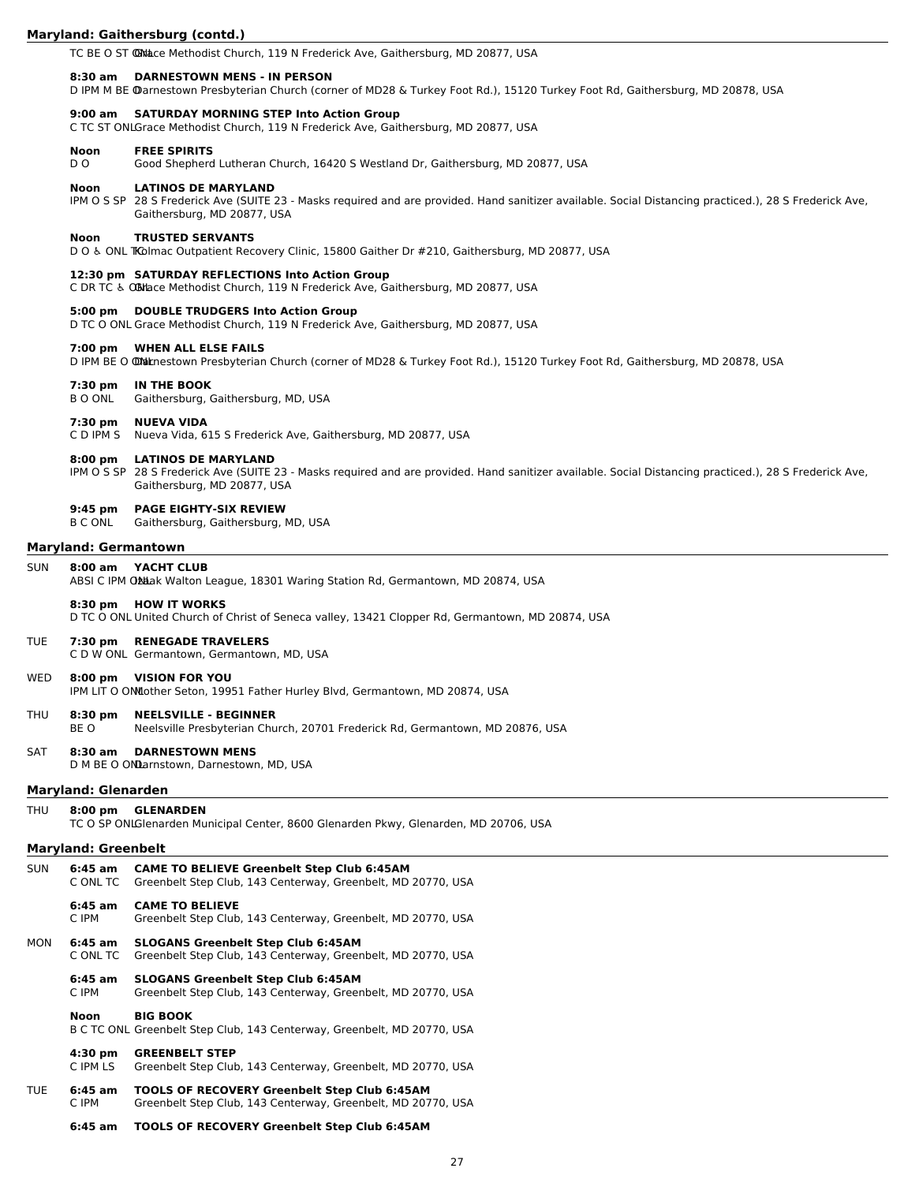## Maryland: Gaithersburg (contd.)

TC BE O ST ONL Grace Methodist Church, 119 N Frederick Ave, Gaithersburg, MD 20877, USA

**8:30 am DARNESTOWN MENS - IN PERSON**
D IPM M BE O Darnestown Presbyterian Church (corner of MD28 & Turkey Foot Rd.), 15120 Turkey Foot Rd, Gaithersburg, MD 20878, USA

**9:00 am SATURDAY MORNING STEP Into Action Group**
C TC ST ONL Grace Methodist Church, 119 N Frederick Ave, Gaithersburg, MD 20877, USA

**Noon FREE SPIRITS**
D O Good Shepherd Lutheran Church, 16420 S Westland Dr, Gaithersburg, MD 20877, USA

**Noon LATINOS DE MARYLAND**
IPM O S SP 28 S Frederick Ave (SUITE 23 - Masks required and are provided. Hand sanitizer available. Social Distancing practiced.), 28 S Frederick Ave, Gaithersburg, MD 20877, USA

**Noon TRUSTED SERVANTS**
D O & ONL TC Kolmac Outpatient Recovery Clinic, 15800 Gaither Dr #210, Gaithersburg, MD 20877, USA

**12:30 pm SATURDAY REFLECTIONS Into Action Group**
C DR TC & ONL Grace Methodist Church, 119 N Frederick Ave, Gaithersburg, MD 20877, USA

**5:00 pm DOUBLE TRUDGERS Into Action Group**
D TC O ONL Grace Methodist Church, 119 N Frederick Ave, Gaithersburg, MD 20877, USA

**7:00 pm WHEN ALL ELSE FAILS**
D IPM BE O ONL Darnestown Presbyterian Church (corner of MD28 & Turkey Foot Rd.), 15120 Turkey Foot Rd, Gaithersburg, MD 20878, USA

**7:30 pm IN THE BOOK**
B O ONL Gaithersburg, Gaithersburg, MD, USA

**7:30 pm NUEVA VIDA**
C D IPM S Nueva Vida, 615 S Frederick Ave, Gaithersburg, MD 20877, USA

**8:00 pm LATINOS DE MARYLAND**
IPM O S SP 28 S Frederick Ave (SUITE 23 - Masks required and are provided. Hand sanitizer available. Social Distancing practiced.), 28 S Frederick Ave, Gaithersburg, MD 20877, USA

**9:45 pm PAGE EIGHTY-SIX REVIEW**
B C ONL Gaithersburg, Gaithersburg, MD, USA

## Maryland: Germantown

SUN **8:00 am YACHT CLUB**
ABSI C IPM ONL Izaak Walton League, 18301 Waring Station Rd, Germantown, MD 20874, USA

**8:30 pm HOW IT WORKS**
D TC O ONL United Church of Christ of Seneca valley, 13421 Clopper Rd, Germantown, MD 20874, USA

TUE **7:30 pm RENEGADE TRAVELERS**
C D W ONL Germantown, Germantown, MD, USA

WED **8:00 pm VISION FOR YOU**
IPM LIT O ONL Mother Seton, 19951 Father Hurley Blvd, Germantown, MD 20874, USA

THU **8:30 pm NEELSVILLE - BEGINNER**
BE O Neelsville Presbyterian Church, 20701 Frederick Rd, Germantown, MD 20876, USA

SAT **8:30 am DARNESTOWN MENS**
D M BE O ONL Darnstown, Darnestown, MD, USA

## Maryland: Glenarden

THU **8:00 pm GLENARDEN**
TC O SP ONL Glenarden Municipal Center, 8600 Glenarden Pkwy, Glenarden, MD 20706, USA

## Maryland: Greenbelt

SUN **6:45 am CAME TO BELIEVE Greenbelt Step Club 6:45AM**
C ONL TC Greenbelt Step Club, 143 Centerway, Greenbelt, MD 20770, USA

**6:45 am CAME TO BELIEVE**
C IPM Greenbelt Step Club, 143 Centerway, Greenbelt, MD 20770, USA

MON **6:45 am SLOGANS Greenbelt Step Club 6:45AM**
C ONL TC Greenbelt Step Club, 143 Centerway, Greenbelt, MD 20770, USA

**6:45 am SLOGANS Greenbelt Step Club 6:45AM**
C IPM Greenbelt Step Club, 143 Centerway, Greenbelt, MD 20770, USA

**Noon BIG BOOK**
B C TC ONL Greenbelt Step Club, 143 Centerway, Greenbelt, MD 20770, USA

**4:30 pm GREENBELT STEP**
C IPM LS Greenbelt Step Club, 143 Centerway, Greenbelt, MD 20770, USA

TUE **6:45 am TOOLS OF RECOVERY Greenbelt Step Club 6:45AM**
C IPM Greenbelt Step Club, 143 Centerway, Greenbelt, MD 20770, USA

**6:45 am TOOLS OF RECOVERY Greenbelt Step Club 6:45AM**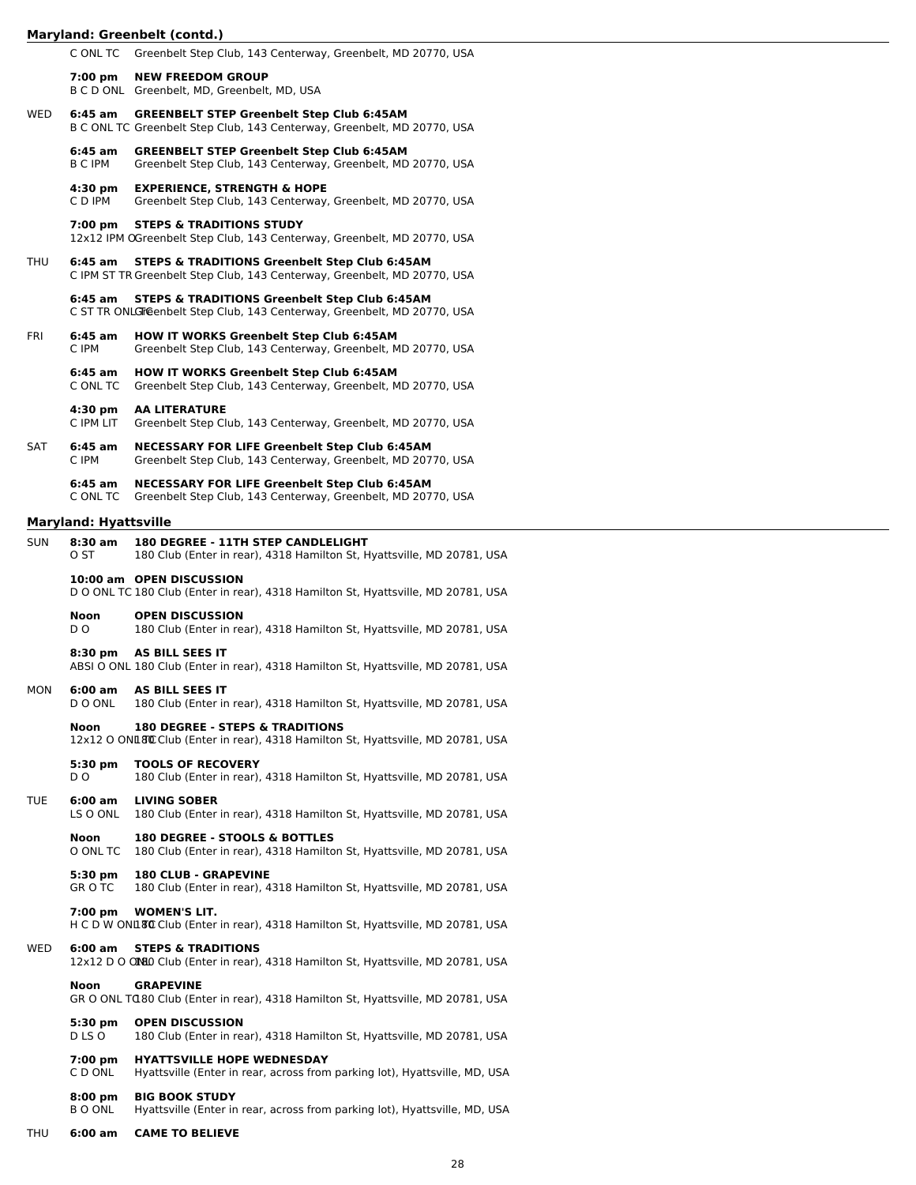## Maryland: Greenbelt (contd.)

C ONL TC Greenbelt Step Club, 143 Centerway, Greenbelt, MD 20770, USA

**7:00 pm** **NEW FREEDOM GROUP**
B C D ONL Greenbelt, MD, Greenbelt, MD, USA

WED **6:45 am** **GREENBELT STEP Greenbelt Step Club 6:45AM**
B C ONL TC Greenbelt Step Club, 143 Centerway, Greenbelt, MD 20770, USA

**6:45 am** **GREENBELT STEP Greenbelt Step Club 6:45AM**
B C IPM Greenbelt Step Club, 143 Centerway, Greenbelt, MD 20770, USA

**4:30 pm** **EXPERIENCE, STRENGTH & HOPE**
C D IPM Greenbelt Step Club, 143 Centerway, Greenbelt, MD 20770, USA

**7:00 pm** **STEPS & TRADITIONS STUDY**
12x12 IPM O Greenbelt Step Club, 143 Centerway, Greenbelt, MD 20770, USA

THU **6:45 am** **STEPS & TRADITIONS Greenbelt Step Club 6:45AM**
C IPM ST TR Greenbelt Step Club, 143 Centerway, Greenbelt, MD 20770, USA

**6:45 am** **STEPS & TRADITIONS Greenbelt Step Club 6:45AM**
C ST TR ONL TC Greenbelt Step Club, 143 Centerway, Greenbelt, MD 20770, USA

FRI **6:45 am** **HOW IT WORKS Greenbelt Step Club 6:45AM**
C IPM Greenbelt Step Club, 143 Centerway, Greenbelt, MD 20770, USA

**6:45 am** **HOW IT WORKS Greenbelt Step Club 6:45AM**
C ONL TC Greenbelt Step Club, 143 Centerway, Greenbelt, MD 20770, USA

**4:30 pm** **AA LITERATURE**
C IPM LIT Greenbelt Step Club, 143 Centerway, Greenbelt, MD 20770, USA

SAT **6:45 am** **NECESSARY FOR LIFE Greenbelt Step Club 6:45AM**
C IPM Greenbelt Step Club, 143 Centerway, Greenbelt, MD 20770, USA

**6:45 am** **NECESSARY FOR LIFE Greenbelt Step Club 6:45AM**
C ONL TC Greenbelt Step Club, 143 Centerway, Greenbelt, MD 20770, USA

## Maryland: Hyattsville

SUN **8:30 am** **180 DEGREE - 11TH STEP CANDLELIGHT**
O ST 180 Club (Enter in rear), 4318 Hamilton St, Hyattsville, MD 20781, USA

**10:00 am** **OPEN DISCUSSION**
D O ONL TC 180 Club (Enter in rear), 4318 Hamilton St, Hyattsville, MD 20781, USA

**Noon** **OPEN DISCUSSION**
D O 180 Club (Enter in rear), 4318 Hamilton St, Hyattsville, MD 20781, USA

**8:30 pm** **AS BILL SEES IT**
ABSI O ONL 180 Club (Enter in rear), 4318 Hamilton St, Hyattsville, MD 20781, USA

MON **6:00 am** **AS BILL SEES IT**
D O ONL 180 Club (Enter in rear), 4318 Hamilton St, Hyattsville, MD 20781, USA

**Noon** **180 DEGREE - STEPS & TRADITIONS**
12x12 O ONL TC 180 Club (Enter in rear), 4318 Hamilton St, Hyattsville, MD 20781, USA

**5:30 pm** **TOOLS OF RECOVERY**
D O 180 Club (Enter in rear), 4318 Hamilton St, Hyattsville, MD 20781, USA

TUE **6:00 am** **LIVING SOBER**
LS O ONL 180 Club (Enter in rear), 4318 Hamilton St, Hyattsville, MD 20781, USA

**Noon** **180 DEGREE - STOOLS & BOTTLES**
O ONL TC 180 Club (Enter in rear), 4318 Hamilton St, Hyattsville, MD 20781, USA

**5:30 pm** **180 CLUB - GRAPEVINE**
GR O TC 180 Club (Enter in rear), 4318 Hamilton St, Hyattsville, MD 20781, USA

**7:00 pm** **WOMEN'S LIT.**
H C D W ONL TC 180 Club (Enter in rear), 4318 Hamilton St, Hyattsville, MD 20781, USA

WED **6:00 am** **STEPS & TRADITIONS**
12x12 D O ONL 180 Club (Enter in rear), 4318 Hamilton St, Hyattsville, MD 20781, USA

**Noon** **GRAPEVINE**
GR O ONL TC 180 Club (Enter in rear), 4318 Hamilton St, Hyattsville, MD 20781, USA

**5:30 pm** **OPEN DISCUSSION**
D LS O 180 Club (Enter in rear), 4318 Hamilton St, Hyattsville, MD 20781, USA

**7:00 pm** **HYATTSVILLE HOPE WEDNESDAY**
C D ONL Hyattsville (Enter in rear, across from parking lot), Hyattsville, MD, USA

**8:00 pm** **BIG BOOK STUDY**
B O ONL Hyattsville (Enter in rear, across from parking lot), Hyattsville, MD, USA

THU **6:00 am** **CAME TO BELIEVE**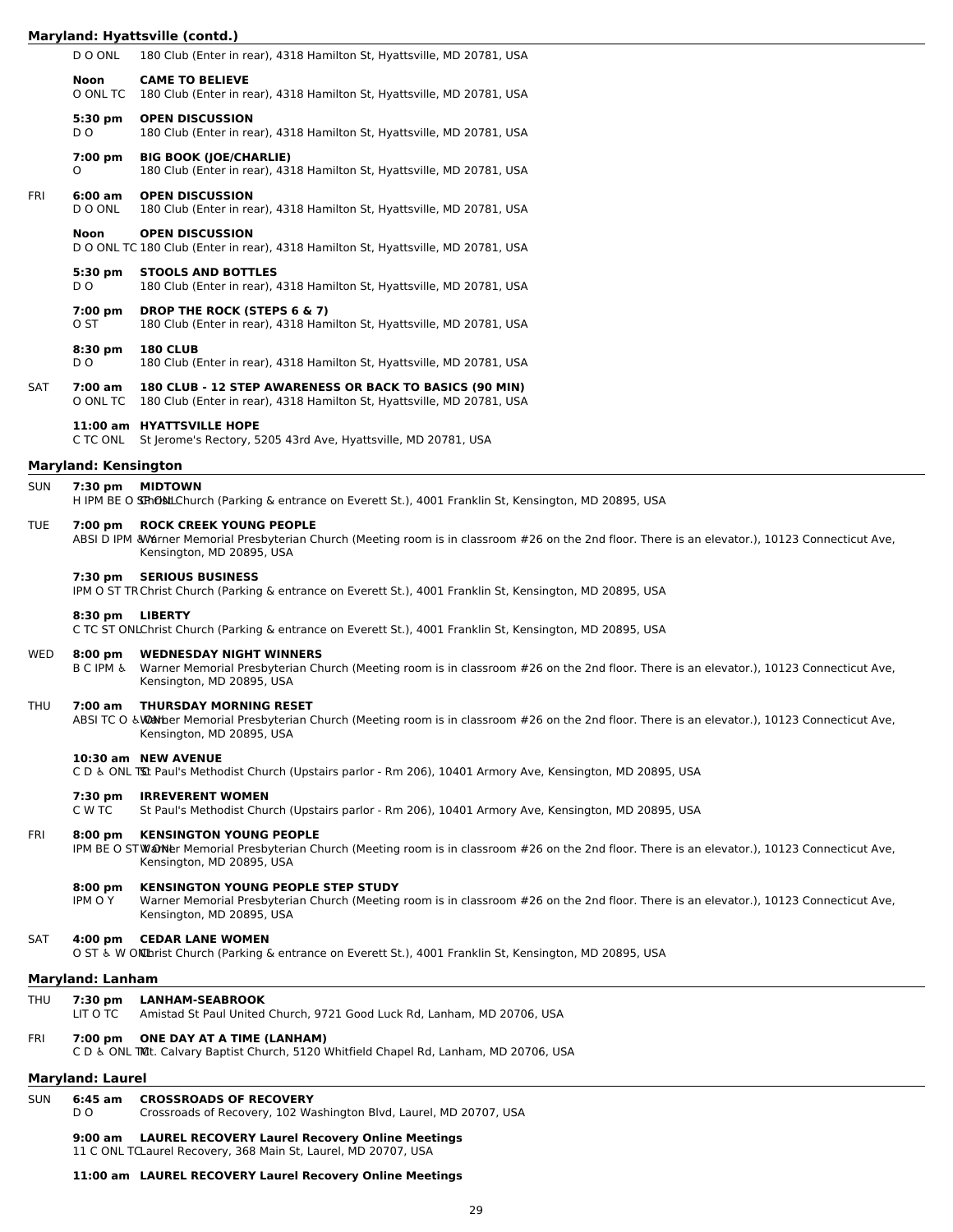## Maryland: Hyattsville (contd.)

D O ONL 180 Club (Enter in rear), 4318 Hamilton St, Hyattsville, MD 20781, USA

**Noon** **CAME TO BELIEVE**
O ONL TC 180 Club (Enter in rear), 4318 Hamilton St, Hyattsville, MD 20781, USA

**5:30 pm** **OPEN DISCUSSION**
D O 180 Club (Enter in rear), 4318 Hamilton St, Hyattsville, MD 20781, USA

**7:00 pm** **BIG BOOK (JOE/CHARLIE)**
O 180 Club (Enter in rear), 4318 Hamilton St, Hyattsville, MD 20781, USA

FRI **6:00 am** **OPEN DISCUSSION**
D O ONL 180 Club (Enter in rear), 4318 Hamilton St, Hyattsville, MD 20781, USA

**Noon** **OPEN DISCUSSION**
D O ONL TC 180 Club (Enter in rear), 4318 Hamilton St, Hyattsville, MD 20781, USA

**5:30 pm** **STOOLS AND BOTTLES**
D O 180 Club (Enter in rear), 4318 Hamilton St, Hyattsville, MD 20781, USA

**7:00 pm** **DROP THE ROCK (STEPS 6 & 7)**
O ST 180 Club (Enter in rear), 4318 Hamilton St, Hyattsville, MD 20781, USA

**8:30 pm** **180 CLUB**
D O 180 Club (Enter in rear), 4318 Hamilton St, Hyattsville, MD 20781, USA

SAT **7:00 am** **180 CLUB - 12 STEP AWARENESS OR BACK TO BASICS (90 MIN)**
O ONL TC 180 Club (Enter in rear), 4318 Hamilton St, Hyattsville, MD 20781, USA

**11:00 am** **HYATTSVILLE HOPE**
C TC ONL St Jerome's Rectory, 5205 43rd Ave, Hyattsville, MD 20781, USA

## Maryland: Kensington

SUN **7:30 pm** **MIDTOWN**
H IPM BE O ST ONL Christ Church (Parking & entrance on Everett St.), 4001 Franklin St, Kensington, MD 20895, USA

TUE **7:00 pm** **ROCK CREEK YOUNG PEOPLE**
ABSI D IPM ♿ Y Warner Memorial Presbyterian Church (Meeting room is in classroom #26 on the 2nd floor. There is an elevator.), 10123 Connecticut Ave, Kensington, MD 20895, USA

**7:30 pm** **SERIOUS BUSINESS**
IPM O ST TR Christ Church (Parking & entrance on Everett St.), 4001 Franklin St, Kensington, MD 20895, USA

**8:30 pm** **LIBERTY**
C TC ST ONL Christ Church (Parking & entrance on Everett St.), 4001 Franklin St, Kensington, MD 20895, USA

WED **8:00 pm** **WEDNESDAY NIGHT WINNERS**
B C IPM ♿ Warner Memorial Presbyterian Church (Meeting room is in classroom #26 on the 2nd floor. There is an elevator.), 10123 Connecticut Ave, Kensington, MD 20895, USA

THU **7:00 am** **THURSDAY MORNING RESET**
ABSI TC O ♿ ONL Warner Memorial Presbyterian Church (Meeting room is in classroom #26 on the 2nd floor. There is an elevator.), 10123 Connecticut Ave, Kensington, MD 20895, USA

**10:30 am** **NEW AVENUE**
C D ♿ ONL TC St Paul's Methodist Church (Upstairs parlor - Rm 206), 10401 Armory Ave, Kensington, MD 20895, USA

**7:30 pm** **IRREVERENT WOMEN**
C W TC St Paul's Methodist Church (Upstairs parlor - Rm 206), 10401 Armory Ave, Kensington, MD 20895, USA

FRI **8:00 pm** **KENSINGTON YOUNG PEOPLE**
IPM BE O ST Y ONL Warner Memorial Presbyterian Church (Meeting room is in classroom #26 on the 2nd floor. There is an elevator.), 10123 Connecticut Ave, Kensington, MD 20895, USA

**8:00 pm** **KENSINGTON YOUNG PEOPLE STEP STUDY**
IPM O Y Warner Memorial Presbyterian Church (Meeting room is in classroom #26 on the 2nd floor. There is an elevator.), 10123 Connecticut Ave, Kensington, MD 20895, USA

SAT **4:00 pm** **CEDAR LANE WOMEN**
O ST ♿ W ONL Christ Church (Parking & entrance on Everett St.), 4001 Franklin St, Kensington, MD 20895, USA

## Maryland: Lanham

THU **7:30 pm** **LANHAM-SEABROOK**
LIT O TC Amistad St Paul United Church, 9721 Good Luck Rd, Lanham, MD 20706, USA

FRI **7:00 pm** **ONE DAY AT A TIME (LANHAM)**
C D ♿ ONL TC Mt. Calvary Baptist Church, 5120 Whitfield Chapel Rd, Lanham, MD 20706, USA

## Maryland: Laurel

SUN **6:45 am** **CROSSROADS OF RECOVERY**
D O Crossroads of Recovery, 102 Washington Blvd, Laurel, MD 20707, USA

**9:00 am** **LAUREL RECOVERY Laurel Recovery Online Meetings**
11 C ONL TC Laurel Recovery, 368 Main St, Laurel, MD 20707, USA

**11:00 am** **LAUREL RECOVERY Laurel Recovery Online Meetings**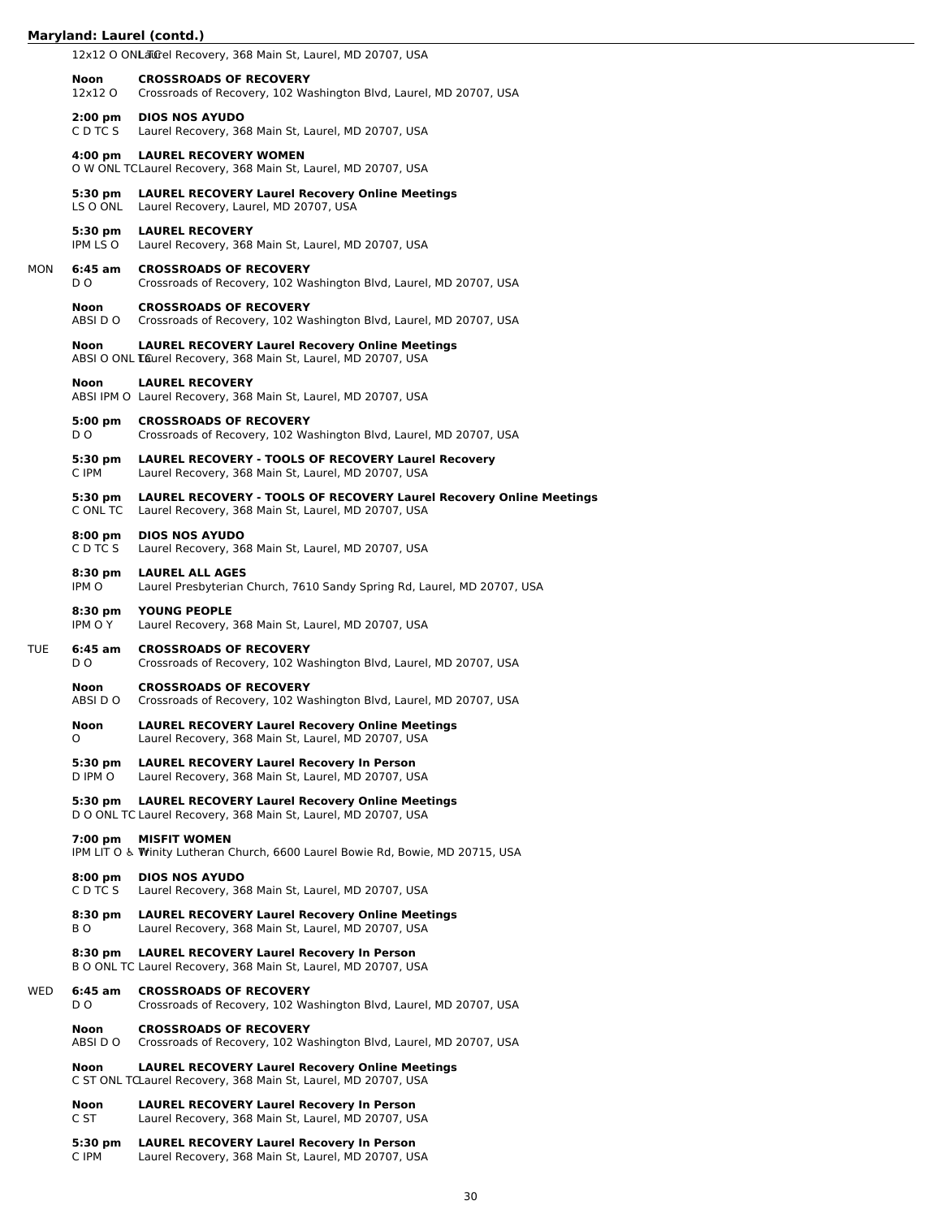## Maryland: Laurel (contd.)

12x12 O ONL TC Laurel Recovery, 368 Main St, Laurel, MD 20707, USA

**Noon** **CROSSROADS OF RECOVERY**
12x12 O Crossroads of Recovery, 102 Washington Blvd, Laurel, MD 20707, USA

**2:00 pm** **DIOS NOS AYUDO**
C D TC S Laurel Recovery, 368 Main St, Laurel, MD 20707, USA

**4:00 pm** **LAUREL RECOVERY WOMEN**
O W ONL TC Laurel Recovery, 368 Main St, Laurel, MD 20707, USA

**5:30 pm** **LAUREL RECOVERY Laurel Recovery Online Meetings**
LS O ONL Laurel Recovery, Laurel, MD 20707, USA

**5:30 pm** **LAUREL RECOVERY**
IPM LS O Laurel Recovery, 368 Main St, Laurel, MD 20707, USA

MON

**6:45 am** **CROSSROADS OF RECOVERY**
D O Crossroads of Recovery, 102 Washington Blvd, Laurel, MD 20707, USA

**Noon** **CROSSROADS OF RECOVERY**
ABSI D O Crossroads of Recovery, 102 Washington Blvd, Laurel, MD 20707, USA

**Noon** **LAUREL RECOVERY Laurel Recovery Online Meetings**
ABSI O ONL TC Laurel Recovery, 368 Main St, Laurel, MD 20707, USA

**Noon** **LAUREL RECOVERY**
ABSI IPM O Laurel Recovery, 368 Main St, Laurel, MD 20707, USA

**5:00 pm** **CROSSROADS OF RECOVERY**
D O Crossroads of Recovery, 102 Washington Blvd, Laurel, MD 20707, USA

**5:30 pm** **LAUREL RECOVERY - TOOLS OF RECOVERY Laurel Recovery**
C IPM Laurel Recovery, 368 Main St, Laurel, MD 20707, USA

**5:30 pm** **LAUREL RECOVERY - TOOLS OF RECOVERY Laurel Recovery Online Meetings**
C ONL TC Laurel Recovery, 368 Main St, Laurel, MD 20707, USA

**8:00 pm** **DIOS NOS AYUDO**
C D TC S Laurel Recovery, 368 Main St, Laurel, MD 20707, USA

**8:30 pm** **LAUREL ALL AGES**
IPM O Laurel Presbyterian Church, 7610 Sandy Spring Rd, Laurel, MD 20707, USA

**8:30 pm** **YOUNG PEOPLE**
IPM O Y Laurel Recovery, 368 Main St, Laurel, MD 20707, USA

TUE

**6:45 am** **CROSSROADS OF RECOVERY**
D O Crossroads of Recovery, 102 Washington Blvd, Laurel, MD 20707, USA

**Noon** **CROSSROADS OF RECOVERY**
ABSI D O Crossroads of Recovery, 102 Washington Blvd, Laurel, MD 20707, USA

**Noon** **LAUREL RECOVERY Laurel Recovery Online Meetings**
O Laurel Recovery, 368 Main St, Laurel, MD 20707, USA

**5:30 pm** **LAUREL RECOVERY Laurel Recovery In Person**
D IPM O Laurel Recovery, 368 Main St, Laurel, MD 20707, USA

**5:30 pm** **LAUREL RECOVERY Laurel Recovery Online Meetings**
D O ONL TC Laurel Recovery, 368 Main St, Laurel, MD 20707, USA

**7:00 pm** **MISFIT WOMEN**
IPM LIT O & W Trinity Lutheran Church, 6600 Laurel Bowie Rd, Bowie, MD 20715, USA

**8:00 pm** **DIOS NOS AYUDO**
C D TC S Laurel Recovery, 368 Main St, Laurel, MD 20707, USA

**8:30 pm** **LAUREL RECOVERY Laurel Recovery Online Meetings**
B O Laurel Recovery, 368 Main St, Laurel, MD 20707, USA

**8:30 pm** **LAUREL RECOVERY Laurel Recovery In Person**
B O ONL TC Laurel Recovery, 368 Main St, Laurel, MD 20707, USA

WED

**6:45 am** **CROSSROADS OF RECOVERY**
D O Crossroads of Recovery, 102 Washington Blvd, Laurel, MD 20707, USA

**Noon** **CROSSROADS OF RECOVERY**
ABSI D O Crossroads of Recovery, 102 Washington Blvd, Laurel, MD 20707, USA

**Noon** **LAUREL RECOVERY Laurel Recovery Online Meetings**
C ST ONL TC Laurel Recovery, 368 Main St, Laurel, MD 20707, USA

**Noon** **LAUREL RECOVERY Laurel Recovery In Person**
C ST Laurel Recovery, 368 Main St, Laurel, MD 20707, USA

**5:30 pm** **LAUREL RECOVERY Laurel Recovery In Person**
C IPM Laurel Recovery, 368 Main St, Laurel, MD 20707, USA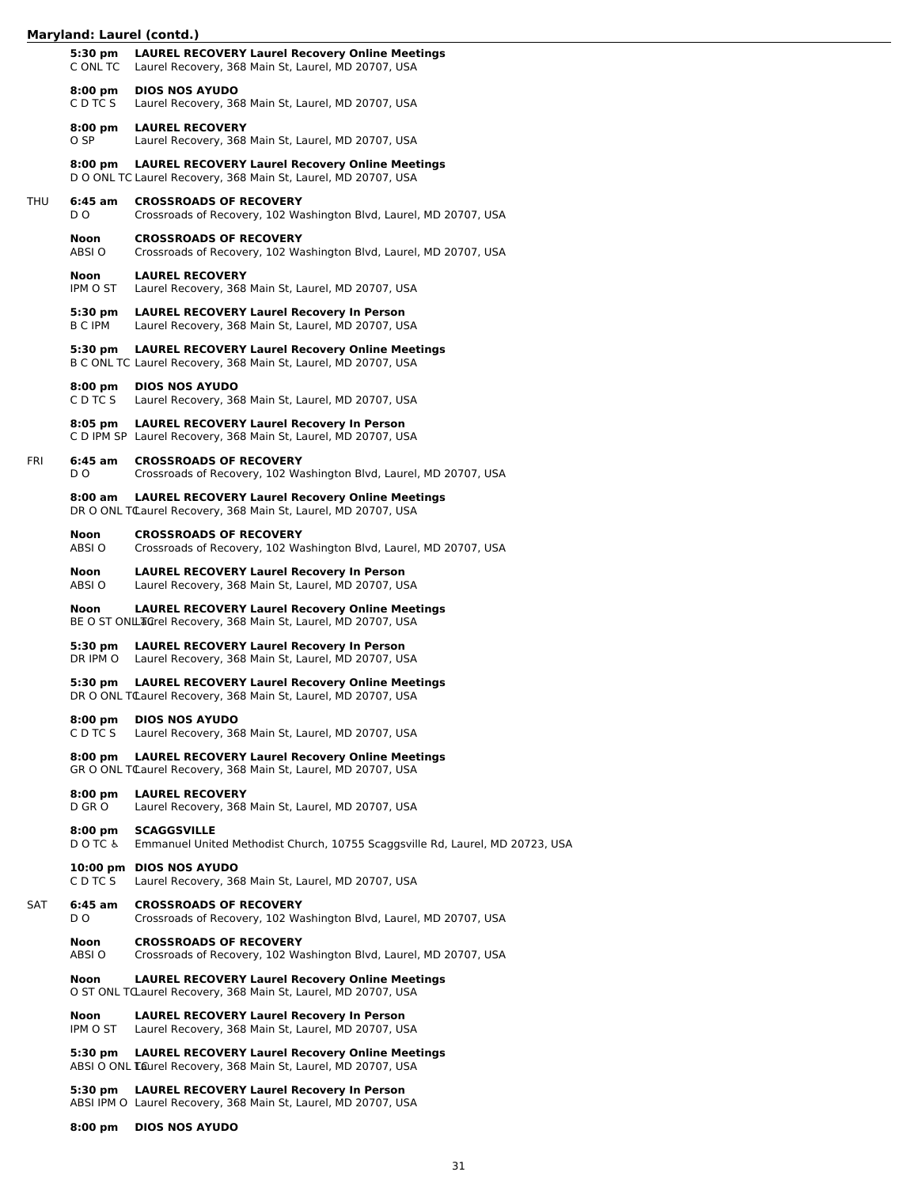## Maryland: Laurel (contd.)

**5:30 pm** **LAUREL RECOVERY Laurel Recovery Online Meetings**
C ONL TC Laurel Recovery, 368 Main St, Laurel, MD 20707, USA

**8:00 pm** **DIOS NOS AYUDO**
C D TC S Laurel Recovery, 368 Main St, Laurel, MD 20707, USA

**8:00 pm** **LAUREL RECOVERY**
O SP Laurel Recovery, 368 Main St, Laurel, MD 20707, USA

**8:00 pm** **LAUREL RECOVERY Laurel Recovery Online Meetings**
D O ONL TC Laurel Recovery, 368 Main St, Laurel, MD 20707, USA

### THU

**6:45 am** **CROSSROADS OF RECOVERY**
D O Crossroads of Recovery, 102 Washington Blvd, Laurel, MD 20707, USA

**Noon** **CROSSROADS OF RECOVERY**
ABSI O Crossroads of Recovery, 102 Washington Blvd, Laurel, MD 20707, USA

**Noon** **LAUREL RECOVERY**
IPM O ST Laurel Recovery, 368 Main St, Laurel, MD 20707, USA

**5:30 pm** **LAUREL RECOVERY Laurel Recovery In Person**
B C IPM Laurel Recovery, 368 Main St, Laurel, MD 20707, USA

**5:30 pm** **LAUREL RECOVERY Laurel Recovery Online Meetings**
B C ONL TC Laurel Recovery, 368 Main St, Laurel, MD 20707, USA

**8:00 pm** **DIOS NOS AYUDO**
C D TC S Laurel Recovery, 368 Main St, Laurel, MD 20707, USA

**8:05 pm** **LAUREL RECOVERY Laurel Recovery In Person**
C D IPM SP Laurel Recovery, 368 Main St, Laurel, MD 20707, USA

### FRI

**6:45 am** **CROSSROADS OF RECOVERY**
D O Crossroads of Recovery, 102 Washington Blvd, Laurel, MD 20707, USA

**8:00 am** **LAUREL RECOVERY Laurel Recovery Online Meetings**
DR O ONL TC Laurel Recovery, 368 Main St, Laurel, MD 20707, USA

**Noon** **CROSSROADS OF RECOVERY**
ABSI O Crossroads of Recovery, 102 Washington Blvd, Laurel, MD 20707, USA

**Noon** **LAUREL RECOVERY Laurel Recovery In Person**
ABSI O Laurel Recovery, 368 Main St, Laurel, MD 20707, USA

**Noon** **LAUREL RECOVERY Laurel Recovery Online Meetings**
BE O ST ONL TC Laurel Recovery, 368 Main St, Laurel, MD 20707, USA

**5:30 pm** **LAUREL RECOVERY Laurel Recovery In Person**
DR IPM O Laurel Recovery, 368 Main St, Laurel, MD 20707, USA

**5:30 pm** **LAUREL RECOVERY Laurel Recovery Online Meetings**
DR O ONL TC Laurel Recovery, 368 Main St, Laurel, MD 20707, USA

**8:00 pm** **DIOS NOS AYUDO**
C D TC S Laurel Recovery, 368 Main St, Laurel, MD 20707, USA

**8:00 pm** **LAUREL RECOVERY Laurel Recovery Online Meetings**
GR O ONL TC Laurel Recovery, 368 Main St, Laurel, MD 20707, USA

**8:00 pm** **LAUREL RECOVERY**
D GR O Laurel Recovery, 368 Main St, Laurel, MD 20707, USA

**8:00 pm** **SCAGGSVILLE**
D O TC ♿ Emmanuel United Methodist Church, 10755 Scaggsville Rd, Laurel, MD 20723, USA

**10:00 pm** **DIOS NOS AYUDO**
C D TC S Laurel Recovery, 368 Main St, Laurel, MD 20707, USA

### SAT

**6:45 am** **CROSSROADS OF RECOVERY**
D O Crossroads of Recovery, 102 Washington Blvd, Laurel, MD 20707, USA

**Noon** **CROSSROADS OF RECOVERY**
ABSI O Crossroads of Recovery, 102 Washington Blvd, Laurel, MD 20707, USA

**Noon** **LAUREL RECOVERY Laurel Recovery Online Meetings**
O ST ONL TC Laurel Recovery, 368 Main St, Laurel, MD 20707, USA

**Noon** **LAUREL RECOVERY Laurel Recovery In Person**
IPM O ST Laurel Recovery, 368 Main St, Laurel, MD 20707, USA

**5:30 pm** **LAUREL RECOVERY Laurel Recovery Online Meetings**
ABSI O ONL TC Laurel Recovery, 368 Main St, Laurel, MD 20707, USA

**5:30 pm** **LAUREL RECOVERY Laurel Recovery In Person**
ABSI IPM O Laurel Recovery, 368 Main St, Laurel, MD 20707, USA

**8:00 pm** **DIOS NOS AYUDO**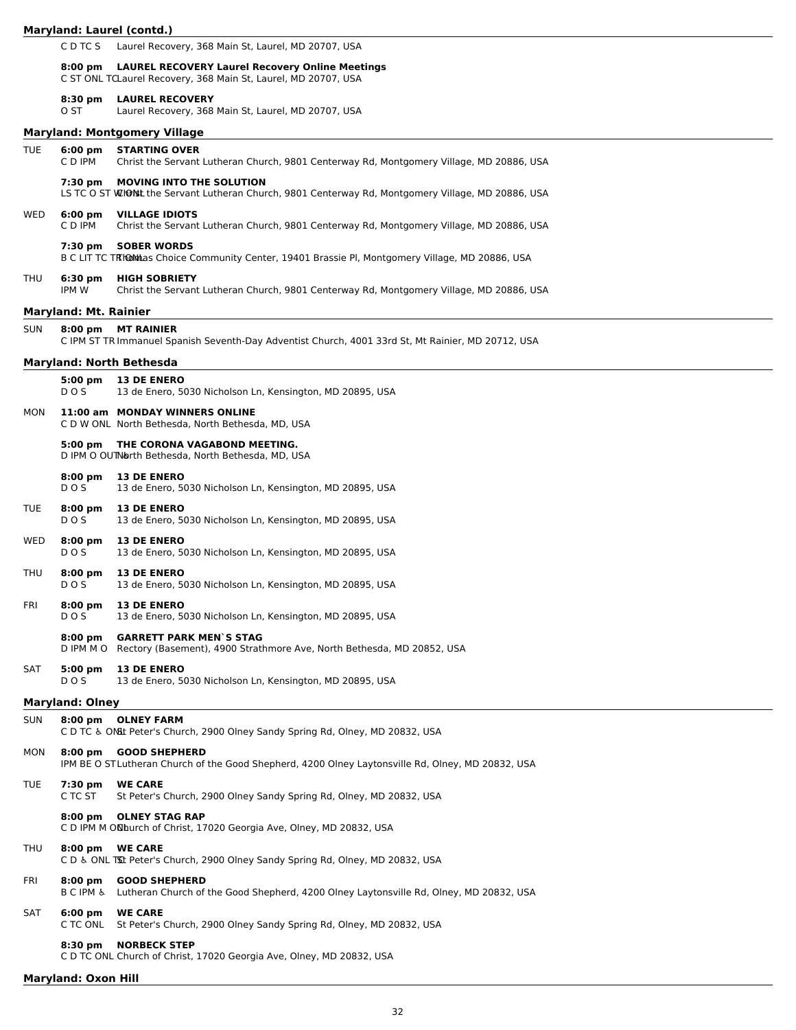## Maryland: Laurel (contd.)

C D TC S — Laurel Recovery, 368 Main St, Laurel, MD 20707, USA

**8:00 pm** **LAUREL RECOVERY Laurel Recovery Online Meetings**
C ST ONL TC Laurel Recovery, 368 Main St, Laurel, MD 20707, USA

**8:30 pm** **LAUREL RECOVERY**
O ST — Laurel Recovery, 368 Main St, Laurel, MD 20707, USA

## Maryland: Montgomery Village

TUE **6:00 pm** **STARTING OVER**
C D IPM — Christ the Servant Lutheran Church, 9801 Centerway Rd, Montgomery Village, MD 20886, USA

**7:30 pm** **MOVING INTO THE SOLUTION**
LS TC O ST W ONL Christ the Servant Lutheran Church, 9801 Centerway Rd, Montgomery Village, MD 20886, USA

WED **6:00 pm** **VILLAGE IDIOTS**
C D IPM — Christ the Servant Lutheran Church, 9801 Centerway Rd, Montgomery Village, MD 20886, USA

**7:30 pm** **SOBER WORDS**
B C LIT TC TR ONL Thomas Choice Community Center, 19401 Brassie Pl, Montgomery Village, MD 20886, USA

THU **6:30 pm** **HIGH SOBRIETY**
IPM W — Christ the Servant Lutheran Church, 9801 Centerway Rd, Montgomery Village, MD 20886, USA

## Maryland: Mt. Rainier

SUN **8:00 pm** **MT RAINIER**
C IPM ST TR Immanuel Spanish Seventh-Day Adventist Church, 4001 33rd St, Mt Rainier, MD 20712, USA

## Maryland: North Bethesda

**5:00 pm** **13 DE ENERO**
D O S — 13 de Enero, 5030 Nicholson Ln, Kensington, MD 20895, USA

MON **11:00 am** **MONDAY WINNERS ONLINE**
C D W ONL North Bethesda, North Bethesda, MD, USA

**5:00 pm** **THE CORONA VAGABOND MEETING.**
D IPM O OUT North Bethesda, North Bethesda, MD, USA

**8:00 pm** **13 DE ENERO**
D O S — 13 de Enero, 5030 Nicholson Ln, Kensington, MD 20895, USA

TUE **8:00 pm** **13 DE ENERO**
D O S — 13 de Enero, 5030 Nicholson Ln, Kensington, MD 20895, USA

WED **8:00 pm** **13 DE ENERO**
D O S — 13 de Enero, 5030 Nicholson Ln, Kensington, MD 20895, USA

THU **8:00 pm** **13 DE ENERO**
D O S — 13 de Enero, 5030 Nicholson Ln, Kensington, MD 20895, USA

FRI **8:00 pm** **13 DE ENERO**
D O S — 13 de Enero, 5030 Nicholson Ln, Kensington, MD 20895, USA

**8:00 pm** **GARRETT PARK MEN`S STAG**
D IPM M O — Rectory (Basement), 4900 Strathmore Ave, North Bethesda, MD 20852, USA

SAT **5:00 pm** **13 DE ENERO**
D O S — 13 de Enero, 5030 Nicholson Ln, Kensington, MD 20895, USA

## Maryland: Olney

SUN **8:00 pm** **OLNEY FARM**
C D TC ♿ ONL St Peter's Church, 2900 Olney Sandy Spring Rd, Olney, MD 20832, USA

MON **8:00 pm** **GOOD SHEPHERD**
IPM BE O ST Lutheran Church of the Good Shepherd, 4200 Olney Laytonsville Rd, Olney, MD 20832, USA

TUE **7:30 pm** **WE CARE**
C TC ST — St Peter's Church, 2900 Olney Sandy Spring Rd, Olney, MD 20832, USA

**8:00 pm** **OLNEY STAG RAP**
C D IPM M ONL Church of Christ, 17020 Georgia Ave, Olney, MD 20832, USA

THU **8:00 pm** **WE CARE**
C D ♿ ONL TC St Peter's Church, 2900 Olney Sandy Spring Rd, Olney, MD 20832, USA

FRI **8:00 pm** **GOOD SHEPHERD**
B C IPM ♿ — Lutheran Church of the Good Shepherd, 4200 Olney Laytonsville Rd, Olney, MD 20832, USA

SAT **6:00 pm** **WE CARE**
C TC ONL — St Peter's Church, 2900 Olney Sandy Spring Rd, Olney, MD 20832, USA

**8:30 pm** **NORBECK STEP**
C D TC ONL Church of Christ, 17020 Georgia Ave, Olney, MD 20832, USA

## Maryland: Oxon Hill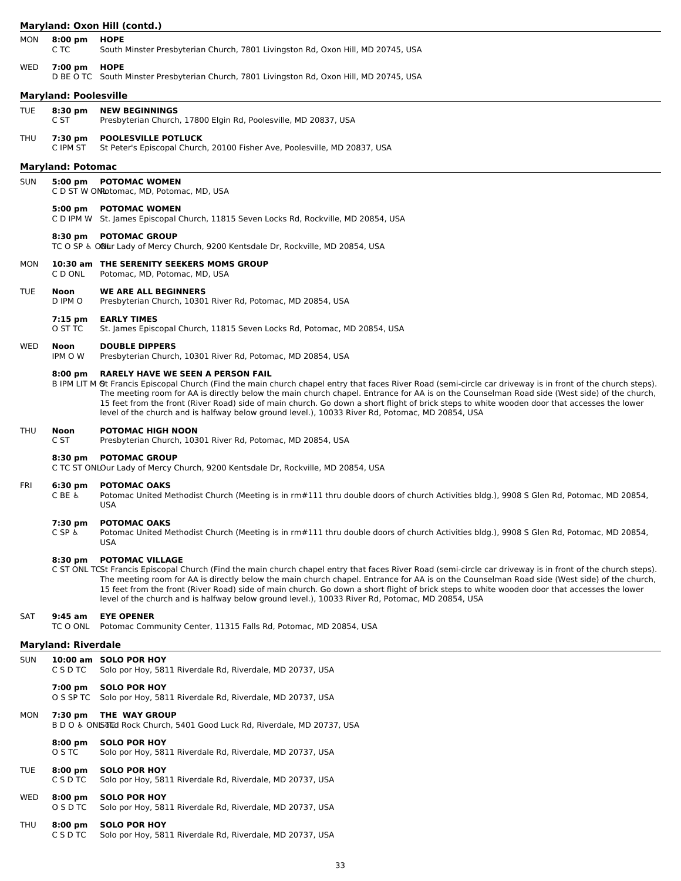## Maryland: Oxon Hill (contd.)

**MON** **8:00 pm** **HOPE**
C TC — South Minster Presbyterian Church, 7801 Livingston Rd, Oxon Hill, MD 20745, USA

**WED** **7:00 pm** **HOPE**
D BE O TC — South Minster Presbyterian Church, 7801 Livingston Rd, Oxon Hill, MD 20745, USA

## Maryland: Poolesville

**TUE** **8:30 pm** **NEW BEGINNINGS**
C ST — Presbyterian Church, 17800 Elgin Rd, Poolesville, MD 20837, USA

**THU** **7:30 pm** **POOLESVILLE POTLUCK**
C IPM ST — St Peter's Episcopal Church, 20100 Fisher Ave, Poolesville, MD 20837, USA

## Maryland: Potomac

**SUN** **5:00 pm** **POTOMAC WOMEN**
C D ST W ONL — Potomac, MD, Potomac, MD, USA

**5:00 pm** **POTOMAC WOMEN**
C D IPM W — St. James Episcopal Church, 11815 Seven Locks Rd, Rockville, MD 20854, USA

**8:30 pm** **POTOMAC GROUP**
TC O SP ♿ ONL — Our Lady of Mercy Church, 9200 Kentsdale Dr, Rockville, MD 20854, USA

**MON** **10:30 am** **THE SERENITY SEEKERS MOMS GROUP**
C D ONL — Potomac, MD, Potomac, MD, USA

**TUE** **Noon** **WE ARE ALL BEGINNERS**
D IPM O — Presbyterian Church, 10301 River Rd, Potomac, MD 20854, USA

**7:15 pm** **EARLY TIMES**
O ST TC — St. James Episcopal Church, 11815 Seven Locks Rd, Potomac, MD 20854, USA

**WED** **Noon** **DOUBLE DIPPERS**
IPM O W — Presbyterian Church, 10301 River Rd, Potomac, MD 20854, USA

**8:00 pm** **RARELY HAVE WE SEEN A PERSON FAIL**
B IPM LIT M O — St Francis Episcopal Church (Find the main church chapel entry that faces River Road (semi-circle car driveway is in front of the church steps). The meeting room for AA is directly below the main church chapel. Entrance for AA is on the Counselman Road side (West side) of the church, 15 feet from the front (River Road) side of main church. Go down a short flight of brick steps to white wooden door that accesses the lower level of the church and is halfway below ground level.), 10033 River Rd, Potomac, MD 20854, USA

**THU** **Noon** **POTOMAC HIGH NOON**
C ST — Presbyterian Church, 10301 River Rd, Potomac, MD 20854, USA

**8:30 pm** **POTOMAC GROUP**
C TC ST ONL — Our Lady of Mercy Church, 9200 Kentsdale Dr, Rockville, MD 20854, USA

**FRI** **6:30 pm** **POTOMAC OAKS**
C BE ♿ — Potomac United Methodist Church (Meeting is in rm#111 thru double doors of church Activities bldg.), 9908 S Glen Rd, Potomac, MD 20854, USA

**7:30 pm** **POTOMAC OAKS**
C SP ♿ — Potomac United Methodist Church (Meeting is in rm#111 thru double doors of church Activities bldg.), 9908 S Glen Rd, Potomac, MD 20854, USA

**8:30 pm** **POTOMAC VILLAGE**
C ST ONL TC — St Francis Episcopal Church (Find the main church chapel entry that faces River Road (semi-circle car driveway is in front of the church steps). The meeting room for AA is directly below the main church chapel. Entrance for AA is on the Counselman Road side (West side) of the church, 15 feet from the front (River Road) side of main church. Go down a short flight of brick steps to white wooden door that accesses the lower level of the church and is halfway below ground level.), 10033 River Rd, Potomac, MD 20854, USA

**SAT** **9:45 am** **EYE OPENER**
TC O ONL — Potomac Community Center, 11315 Falls Rd, Potomac, MD 20854, USA

## Maryland: Riverdale

**SUN** **10:00 am** **SOLO POR HOY**
C S D TC — Solo por Hoy, 5811 Riverdale Rd, Riverdale, MD 20737, USA

**7:00 pm** **SOLO POR HOY**
O S SP TC — Solo por Hoy, 5811 Riverdale Rd, Riverdale, MD 20737, USA

**MON** **7:30 pm** **THE WAY GROUP**
B D O ♿ ONL TC — Solid Rock Church, 5401 Good Luck Rd, Riverdale, MD 20737, USA

**8:00 pm** **SOLO POR HOY**
O S TC — Solo por Hoy, 5811 Riverdale Rd, Riverdale, MD 20737, USA

**TUE** **8:00 pm** **SOLO POR HOY**
C S D TC — Solo por Hoy, 5811 Riverdale Rd, Riverdale, MD 20737, USA

**WED** **8:00 pm** **SOLO POR HOY**
O S D TC — Solo por Hoy, 5811 Riverdale Rd, Riverdale, MD 20737, USA

**THU** **8:00 pm** **SOLO POR HOY**
C S D TC — Solo por Hoy, 5811 Riverdale Rd, Riverdale, MD 20737, USA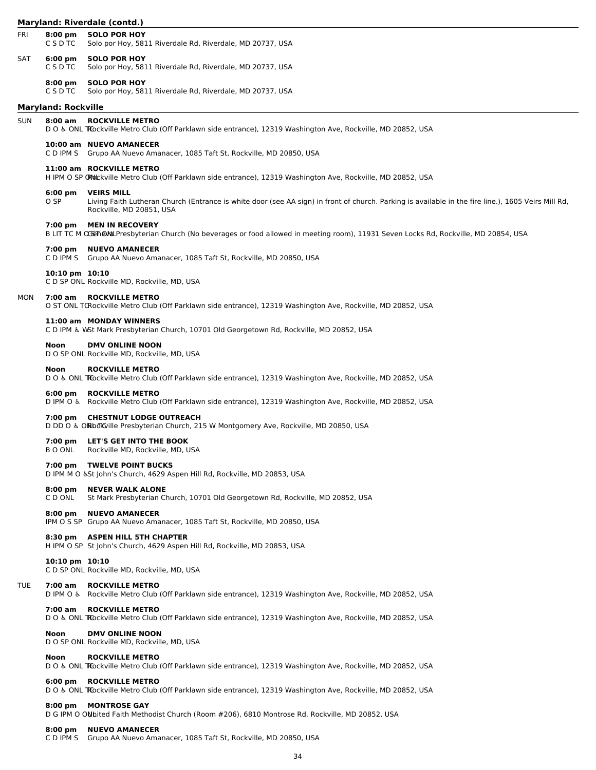## Maryland: Riverdale (contd.)

FRI

**8:00 pm SOLO POR HOY**
C S D TC Solo por Hoy, 5811 Riverdale Rd, Riverdale, MD 20737, USA

SAT

**6:00 pm SOLO POR HOY**
C S D TC Solo por Hoy, 5811 Riverdale Rd, Riverdale, MD 20737, USA

**8:00 pm SOLO POR HOY**
C S D TC Solo por Hoy, 5811 Riverdale Rd, Riverdale, MD 20737, USA

## Maryland: Rockville

SUN

**8:00 am ROCKVILLE METRO**
D O ♿ ONL TC Rockville Metro Club (Off Parklawn side entrance), 12319 Washington Ave, Rockville, MD 20852, USA

**10:00 am NUEVO AMANECER**
C D IPM S Grupo AA Nuevo Amanacer, 1085 Taft St, Rockville, MD 20850, USA

**11:00 am ROCKVILLE METRO**
H IPM O SP ONL Rockville Metro Club (Off Parklawn side entrance), 12319 Washington Ave, Rockville, MD 20852, USA

**6:00 pm VEIRS MILL**
O SP Living Faith Lutheran Church (Entrance is white door (see AA sign) in front of church. Parking is available in the fire line.), 1605 Veirs Mill Rd, Rockville, MD 20851, USA

**7:00 pm MEN IN RECOVERY**
B LIT TC M O ONL Geneva Presbyterian Church (No beverages or food allowed in meeting room), 11931 Seven Locks Rd, Rockville, MD 20854, USA

**7:00 pm NUEVO AMANECER**
C D IPM S Grupo AA Nuevo Amanacer, 1085 Taft St, Rockville, MD 20850, USA

**10:10 pm 10:10**
C D SP ONL Rockville MD, Rockville, MD, USA

MON

**7:00 am ROCKVILLE METRO**
O ST ONL TC Rockville Metro Club (Off Parklawn side entrance), 12319 Washington Ave, Rockville, MD 20852, USA

**11:00 am MONDAY WINNERS**
C D IPM ♿ W St Mark Presbyterian Church, 10701 Old Georgetown Rd, Rockville, MD 20852, USA

**Noon DMV ONLINE NOON**
D O SP ONL Rockville MD, Rockville, MD, USA

**Noon ROCKVILLE METRO**
D O ♿ ONL TC Rockville Metro Club (Off Parklawn side entrance), 12319 Washington Ave, Rockville, MD 20852, USA

**6:00 pm ROCKVILLE METRO**
D IPM O ♿ Rockville Metro Club (Off Parklawn side entrance), 12319 Washington Ave, Rockville, MD 20852, USA

**7:00 pm CHESTNUT LODGE OUTREACH**
D DD O ♿ ONL TC Rockville Presbyterian Church, 215 W Montgomery Ave, Rockville, MD 20850, USA

**7:00 pm LET'S GET INTO THE BOOK**
B O ONL Rockville MD, Rockville, MD, USA

**7:00 pm TWELVE POINT BUCKS**
D IPM M O ♿ St John's Church, 4629 Aspen Hill Rd, Rockville, MD 20853, USA

**8:00 pm NEVER WALK ALONE**
C D ONL St Mark Presbyterian Church, 10701 Old Georgetown Rd, Rockville, MD 20852, USA

**8:00 pm NUEVO AMANECER**
IPM O S SP Grupo AA Nuevo Amanacer, 1085 Taft St, Rockville, MD 20850, USA

**8:30 pm ASPEN HILL 5TH CHAPTER**
H IPM O SP St John's Church, 4629 Aspen Hill Rd, Rockville, MD 20853, USA

**10:10 pm 10:10**
C D SP ONL Rockville MD, Rockville, MD, USA

TUE

**7:00 am ROCKVILLE METRO**
D IPM O ♿ Rockville Metro Club (Off Parklawn side entrance), 12319 Washington Ave, Rockville, MD 20852, USA

**7:00 am ROCKVILLE METRO**
D O ♿ ONL TC Rockville Metro Club (Off Parklawn side entrance), 12319 Washington Ave, Rockville, MD 20852, USA

**Noon DMV ONLINE NOON**
D O SP ONL Rockville MD, Rockville, MD, USA

**Noon ROCKVILLE METRO**
D O ♿ ONL TC Rockville Metro Club (Off Parklawn side entrance), 12319 Washington Ave, Rockville, MD 20852, USA

**6:00 pm ROCKVILLE METRO**
D O ♿ ONL TC Rockville Metro Club (Off Parklawn side entrance), 12319 Washington Ave, Rockville, MD 20852, USA

**8:00 pm MONTROSE GAY**
D G IPM O ONL United Faith Methodist Church (Room #206), 6810 Montrose Rd, Rockville, MD 20852, USA

**8:00 pm NUEVO AMANECER**
C D IPM S Grupo AA Nuevo Amanacer, 1085 Taft St, Rockville, MD 20850, USA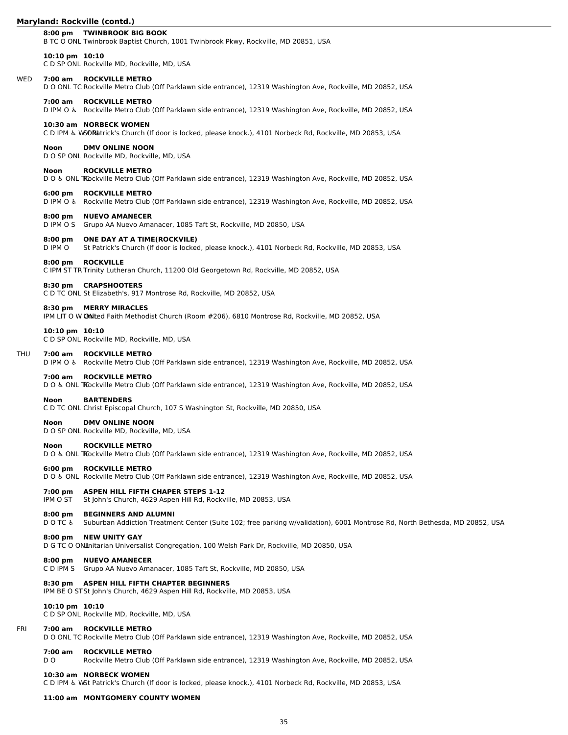## Maryland: Rockville (contd.)

**8:00 pm TWINBROOK BIG BOOK**
B TC O ONL Twinbrook Baptist Church, 1001 Twinbrook Pkwy, Rockville, MD 20851, USA

**10:10 pm 10:10**
C D SP ONL Rockville MD, Rockville, MD, USA

### WED

**7:00 am ROCKVILLE METRO**
D O ONL TC Rockville Metro Club (Off Parklawn side entrance), 12319 Washington Ave, Rockville, MD 20852, USA

**7:00 am ROCKVILLE METRO**
D IPM O ♿ Rockville Metro Club (Off Parklawn side entrance), 12319 Washington Ave, Rockville, MD 20852, USA

**10:30 am NORBECK WOMEN**
C D IPM ♿ W ONL St Patrick's Church (If door is locked, please knock.), 4101 Norbeck Rd, Rockville, MD 20853, USA

**Noon DMV ONLINE NOON**
D O SP ONL Rockville MD, Rockville, MD, USA

**Noon ROCKVILLE METRO**
D O ♿ ONL TC Rockville Metro Club (Off Parklawn side entrance), 12319 Washington Ave, Rockville, MD 20852, USA

**6:00 pm ROCKVILLE METRO**
D IPM O ♿ Rockville Metro Club (Off Parklawn side entrance), 12319 Washington Ave, Rockville, MD 20852, USA

**8:00 pm NUEVO AMANECER**
D IPM O S Grupo AA Nuevo Amanacer, 1085 Taft St, Rockville, MD 20850, USA

**8:00 pm ONE DAY AT A TIME(ROCKVILE)**
D IPM O St Patrick's Church (If door is locked, please knock.), 4101 Norbeck Rd, Rockville, MD 20853, USA

**8:00 pm ROCKVILLE**
C IPM ST TR Trinity Lutheran Church, 11200 Old Georgetown Rd, Rockville, MD 20852, USA

**8:30 pm CRAPSHOOTERS**
C D TC ONL St Elizabeth's, 917 Montrose Rd, Rockville, MD 20852, USA

**8:30 pm MERRY MIRACLES**
IPM LIT O W ONL United Faith Methodist Church (Room #206), 6810 Montrose Rd, Rockville, MD 20852, USA

**10:10 pm 10:10**
C D SP ONL Rockville MD, Rockville, MD, USA

### THU

**7:00 am ROCKVILLE METRO**
D IPM O ♿ Rockville Metro Club (Off Parklawn side entrance), 12319 Washington Ave, Rockville, MD 20852, USA

**7:00 am ROCKVILLE METRO**
D O ♿ ONL TC Rockville Metro Club (Off Parklawn side entrance), 12319 Washington Ave, Rockville, MD 20852, USA

**Noon BARTENDERS**
C D TC ONL Christ Episcopal Church, 107 S Washington St, Rockville, MD 20850, USA

**Noon DMV ONLINE NOON**
D O SP ONL Rockville MD, Rockville, MD, USA

**Noon ROCKVILLE METRO**
D O ♿ ONL TC Rockville Metro Club (Off Parklawn side entrance), 12319 Washington Ave, Rockville, MD 20852, USA

**6:00 pm ROCKVILLE METRO**
D O ♿ ONL Rockville Metro Club (Off Parklawn side entrance), 12319 Washington Ave, Rockville, MD 20852, USA

**7:00 pm ASPEN HILL FIFTH CHAPER STEPS 1-12**
IPM O ST St John's Church, 4629 Aspen Hill Rd, Rockville, MD 20853, USA

**8:00 pm BEGINNERS AND ALUMNI**
D O TC ♿ Suburban Addiction Treatment Center (Suite 102; free parking w/validation), 6001 Montrose Rd, North Bethesda, MD 20852, USA

**8:00 pm NEW UNITY GAY**
D G TC O ONL Unitarian Universalist Congregation, 100 Welsh Park Dr, Rockville, MD 20850, USA

**8:00 pm NUEVO AMANECER**
C D IPM S Grupo AA Nuevo Amanacer, 1085 Taft St, Rockville, MD 20850, USA

**8:30 pm ASPEN HILL FIFTH CHAPTER BEGINNERS**
IPM BE O ST St John's Church, 4629 Aspen Hill Rd, Rockville, MD 20853, USA

**10:10 pm 10:10**
C D SP ONL Rockville MD, Rockville, MD, USA

### FRI

**7:00 am ROCKVILLE METRO**
D O ONL TC Rockville Metro Club (Off Parklawn side entrance), 12319 Washington Ave, Rockville, MD 20852, USA

**7:00 am ROCKVILLE METRO**
D O Rockville Metro Club (Off Parklawn side entrance), 12319 Washington Ave, Rockville, MD 20852, USA

**10:30 am NORBECK WOMEN**
C D IPM ♿ W St Patrick's Church (If door is locked, please knock.), 4101 Norbeck Rd, Rockville, MD 20853, USA

**11:00 am MONTGOMERY COUNTY WOMEN**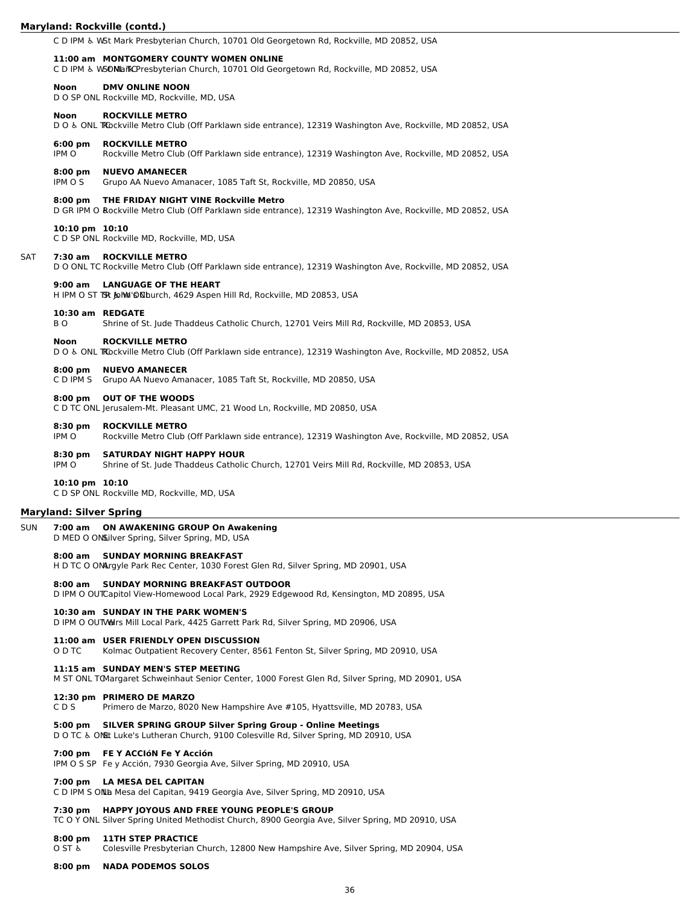## Maryland: Rockville (contd.)

C D IPM ♿ W St Mark Presbyterian Church, 10701 Old Georgetown Rd, Rockville, MD 20852, USA

**11:00 am MONTGOMERY COUNTY WOMEN ONLINE**
C D IPM ♿ W ONL TC St Mark Presbyterian Church, 10701 Old Georgetown Rd, Rockville, MD 20852, USA

**Noon DMV ONLINE NOON**
D O SP ONL Rockville MD, Rockville, MD, USA

**Noon ROCKVILLE METRO**
D O ♿ ONL TC Rockville Metro Club (Off Parklawn side entrance), 12319 Washington Ave, Rockville, MD 20852, USA

**6:00 pm ROCKVILLE METRO**
IPM O Rockville Metro Club (Off Parklawn side entrance), 12319 Washington Ave, Rockville, MD 20852, USA

**8:00 pm NUEVO AMANECER**
IPM O S Grupo AA Nuevo Amanacer, 1085 Taft St, Rockville, MD 20850, USA

**8:00 pm THE FRIDAY NIGHT VINE Rockville Metro**
D GR IPM O Rockville Metro Club (Off Parklawn side entrance), 12319 Washington Ave, Rockville, MD 20852, USA

**10:10 pm 10:10**
C D SP ONL Rockville MD, Rockville, MD, USA

SAT

**7:30 am ROCKVILLE METRO**
D O ONL TC Rockville Metro Club (Off Parklawn side entrance), 12319 Washington Ave, Rockville, MD 20852, USA

**9:00 am LANGUAGE OF THE HEART**
H IPM O ST TR ONL St John's Church, 4629 Aspen Hill Rd, Rockville, MD 20853, USA

**10:30 am REDGATE**
B O Shrine of St. Jude Thaddeus Catholic Church, 12701 Veirs Mill Rd, Rockville, MD 20853, USA

**Noon ROCKVILLE METRO**
D O ♿ ONL TC Rockville Metro Club (Off Parklawn side entrance), 12319 Washington Ave, Rockville, MD 20852, USA

**8:00 pm NUEVO AMANECER**
C D IPM S Grupo AA Nuevo Amanacer, 1085 Taft St, Rockville, MD 20850, USA

**8:00 pm OUT OF THE WOODS**
C D TC ONL Jerusalem-Mt. Pleasant UMC, 21 Wood Ln, Rockville, MD 20850, USA

**8:30 pm ROCKVILLE METRO**
IPM O Rockville Metro Club (Off Parklawn side entrance), 12319 Washington Ave, Rockville, MD 20852, USA

**8:30 pm SATURDAY NIGHT HAPPY HOUR**
IPM O Shrine of St. Jude Thaddeus Catholic Church, 12701 Veirs Mill Rd, Rockville, MD 20853, USA

**10:10 pm 10:10**
C D SP ONL Rockville MD, Rockville, MD, USA

## Maryland: Silver Spring

SUN

**7:00 am ON AWAKENING GROUP On Awakening**
D MED O ONL Silver Spring, Silver Spring, MD, USA

**8:00 am SUNDAY MORNING BREAKFAST**
H D TC O ONL Argyle Park Rec Center, 1030 Forest Glen Rd, Silver Spring, MD 20901, USA

**8:00 am SUNDAY MORNING BREAKFAST OUTDOOR**
D IPM O OUT Capitol View-Homewood Local Park, 2929 Edgewood Rd, Kensington, MD 20895, USA

**10:30 am SUNDAY IN THE PARK WOMEN'S**
D IPM O OUT W Veirs Mill Local Park, 4425 Garrett Park Rd, Silver Spring, MD 20906, USA

**11:00 am USER FRIENDLY OPEN DISCUSSION**
O D TC Kolmac Outpatient Recovery Center, 8561 Fenton St, Silver Spring, MD 20910, USA

**11:15 am SUNDAY MEN'S STEP MEETING**
M ST ONL TC Margaret Schweinhaut Senior Center, 1000 Forest Glen Rd, Silver Spring, MD 20901, USA

**12:30 pm PRIMERO DE MARZO**
C D S Primero de Marzo, 8020 New Hampshire Ave #105, Hyattsville, MD 20783, USA

**5:00 pm SILVER SPRING GROUP Silver Spring Group - Online Meetings**
D O TC ♿ ONL St Luke's Lutheran Church, 9100 Colesville Rd, Silver Spring, MD 20910, USA

**7:00 pm FE Y ACCIóN Fe Y Acción**
IPM O S SP Fe y Acción, 7930 Georgia Ave, Silver Spring, MD 20910, USA

**7:00 pm LA MESA DEL CAPITAN**
C D IPM S ONL La Mesa del Capitan, 9419 Georgia Ave, Silver Spring, MD 20910, USA

**7:30 pm HAPPY JOYOUS AND FREE YOUNG PEOPLE'S GROUP**
TC O Y ONL Silver Spring United Methodist Church, 8900 Georgia Ave, Silver Spring, MD 20910, USA

**8:00 pm 11TH STEP PRACTICE**
O ST ♿ Colesville Presbyterian Church, 12800 New Hampshire Ave, Silver Spring, MD 20904, USA

**8:00 pm NADA PODEMOS SOLOS**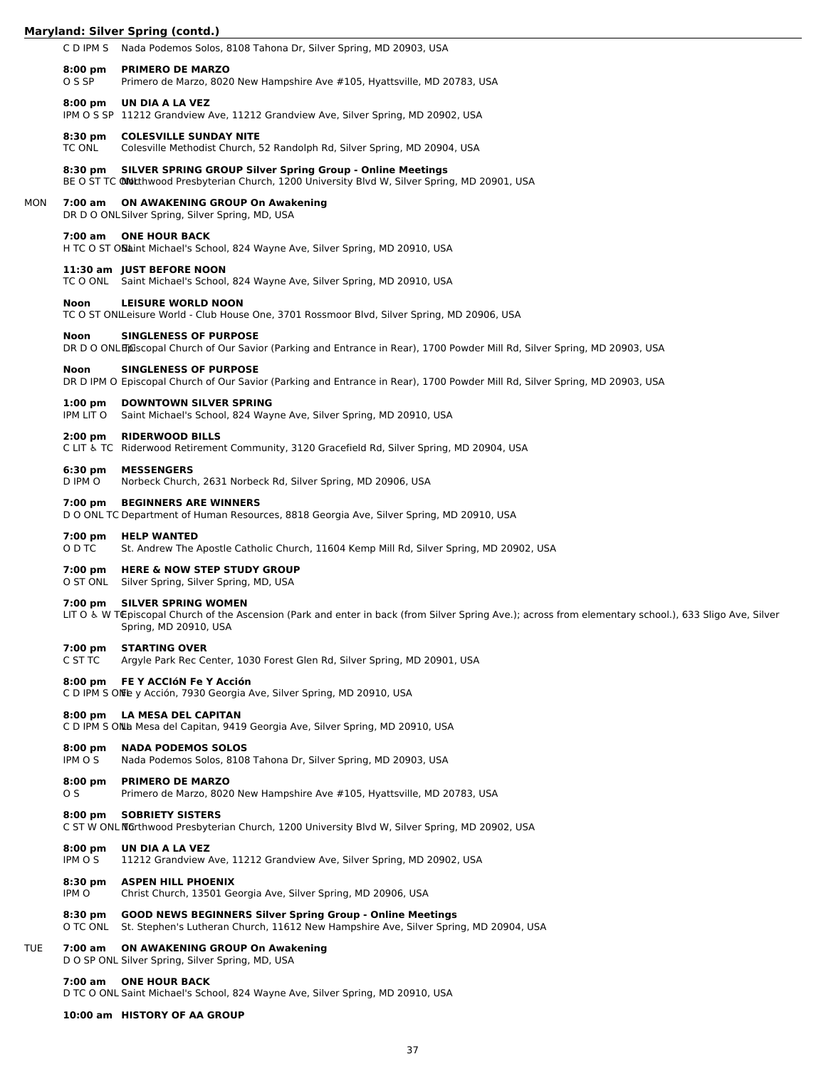## Maryland: Silver Spring (contd.)

C D IPM S — Nada Podemos Solos, 8108 Tahona Dr, Silver Spring, MD 20903, USA

**8:00 pm** **PRIMERO DE MARZO**
O S SP — Primero de Marzo, 8020 New Hampshire Ave #105, Hyattsville, MD 20783, USA

**8:00 pm** **UN DIA A LA VEZ**
IPM O S SP — 11212 Grandview Ave, 11212 Grandview Ave, Silver Spring, MD 20902, USA

**8:30 pm** **COLESVILLE SUNDAY NITE**
TC ONL — Colesville Methodist Church, 52 Randolph Rd, Silver Spring, MD 20904, USA

**8:30 pm** **SILVER SPRING GROUP Silver Spring Group - Online Meetings**
BE O ST TC ONL — Northwood Presbyterian Church, 1200 University Blvd W, Silver Spring, MD 20901, USA

### MON

**7:00 am** **ON AWAKENING GROUP On Awakening**
DR D O ONL — Silver Spring, Silver Spring, MD, USA

**7:00 am** **ONE HOUR BACK**
H TC O ST ONL — Saint Michael's School, 824 Wayne Ave, Silver Spring, MD 20910, USA

**11:30 am** **JUST BEFORE NOON**
TC O ONL — Saint Michael's School, 824 Wayne Ave, Silver Spring, MD 20910, USA

**Noon** **LEISURE WORLD NOON**
TC O ST ONL — Leisure World - Club House One, 3701 Rossmoor Blvd, Silver Spring, MD 20906, USA

**Noon** **SINGLENESS OF PURPOSE**
DR D O ONL TC — Episcopal Church of Our Savior (Parking and Entrance in Rear), 1700 Powder Mill Rd, Silver Spring, MD 20903, USA

**Noon** **SINGLENESS OF PURPOSE**
DR D IPM O — Episcopal Church of Our Savior (Parking and Entrance in Rear), 1700 Powder Mill Rd, Silver Spring, MD 20903, USA

**1:00 pm** **DOWNTOWN SILVER SPRING**
IPM LIT O — Saint Michael's School, 824 Wayne Ave, Silver Spring, MD 20910, USA

**2:00 pm** **RIDERWOOD BILLS**
C LIT ♿ TC — Riderwood Retirement Community, 3120 Gracefield Rd, Silver Spring, MD 20904, USA

**6:30 pm** **MESSENGERS**
D IPM O — Norbeck Church, 2631 Norbeck Rd, Silver Spring, MD 20906, USA

**7:00 pm** **BEGINNERS ARE WINNERS**
D O ONL TC — Department of Human Resources, 8818 Georgia Ave, Silver Spring, MD 20910, USA

**7:00 pm** **HELP WANTED**
O D TC — St. Andrew The Apostle Catholic Church, 11604 Kemp Mill Rd, Silver Spring, MD 20902, USA

**7:00 pm** **HERE & NOW STEP STUDY GROUP**
O ST ONL — Silver Spring, Silver Spring, MD, USA

**7:00 pm** **SILVER SPRING WOMEN**
LIT O ♿ W TC — Episcopal Church of the Ascension (Park and enter in back (from Silver Spring Ave.); across from elementary school.), 633 Sligo Ave, Silver Spring, MD 20910, USA

**7:00 pm** **STARTING OVER**
C ST TC — Argyle Park Rec Center, 1030 Forest Glen Rd, Silver Spring, MD 20901, USA

**8:00 pm** **FE Y ACCIóN Fe Y Acción**
C D IPM S ONL — Fe y Acción, 7930 Georgia Ave, Silver Spring, MD 20910, USA

**8:00 pm** **LA MESA DEL CAPITAN**
C D IPM S ONL — La Mesa del Capitan, 9419 Georgia Ave, Silver Spring, MD 20910, USA

**8:00 pm** **NADA PODEMOS SOLOS**
IPM O S — Nada Podemos Solos, 8108 Tahona Dr, Silver Spring, MD 20903, USA

**8:00 pm** **PRIMERO DE MARZO**
O S — Primero de Marzo, 8020 New Hampshire Ave #105, Hyattsville, MD 20783, USA

**8:00 pm** **SOBRIETY SISTERS**
C ST W ONL TC — Northwood Presbyterian Church, 1200 University Blvd W, Silver Spring, MD 20902, USA

**8:00 pm** **UN DIA A LA VEZ**
IPM O S — 11212 Grandview Ave, 11212 Grandview Ave, Silver Spring, MD 20902, USA

**8:30 pm** **ASPEN HILL PHOENIX**
IPM O — Christ Church, 13501 Georgia Ave, Silver Spring, MD 20906, USA

**8:30 pm** **GOOD NEWS BEGINNERS Silver Spring Group - Online Meetings**
O TC ONL — St. Stephen's Lutheran Church, 11612 New Hampshire Ave, Silver Spring, MD 20904, USA

### TUE

**7:00 am** **ON AWAKENING GROUP On Awakening**
D O SP ONL — Silver Spring, Silver Spring, MD, USA

**7:00 am** **ONE HOUR BACK**
D TC O ONL — Saint Michael's School, 824 Wayne Ave, Silver Spring, MD 20910, USA

**10:00 am** **HISTORY OF AA GROUP**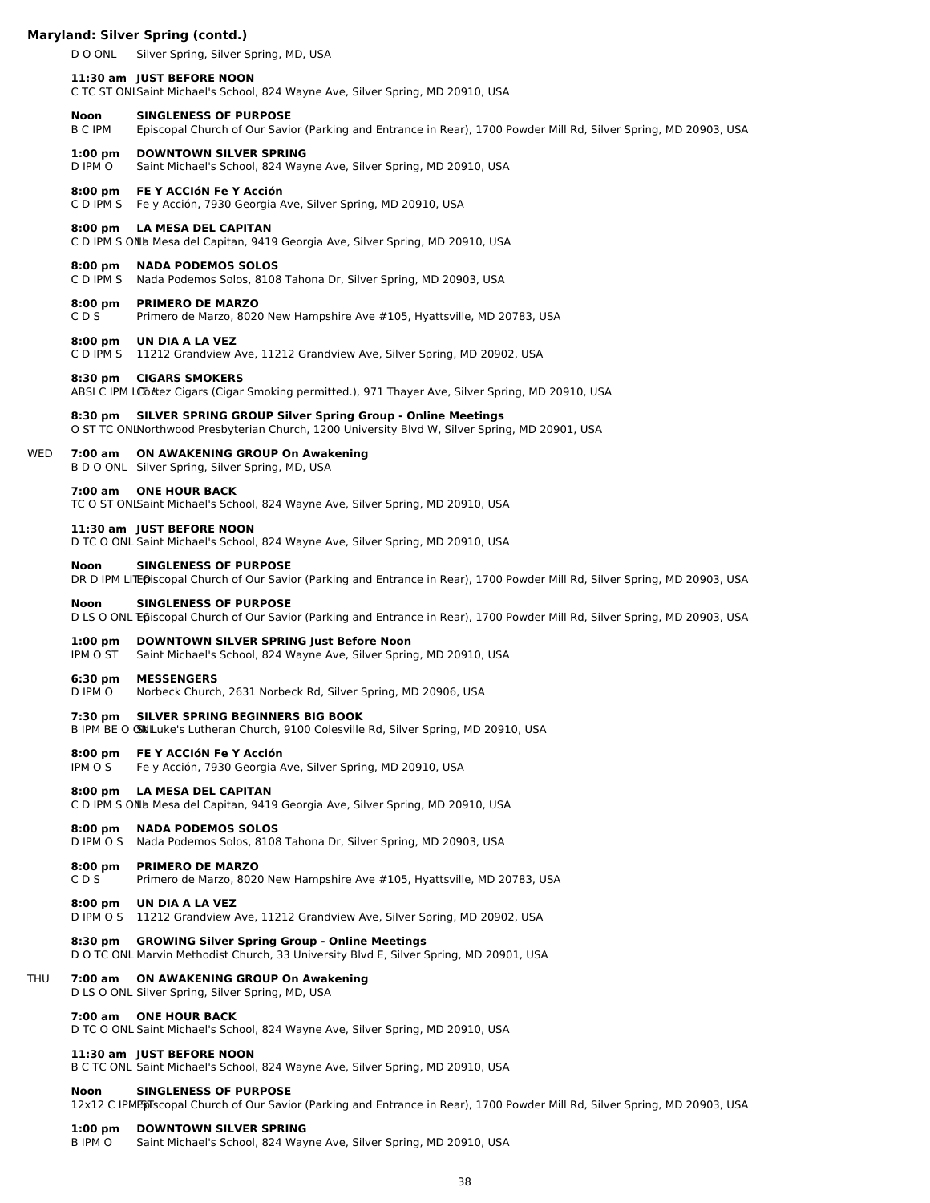## Maryland: Silver Spring (contd.)

D O ONL Silver Spring, Silver Spring, MD, USA

**11:30 am JUST BEFORE NOON**
C TC ST ONL Saint Michael's School, 824 Wayne Ave, Silver Spring, MD 20910, USA

**Noon SINGLENESS OF PURPOSE**
B C IPM Episcopal Church of Our Savior (Parking and Entrance in Rear), 1700 Powder Mill Rd, Silver Spring, MD 20903, USA

**1:00 pm DOWNTOWN SILVER SPRING**
D IPM O Saint Michael's School, 824 Wayne Ave, Silver Spring, MD 20910, USA

**8:00 pm FE Y ACCIóN Fe Y Acción**
C D IPM S Fe y Acción, 7930 Georgia Ave, Silver Spring, MD 20910, USA

**8:00 pm LA MESA DEL CAPITAN**
C D IPM S ONL La Mesa del Capitan, 9419 Georgia Ave, Silver Spring, MD 20910, USA

**8:00 pm NADA PODEMOS SOLOS**
C D IPM S Nada Podemos Solos, 8108 Tahona Dr, Silver Spring, MD 20903, USA

**8:00 pm PRIMERO DE MARZO**
C D S Primero de Marzo, 8020 New Hampshire Ave #105, Hyattsville, MD 20783, USA

**8:00 pm UN DIA A LA VEZ**
C D IPM S 11212 Grandview Ave, 11212 Grandview Ave, Silver Spring, MD 20902, USA

**8:30 pm CIGARS SMOKERS**
ABSI C IPM LIT O Cortez Cigars (Cigar Smoking permitted.), 971 Thayer Ave, Silver Spring, MD 20910, USA

**8:30 pm SILVER SPRING GROUP Silver Spring Group - Online Meetings**
O ST TC ONL Northwood Presbyterian Church, 1200 University Blvd W, Silver Spring, MD 20901, USA

### WED

**7:00 am ON AWAKENING GROUP On Awakening**
B D O ONL Silver Spring, Silver Spring, MD, USA

**7:00 am ONE HOUR BACK**
TC O ST ONL Saint Michael's School, 824 Wayne Ave, Silver Spring, MD 20910, USA

**11:30 am JUST BEFORE NOON**
D TC O ONL Saint Michael's School, 824 Wayne Ave, Silver Spring, MD 20910, USA

**Noon SINGLENESS OF PURPOSE**
DR D IPM LIT O Episcopal Church of Our Savior (Parking and Entrance in Rear), 1700 Powder Mill Rd, Silver Spring, MD 20903, USA

**Noon SINGLENESS OF PURPOSE**
D LS O ONL TC Episcopal Church of Our Savior (Parking and Entrance in Rear), 1700 Powder Mill Rd, Silver Spring, MD 20903, USA

**1:00 pm DOWNTOWN SILVER SPRING Just Before Noon**
IPM O ST Saint Michael's School, 824 Wayne Ave, Silver Spring, MD 20910, USA

**6:30 pm MESSENGERS**
D IPM O Norbeck Church, 2631 Norbeck Rd, Silver Spring, MD 20906, USA

**7:30 pm SILVER SPRING BEGINNERS BIG BOOK**
B IPM BE O ONL St Luke's Lutheran Church, 9100 Colesville Rd, Silver Spring, MD 20910, USA

**8:00 pm FE Y ACCIóN Fe Y Acción**
IPM O S Fe y Acción, 7930 Georgia Ave, Silver Spring, MD 20910, USA

**8:00 pm LA MESA DEL CAPITAN**
C D IPM S ONL La Mesa del Capitan, 9419 Georgia Ave, Silver Spring, MD 20910, USA

**8:00 pm NADA PODEMOS SOLOS**
D IPM O S Nada Podemos Solos, 8108 Tahona Dr, Silver Spring, MD 20903, USA

**8:00 pm PRIMERO DE MARZO**
C D S Primero de Marzo, 8020 New Hampshire Ave #105, Hyattsville, MD 20783, USA

**8:00 pm UN DIA A LA VEZ**
D IPM O S 11212 Grandview Ave, 11212 Grandview Ave, Silver Spring, MD 20902, USA

**8:30 pm GROWING Silver Spring Group - Online Meetings**
D O TC ONL Marvin Methodist Church, 33 University Blvd E, Silver Spring, MD 20901, USA

### THU

**7:00 am ON AWAKENING GROUP On Awakening**
D LS O ONL Silver Spring, Silver Spring, MD, USA

**7:00 am ONE HOUR BACK**
D TC O ONL Saint Michael's School, 824 Wayne Ave, Silver Spring, MD 20910, USA

**11:30 am JUST BEFORE NOON**
B C TC ONL Saint Michael's School, 824 Wayne Ave, Silver Spring, MD 20910, USA

**Noon SINGLENESS OF PURPOSE**
12x12 C IPM ST Episcopal Church of Our Savior (Parking and Entrance in Rear), 1700 Powder Mill Rd, Silver Spring, MD 20903, USA

**1:00 pm DOWNTOWN SILVER SPRING**
B IPM O Saint Michael's School, 824 Wayne Ave, Silver Spring, MD 20910, USA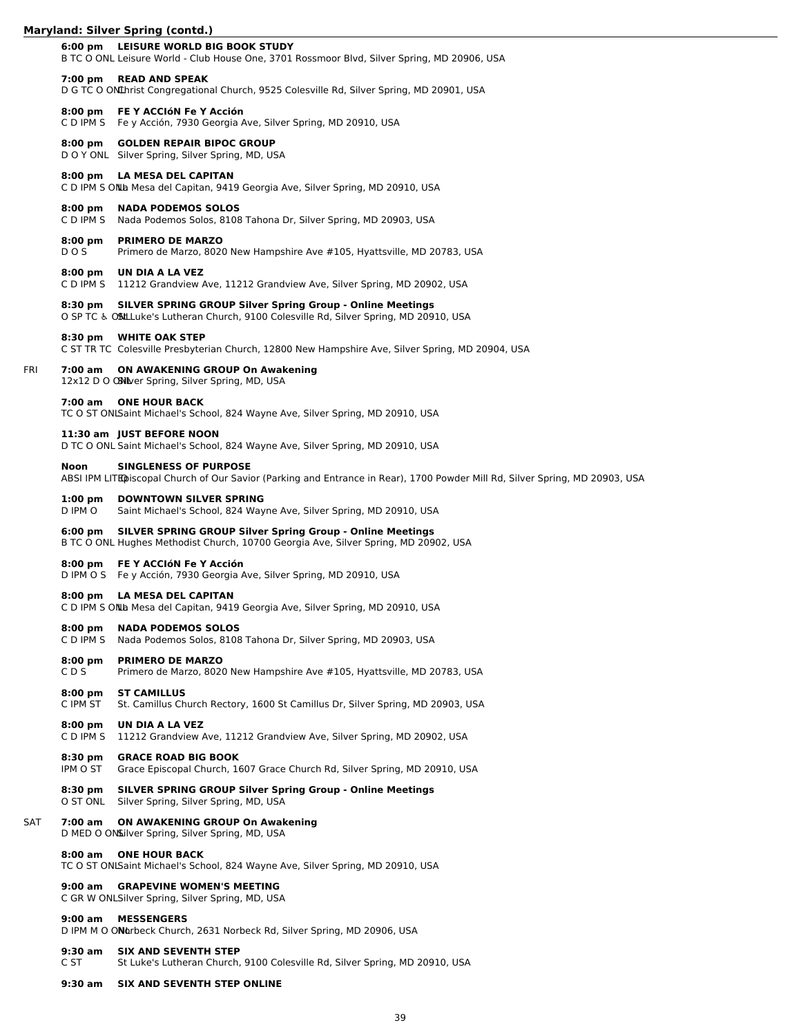## Maryland: Silver Spring (contd.)

**6:00 pm LEISURE WORLD BIG BOOK STUDY**
B TC O ONL Leisure World - Club House One, 3701 Rossmoor Blvd, Silver Spring, MD 20906, USA

**7:00 pm READ AND SPEAK**
D G TC O ONL Christ Congregational Church, 9525 Colesville Rd, Silver Spring, MD 20901, USA

**8:00 pm FE Y ACCIóN Fe Y Acción**
C D IPM S Fe y Acción, 7930 Georgia Ave, Silver Spring, MD 20910, USA

**8:00 pm GOLDEN REPAIR BIPOC GROUP**
D O Y ONL Silver Spring, Silver Spring, MD, USA

**8:00 pm LA MESA DEL CAPITAN**
C D IPM S ONL La Mesa del Capitan, 9419 Georgia Ave, Silver Spring, MD 20910, USA

**8:00 pm NADA PODEMOS SOLOS**
C D IPM S Nada Podemos Solos, 8108 Tahona Dr, Silver Spring, MD 20903, USA

**8:00 pm PRIMERO DE MARZO**
D O S Primero de Marzo, 8020 New Hampshire Ave #105, Hyattsville, MD 20783, USA

**8:00 pm UN DIA A LA VEZ**
C D IPM S 11212 Grandview Ave, 11212 Grandview Ave, Silver Spring, MD 20902, USA

**8:30 pm SILVER SPRING GROUP Silver Spring Group - Online Meetings**
O SP TC & ONL St Luke's Lutheran Church, 9100 Colesville Rd, Silver Spring, MD 20910, USA

**8:30 pm WHITE OAK STEP**
C ST TR TC Colesville Presbyterian Church, 12800 New Hampshire Ave, Silver Spring, MD 20904, USA

### FRI

**7:00 am ON AWAKENING GROUP On Awakening**
12x12 D O ONL Silver Spring, Silver Spring, MD, USA

**7:00 am ONE HOUR BACK**
TC O ST ONL Saint Michael's School, 824 Wayne Ave, Silver Spring, MD 20910, USA

**11:30 am JUST BEFORE NOON**
D TC O ONL Saint Michael's School, 824 Wayne Ave, Silver Spring, MD 20910, USA

**Noon SINGLENESS OF PURPOSE**
ABSI IPM LIT Episcopal Church of Our Savior (Parking and Entrance in Rear), 1700 Powder Mill Rd, Silver Spring, MD 20903, USA

**1:00 pm DOWNTOWN SILVER SPRING**
D IPM O Saint Michael's School, 824 Wayne Ave, Silver Spring, MD 20910, USA

**6:00 pm SILVER SPRING GROUP Silver Spring Group - Online Meetings**
B TC O ONL Hughes Methodist Church, 10700 Georgia Ave, Silver Spring, MD 20902, USA

**8:00 pm FE Y ACCIóN Fe Y Acción**
D IPM O S Fe y Acción, 7930 Georgia Ave, Silver Spring, MD 20910, USA

**8:00 pm LA MESA DEL CAPITAN**
C D IPM S ONL La Mesa del Capitan, 9419 Georgia Ave, Silver Spring, MD 20910, USA

**8:00 pm NADA PODEMOS SOLOS**
C D IPM S Nada Podemos Solos, 8108 Tahona Dr, Silver Spring, MD 20903, USA

**8:00 pm PRIMERO DE MARZO**
C D S Primero de Marzo, 8020 New Hampshire Ave #105, Hyattsville, MD 20783, USA

**8:00 pm ST CAMILLUS**
C IPM ST St. Camillus Church Rectory, 1600 St Camillus Dr, Silver Spring, MD 20903, USA

**8:00 pm UN DIA A LA VEZ**
C D IPM S 11212 Grandview Ave, 11212 Grandview Ave, Silver Spring, MD 20902, USA

**8:30 pm GRACE ROAD BIG BOOK**
IPM O ST Grace Episcopal Church, 1607 Grace Church Rd, Silver Spring, MD 20910, USA

**8:30 pm SILVER SPRING GROUP Silver Spring Group - Online Meetings**
O ST ONL Silver Spring, Silver Spring, MD, USA

### SAT

**7:00 am ON AWAKENING GROUP On Awakening**
D MED O ONL Silver Spring, Silver Spring, MD, USA

**8:00 am ONE HOUR BACK**
TC O ST ONL Saint Michael's School, 824 Wayne Ave, Silver Spring, MD 20910, USA

**9:00 am GRAPEVINE WOMEN'S MEETING**
C GR W ONL Silver Spring, Silver Spring, MD, USA

**9:00 am MESSENGERS**
D IPM M O ONL Norbeck Church, 2631 Norbeck Rd, Silver Spring, MD 20906, USA

**9:30 am SIX AND SEVENTH STEP**
C ST St Luke's Lutheran Church, 9100 Colesville Rd, Silver Spring, MD 20910, USA

**9:30 am SIX AND SEVENTH STEP ONLINE**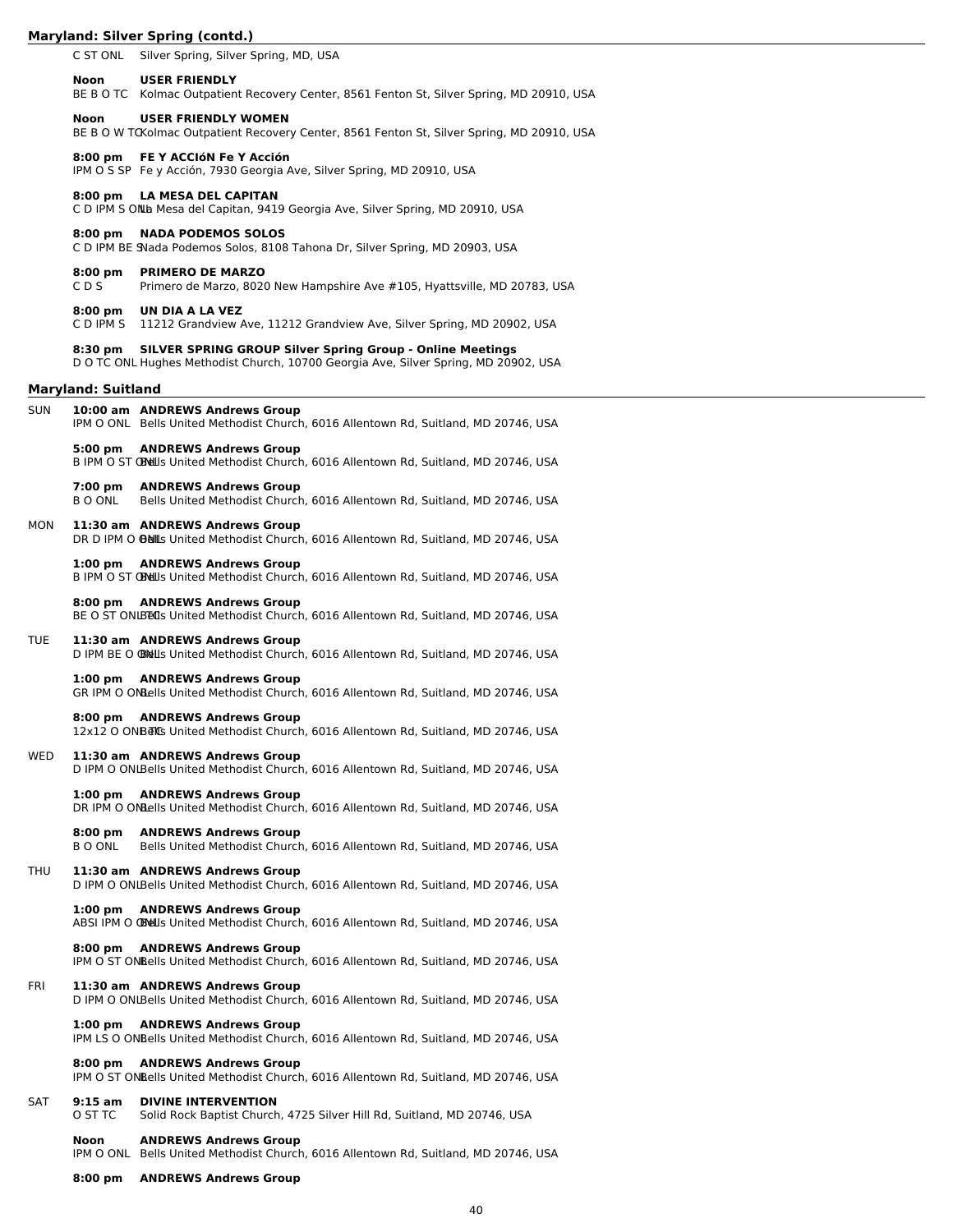## Maryland: Silver Spring (contd.)

C ST ONL Silver Spring, Silver Spring, MD, USA

**Noon** **USER FRIENDLY**
BE B O TC Kolmac Outpatient Recovery Center, 8561 Fenton St, Silver Spring, MD 20910, USA

**Noon** **USER FRIENDLY WOMEN**
BE B O W TC Kolmac Outpatient Recovery Center, 8561 Fenton St, Silver Spring, MD 20910, USA

**8:00 pm** **FE Y ACCIóN Fe Y Acción**
IPM O S SP Fe y Acción, 7930 Georgia Ave, Silver Spring, MD 20910, USA

**8:00 pm** **LA MESA DEL CAPITAN**
C D IPM S ONL La Mesa del Capitan, 9419 Georgia Ave, Silver Spring, MD 20910, USA

**8:00 pm** **NADA PODEMOS SOLOS**
C D IPM BE S Nada Podemos Solos, 8108 Tahona Dr, Silver Spring, MD 20903, USA

**8:00 pm** **PRIMERO DE MARZO**
C D S Primero de Marzo, 8020 New Hampshire Ave #105, Hyattsville, MD 20783, USA

**8:00 pm** **UN DIA A LA VEZ**
C D IPM S 11212 Grandview Ave, 11212 Grandview Ave, Silver Spring, MD 20902, USA

**8:30 pm** **SILVER SPRING GROUP Silver Spring Group - Online Meetings**
D O TC ONL Hughes Methodist Church, 10700 Georgia Ave, Silver Spring, MD 20902, USA

## Maryland: Suitland

**SUN**

**10:00 am** **ANDREWS Andrews Group**
IPM O ONL Bells United Methodist Church, 6016 Allentown Rd, Suitland, MD 20746, USA

**5:00 pm** **ANDREWS Andrews Group**
B IPM O ST ONL Bells United Methodist Church, 6016 Allentown Rd, Suitland, MD 20746, USA

**7:00 pm** **ANDREWS Andrews Group**
B O ONL Bells United Methodist Church, 6016 Allentown Rd, Suitland, MD 20746, USA

**MON**

**11:30 am** **ANDREWS Andrews Group**
DR D IPM O ONL Bells United Methodist Church, 6016 Allentown Rd, Suitland, MD 20746, USA

**1:00 pm** **ANDREWS Andrews Group**
B IPM O ST ONL Bells United Methodist Church, 6016 Allentown Rd, Suitland, MD 20746, USA

**8:00 pm** **ANDREWS Andrews Group**
BE O ST ONL TC Bells United Methodist Church, 6016 Allentown Rd, Suitland, MD 20746, USA

**TUE**

**11:30 am** **ANDREWS Andrews Group**
D IPM BE O ONL Bells United Methodist Church, 6016 Allentown Rd, Suitland, MD 20746, USA

**1:00 pm** **ANDREWS Andrews Group**
GR IPM O ONL Bells United Methodist Church, 6016 Allentown Rd, Suitland, MD 20746, USA

**8:00 pm** **ANDREWS Andrews Group**
12x12 O ONL TC Bells United Methodist Church, 6016 Allentown Rd, Suitland, MD 20746, USA

**WED**

**11:30 am** **ANDREWS Andrews Group**
D IPM O ONL Bells United Methodist Church, 6016 Allentown Rd, Suitland, MD 20746, USA

**1:00 pm** **ANDREWS Andrews Group**
DR IPM O ONL Bells United Methodist Church, 6016 Allentown Rd, Suitland, MD 20746, USA

**8:00 pm** **ANDREWS Andrews Group**
B O ONL Bells United Methodist Church, 6016 Allentown Rd, Suitland, MD 20746, USA

**THU**

**11:30 am** **ANDREWS Andrews Group**
D IPM O ONL Bells United Methodist Church, 6016 Allentown Rd, Suitland, MD 20746, USA

**1:00 pm** **ANDREWS Andrews Group**
ABSI IPM O ONL Bells United Methodist Church, 6016 Allentown Rd, Suitland, MD 20746, USA

**8:00 pm** **ANDREWS Andrews Group**
IPM O ST ONL Bells United Methodist Church, 6016 Allentown Rd, Suitland, MD 20746, USA

**FRI**

**11:30 am** **ANDREWS Andrews Group**
D IPM O ONL Bells United Methodist Church, 6016 Allentown Rd, Suitland, MD 20746, USA

**1:00 pm** **ANDREWS Andrews Group**
IPM LS O ONL Bells United Methodist Church, 6016 Allentown Rd, Suitland, MD 20746, USA

**8:00 pm** **ANDREWS Andrews Group**
IPM O ST ONL Bells United Methodist Church, 6016 Allentown Rd, Suitland, MD 20746, USA

**SAT**

**9:15 am** **DIVINE INTERVENTION**
O ST TC Solid Rock Baptist Church, 4725 Silver Hill Rd, Suitland, MD 20746, USA

**Noon** **ANDREWS Andrews Group**
IPM O ONL Bells United Methodist Church, 6016 Allentown Rd, Suitland, MD 20746, USA

**8:00 pm** **ANDREWS Andrews Group**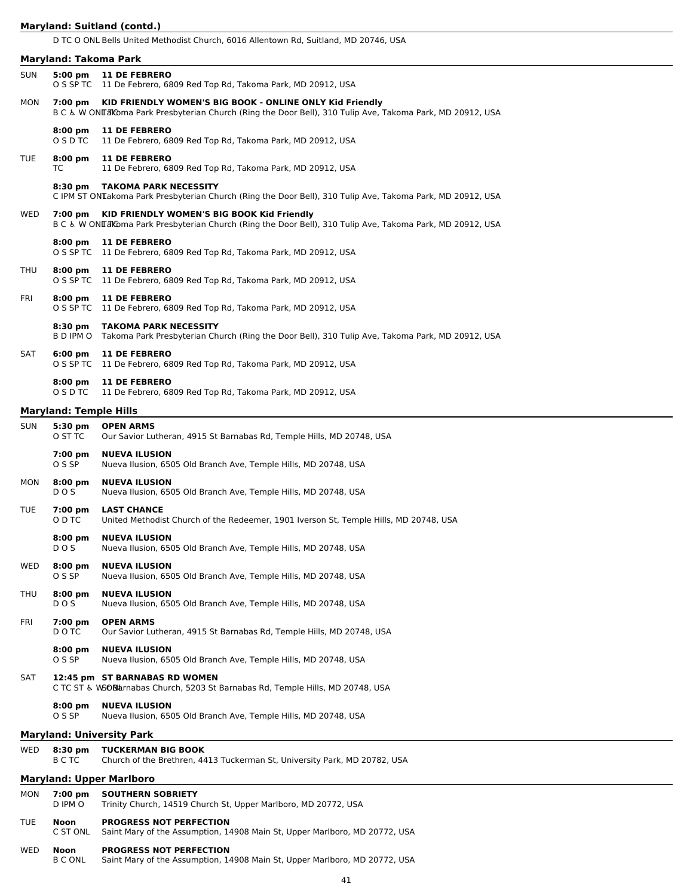## Maryland: Suitland (contd.)

D TC O ONL Bells United Methodist Church, 6016 Allentown Rd, Suitland, MD 20746, USA

## Maryland: Takoma Park

SUN **5:00 pm** **11 DE FEBRERO**
O S SP TC 11 De Febrero, 6809 Red Top Rd, Takoma Park, MD 20912, USA

MON **7:00 pm** **KID FRIENDLY WOMEN'S BIG BOOK - ONLINE ONLY Kid Friendly**
B C ♿ W ONL Takoma Park Presbyterian Church (Ring the Door Bell), 310 Tulip Ave, Takoma Park, MD 20912, USA

**8:00 pm** **11 DE FEBRERO**
O S D TC 11 De Febrero, 6809 Red Top Rd, Takoma Park, MD 20912, USA

TUE **8:00 pm** **11 DE FEBRERO**
TC 11 De Febrero, 6809 Red Top Rd, Takoma Park, MD 20912, USA

**8:30 pm** **TAKOMA PARK NECESSITY**
C IPM ST ONL Takoma Park Presbyterian Church (Ring the Door Bell), 310 Tulip Ave, Takoma Park, MD 20912, USA

WED **7:00 pm** **KID FRIENDLY WOMEN'S BIG BOOK Kid Friendly**
B C ♿ W ONL Takoma Park Presbyterian Church (Ring the Door Bell), 310 Tulip Ave, Takoma Park, MD 20912, USA

**8:00 pm** **11 DE FEBRERO**
O S SP TC 11 De Febrero, 6809 Red Top Rd, Takoma Park, MD 20912, USA

THU **8:00 pm** **11 DE FEBRERO**
O S SP TC 11 De Febrero, 6809 Red Top Rd, Takoma Park, MD 20912, USA

FRI **8:00 pm** **11 DE FEBRERO**
O S SP TC 11 De Febrero, 6809 Red Top Rd, Takoma Park, MD 20912, USA

**8:30 pm** **TAKOMA PARK NECESSITY**
B D IPM O Takoma Park Presbyterian Church (Ring the Door Bell), 310 Tulip Ave, Takoma Park, MD 20912, USA

SAT **6:00 pm** **11 DE FEBRERO**
O S SP TC 11 De Febrero, 6809 Red Top Rd, Takoma Park, MD 20912, USA

**8:00 pm** **11 DE FEBRERO**
O S D TC 11 De Febrero, 6809 Red Top Rd, Takoma Park, MD 20912, USA

## Maryland: Temple Hills

SUN **5:30 pm** **OPEN ARMS**
O ST TC Our Savior Lutheran, 4915 St Barnabas Rd, Temple Hills, MD 20748, USA

**7:00 pm** **NUEVA ILUSION**
O S SP Nueva Ilusion, 6505 Old Branch Ave, Temple Hills, MD 20748, USA

MON **8:00 pm** **NUEVA ILUSION**
D O S Nueva Ilusion, 6505 Old Branch Ave, Temple Hills, MD 20748, USA

TUE **7:00 pm** **LAST CHANCE**
O D TC United Methodist Church of the Redeemer, 1901 Iverson St, Temple Hills, MD 20748, USA

**8:00 pm** **NUEVA ILUSION**
D O S Nueva Ilusion, 6505 Old Branch Ave, Temple Hills, MD 20748, USA

WED **8:00 pm** **NUEVA ILUSION**
O S SP Nueva Ilusion, 6505 Old Branch Ave, Temple Hills, MD 20748, USA

THU **8:00 pm** **NUEVA ILUSION**
D O S Nueva Ilusion, 6505 Old Branch Ave, Temple Hills, MD 20748, USA

FRI **7:00 pm** **OPEN ARMS**
D O TC Our Savior Lutheran, 4915 St Barnabas Rd, Temple Hills, MD 20748, USA

**8:00 pm** **NUEVA ILUSION**
O S SP Nueva Ilusion, 6505 Old Branch Ave, Temple Hills, MD 20748, USA

SAT **12:45 pm** **ST BARNABAS RD WOMEN**
C TC ST ♿ W ONL St Barnabas Church, 5203 St Barnabas Rd, Temple Hills, MD 20748, USA

**8:00 pm** **NUEVA ILUSION**
O S SP Nueva Ilusion, 6505 Old Branch Ave, Temple Hills, MD 20748, USA

## Maryland: University Park

WED **8:30 pm** **TUCKERMAN BIG BOOK**
B C TC Church of the Brethren, 4413 Tuckerman St, University Park, MD 20782, USA

## Maryland: Upper Marlboro

MON **7:00 pm** **SOUTHERN SOBRIETY**
D IPM O Trinity Church, 14519 Church St, Upper Marlboro, MD 20772, USA

TUE **Noon** **PROGRESS NOT PERFECTION**
C ST ONL Saint Mary of the Assumption, 14908 Main St, Upper Marlboro, MD 20772, USA

WED **Noon** **PROGRESS NOT PERFECTION**
B C ONL Saint Mary of the Assumption, 14908 Main St, Upper Marlboro, MD 20772, USA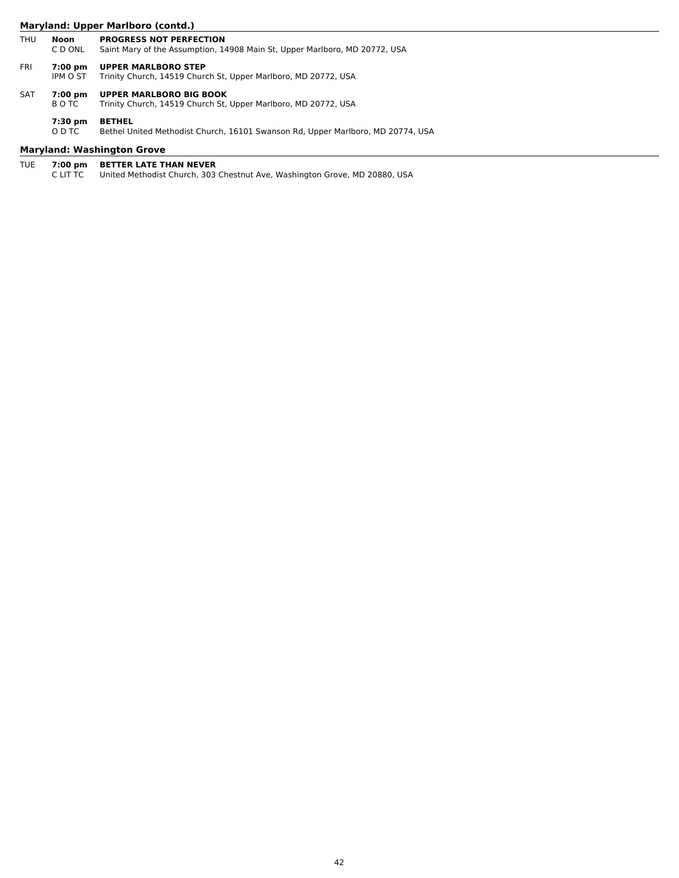## Maryland: Upper Marlboro (contd.)

| | | |
|---|---|---|
| THU | **Noon**<br>C D ONL | **PROGRESS NOT PERFECTION**<br>Saint Mary of the Assumption, 14908 Main St, Upper Marlboro, MD 20772, USA |
| FRI | **7:00 pm**<br>IPM O ST | **UPPER MARLBORO STEP**<br>Trinity Church, 14519 Church St, Upper Marlboro, MD 20772, USA |
| SAT | **7:00 pm**<br>B O TC | **UPPER MARLBORO BIG BOOK**<br>Trinity Church, 14519 Church St, Upper Marlboro, MD 20772, USA |
| | **7:30 pm**<br>O D TC | **BETHEL**<br>Bethel United Methodist Church, 16101 Swanson Rd, Upper Marlboro, MD 20774, USA |

## Maryland: Washington Grove

| | | |
|---|---|---|
| TUE | **7:00 pm**<br>C LIT TC | **BETTER LATE THAN NEVER**<br>United Methodist Church, 303 Chestnut Ave, Washington Grove, MD 20880, USA |